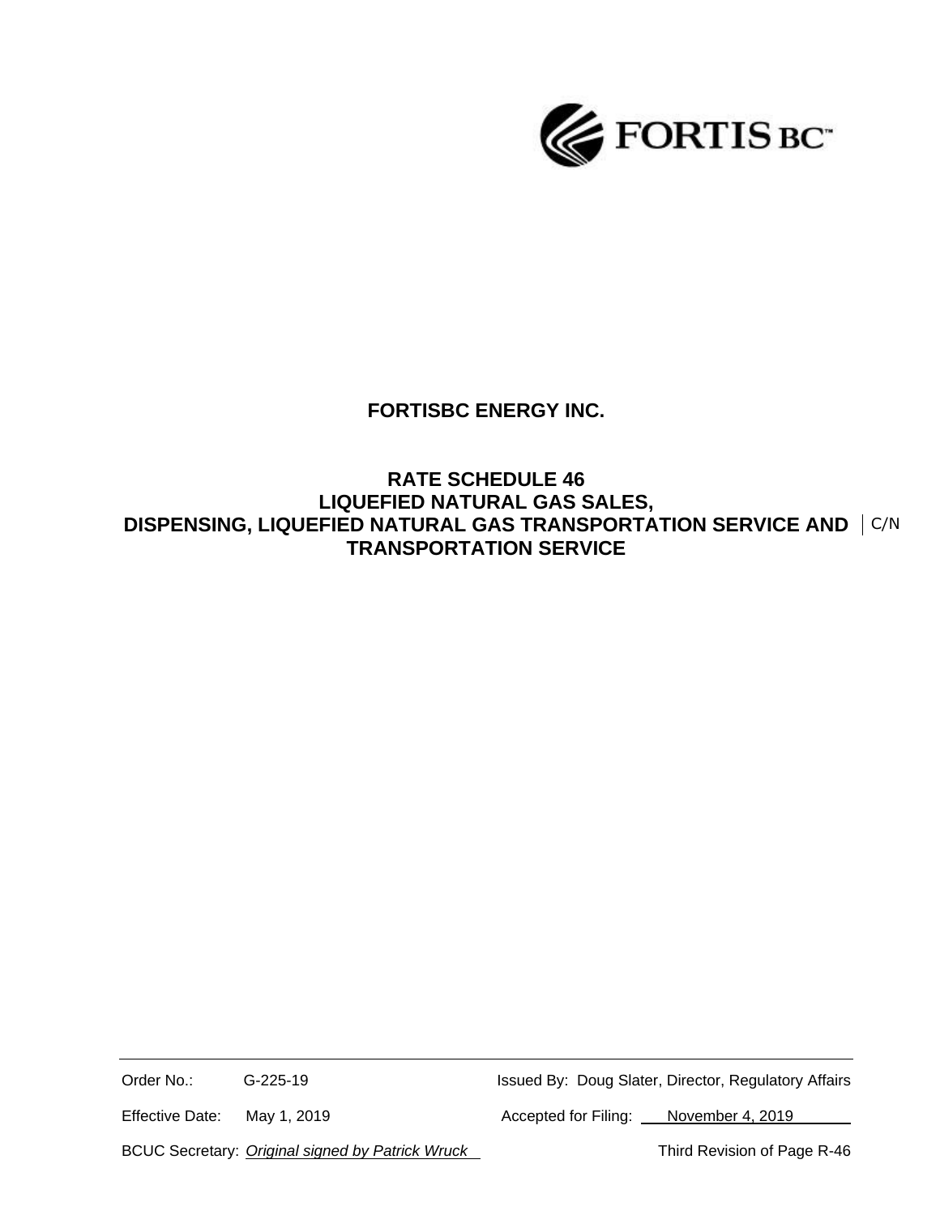# FORTISBC ENERGY INC.

## RATE SCHEDULE 46
## LIQUEFIED NATURAL GAS SALES, DISPENSING, LIQUEFIED NATURAL GAS TRANSPORTATION SERVICE AND TRANSPORTATION SERVICE

C/N

| | | | |
|---|---|---|---|
| Order No.: | G-225-19 | Issued By: | Doug Slater, Director, Regulatory Affairs |
| Effective Date: | May 1, 2019 | Accepted for Filing: | November 4, 2019 |
| BCUC Secretary: | *Original signed by Patrick Wruck* | | Third Revision of Page R-46 |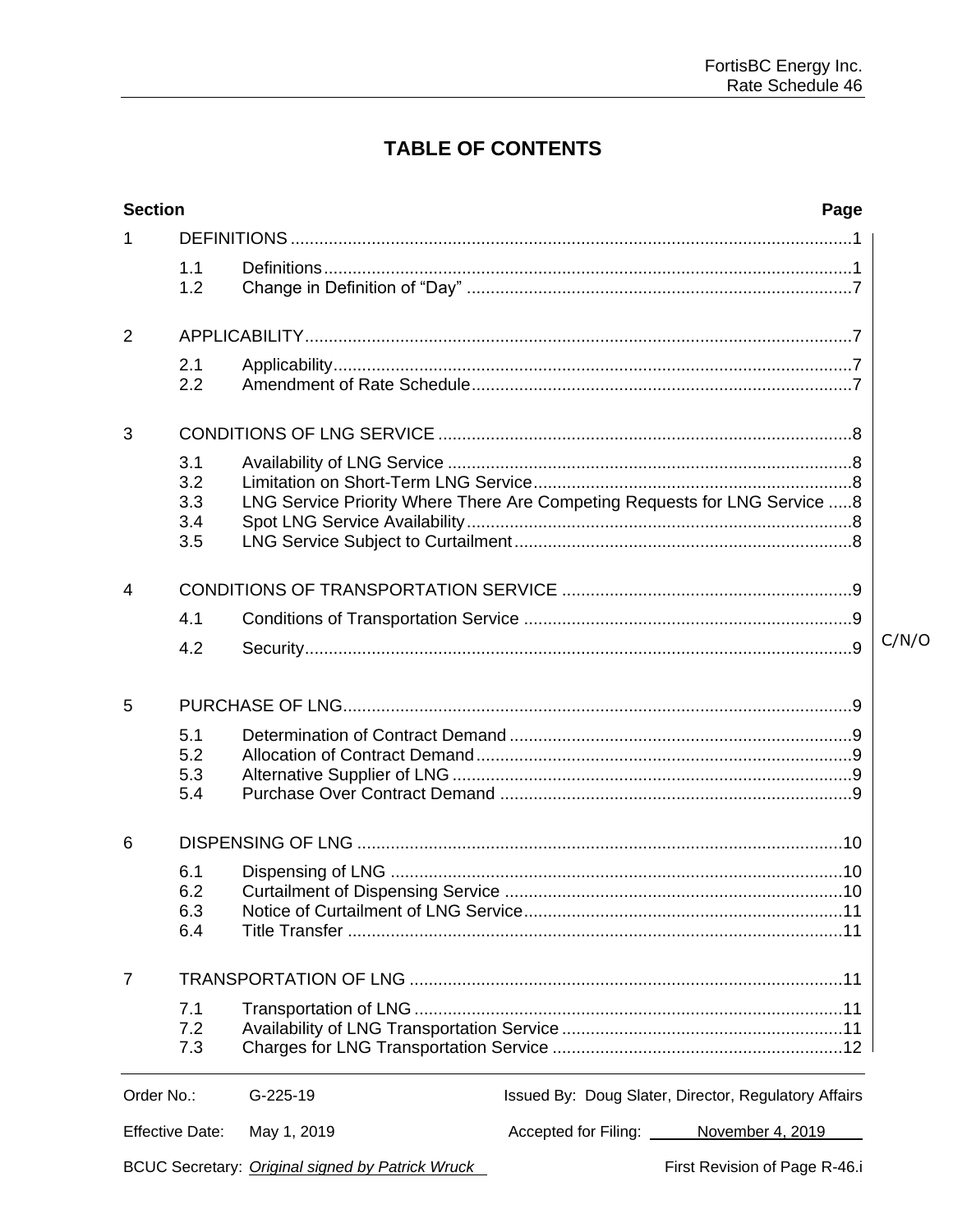# TABLE OF CONTENTS

| Section | | | Page |
|---|---|---|---|
| 1 | DEFINITIONS | | 1 |
| | 1.1 | Definitions | 1 |
| | 1.2 | Change in Definition of "Day" | 7 |
| 2 | APPLICABILITY | | 7 |
| | 2.1 | Applicability | 7 |
| | 2.2 | Amendment of Rate Schedule | 7 |
| 3 | CONDITIONS OF LNG SERVICE | | 8 |
| | 3.1 | Availability of LNG Service | 8 |
| | 3.2 | Limitation on Short-Term LNG Service | 8 |
| | 3.3 | LNG Service Priority Where There Are Competing Requests for LNG Service | 8 |
| | 3.4 | Spot LNG Service Availability | 8 |
| | 3.5 | LNG Service Subject to Curtailment | 8 |
| 4 | CONDITIONS OF TRANSPORTATION SERVICE | | 9 |
| | 4.1 | Conditions of Transportation Service | 9 |
| | 4.2 | Security | 9 |
| 5 | PURCHASE OF LNG | | 9 |
| | 5.1 | Determination of Contract Demand | 9 |
| | 5.2 | Allocation of Contract Demand | 9 |
| | 5.3 | Alternative Supplier of LNG | 9 |
| | 5.4 | Purchase Over Contract Demand | 9 |
| 6 | DISPENSING OF LNG | | 10 |
| | 6.1 | Dispensing of LNG | 10 |
| | 6.2 | Curtailment of Dispensing Service | 10 |
| | 6.3 | Notice of Curtailment of LNG Service | 11 |
| | 6.4 | Title Transfer | 11 |
| 7 | TRANSPORTATION OF LNG | | 11 |
| | 7.1 | Transportation of LNG | 11 |
| | 7.2 | Availability of LNG Transportation Service | 11 |
| | 7.3 | Charges for LNG Transportation Service | 12 |

C/N/O

Order No.: G-225-19 | Issued By: Doug Slater, Director, Regulatory Affairs

Effective Date: May 1, 2019 | Accepted for Filing: November 4, 2019

BCUC Secretary: *Original signed by Patrick Wruck* | First Revision of Page R-46.i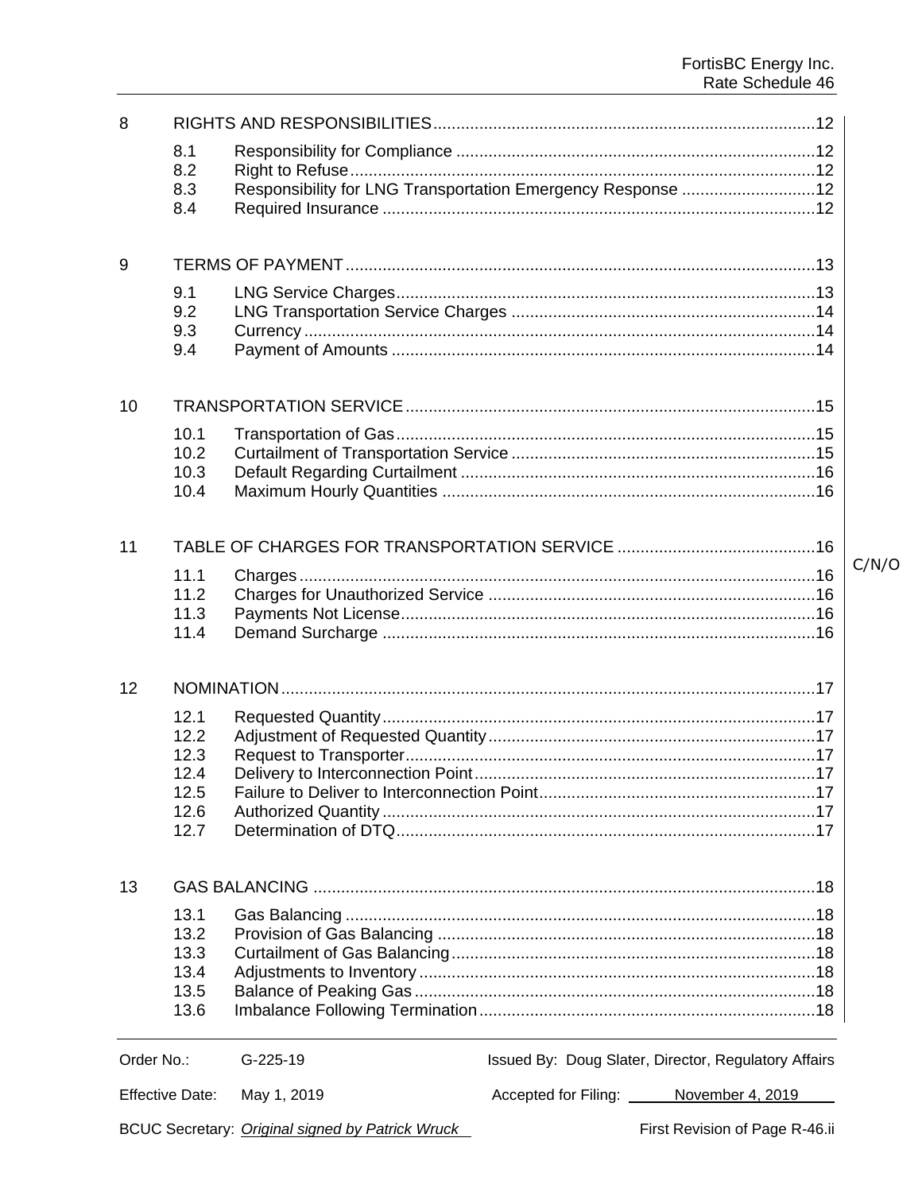| | | | |
|---|---|---|---|
| 8 | RIGHTS AND RESPONSIBILITIES | | 12 |
| | 8.1 | Responsibility for Compliance | 12 |
| | 8.2 | Right to Refuse | 12 |
| | 8.3 | Responsibility for LNG Transportation Emergency Response | 12 |
| | 8.4 | Required Insurance | 12 |
| 9 | TERMS OF PAYMENT | | 13 |
| | 9.1 | LNG Service Charges | 13 |
| | 9.2 | LNG Transportation Service Charges | 14 |
| | 9.3 | Currency | 14 |
| | 9.4 | Payment of Amounts | 14 |
| 10 | TRANSPORTATION SERVICE | | 15 |
| | 10.1 | Transportation of Gas | 15 |
| | 10.2 | Curtailment of Transportation Service | 15 |
| | 10.3 | Default Regarding Curtailment | 16 |
| | 10.4 | Maximum Hourly Quantities | 16 |
| 11 | TABLE OF CHARGES FOR TRANSPORTATION SERVICE | | 16 |
| | 11.1 | Charges | 16 |
| | 11.2 | Charges for Unauthorized Service | 16 |
| | 11.3 | Payments Not License | 16 |
| | 11.4 | Demand Surcharge | 16 |
| 12 | NOMINATION | | 17 |
| | 12.1 | Requested Quantity | 17 |
| | 12.2 | Adjustment of Requested Quantity | 17 |
| | 12.3 | Request to Transporter | 17 |
| | 12.4 | Delivery to Interconnection Point | 17 |
| | 12.5 | Failure to Deliver to Interconnection Point | 17 |
| | 12.6 | Authorized Quantity | 17 |
| | 12.7 | Determination of DTQ | 17 |
| 13 | GAS BALANCING | | 18 |
| | 13.1 | Gas Balancing | 18 |
| | 13.2 | Provision of Gas Balancing | 18 |
| | 13.3 | Curtailment of Gas Balancing | 18 |
| | 13.4 | Adjustments to Inventory | 18 |
| | 13.5 | Balance of Peaking Gas | 18 |
| | 13.6 | Imbalance Following Termination | 18 |

C/N/O

Order No.: G-225-19 | Issued By: Doug Slater, Director, Regulatory Affairs

Effective Date: May 1, 2019 | Accepted for Filing: November 4, 2019

BCUC Secretary: *Original signed by Patrick Wruck* | First Revision of Page R-46.ii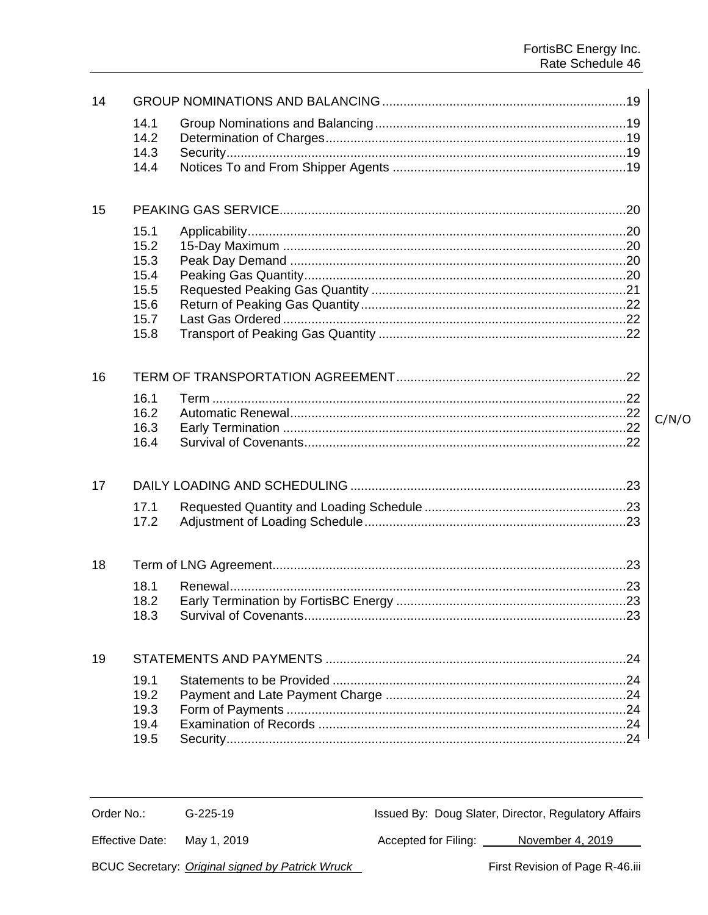| | | | |
|---|---|---|---|
| 14 | GROUP NOMINATIONS AND BALANCING | | 19 |
| | 14.1 | Group Nominations and Balancing | 19 |
| | 14.2 | Determination of Charges | 19 |
| | 14.3 | Security | 19 |
| | 14.4 | Notices To and From Shipper Agents | 19 |
| 15 | PEAKING GAS SERVICE | | 20 |
| | 15.1 | Applicability | 20 |
| | 15.2 | 15-Day Maximum | 20 |
| | 15.3 | Peak Day Demand | 20 |
| | 15.4 | Peaking Gas Quantity | 20 |
| | 15.5 | Requested Peaking Gas Quantity | 21 |
| | 15.6 | Return of Peaking Gas Quantity | 22 |
| | 15.7 | Last Gas Ordered | 22 |
| | 15.8 | Transport of Peaking Gas Quantity | 22 |
| 16 | TERM OF TRANSPORTATION AGREEMENT | | 22 |
| | 16.1 | Term | 22 |
| | 16.2 | Automatic Renewal | 22 |
| | 16.3 | Early Termination | 22 |
| | 16.4 | Survival of Covenants | 22 |
| 17 | DAILY LOADING AND SCHEDULING | | 23 |
| | 17.1 | Requested Quantity and Loading Schedule | 23 |
| | 17.2 | Adjustment of Loading Schedule | 23 |
| 18 | Term of LNG Agreement | | 23 |
| | 18.1 | Renewal | 23 |
| | 18.2 | Early Termination by FortisBC Energy | 23 |
| | 18.3 | Survival of Covenants | 23 |
| 19 | STATEMENTS AND PAYMENTS | | 24 |
| | 19.1 | Statements to be Provided | 24 |
| | 19.2 | Payment and Late Payment Charge | 24 |
| | 19.3 | Form of Payments | 24 |
| | 19.4 | Examination of Records | 24 |
| | 19.5 | Security | 24 |

C/N/O

Order No.: G-225-19 Issued By: Doug Slater, Director, Regulatory Affairs

Effective Date: May 1, 2019 Accepted for Filing: November 4, 2019

BCUC Secretary: *Original signed by Patrick Wruck* First Revision of Page R-46.iii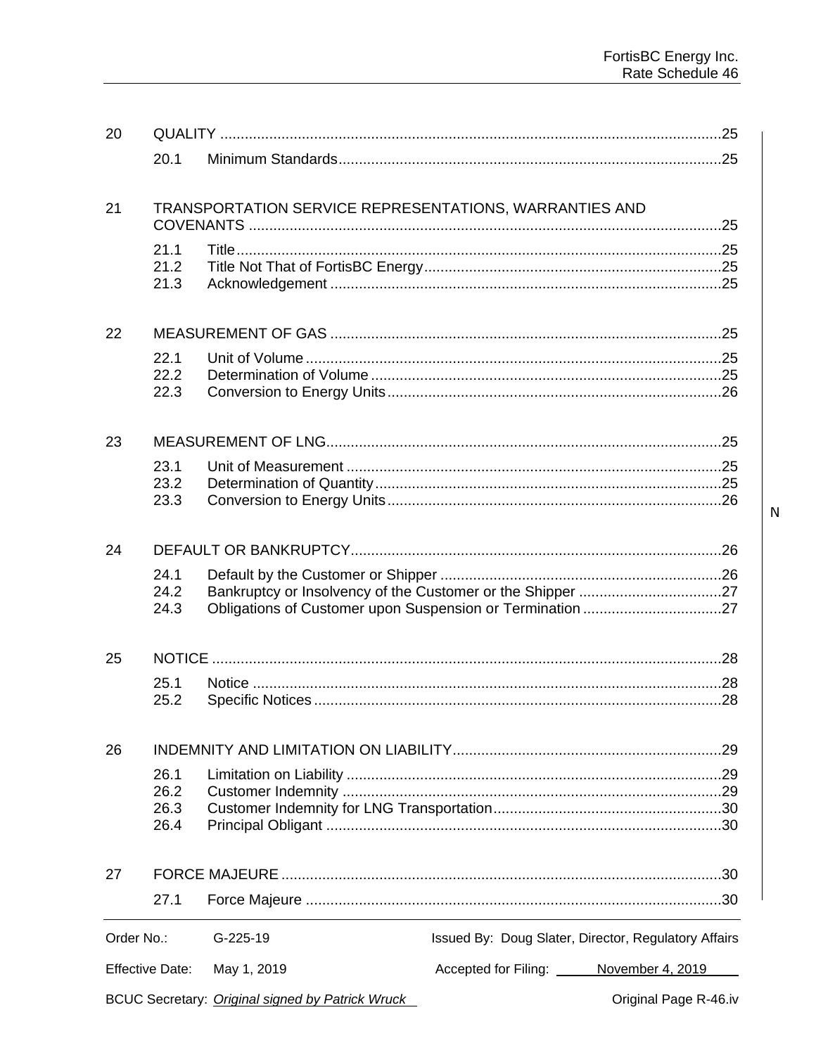| | | | |
|---|---|---|---|
| 20 | QUALITY | | 25 |
| | 20.1 | Minimum Standards | 25 |
| 21 | TRANSPORTATION SERVICE REPRESENTATIONS, WARRANTIES AND COVENANTS | | 25 |
| | 21.1 | Title | 25 |
| | 21.2 | Title Not That of FortisBC Energy | 25 |
| | 21.3 | Acknowledgement | 25 |
| 22 | MEASUREMENT OF GAS | | 25 |
| | 22.1 | Unit of Volume | 25 |
| | 22.2 | Determination of Volume | 25 |
| | 22.3 | Conversion to Energy Units | 26 |
| 23 | MEASUREMENT OF LNG | | 25 |
| | 23.1 | Unit of Measurement | 25 |
| | 23.2 | Determination of Quantity | 25 |
| | 23.3 | Conversion to Energy Units | 26 |
| 24 | DEFAULT OR BANKRUPTCY | | 26 |
| | 24.1 | Default by the Customer or Shipper | 26 |
| | 24.2 | Bankruptcy or Insolvency of the Customer or the Shipper | 27 |
| | 24.3 | Obligations of Customer upon Suspension or Termination | 27 |
| 25 | NOTICE | | 28 |
| | 25.1 | Notice | 28 |
| | 25.2 | Specific Notices | 28 |
| 26 | INDEMNITY AND LIMITATION ON LIABILITY | | 29 |
| | 26.1 | Limitation on Liability | 29 |
| | 26.2 | Customer Indemnity | 29 |
| | 26.3 | Customer Indemnity for LNG Transportation | 30 |
| | 26.4 | Principal Obligant | 30 |
| 27 | FORCE MAJEURE | | 30 |
| | 27.1 | Force Majeure | 30 |

N

Order No.: G-225-19 | Issued By: Doug Slater, Director, Regulatory Affairs

Effective Date: May 1, 2019 | Accepted for Filing: November 4, 2019

BCUC Secretary: *Original signed by Patrick Wruck* | Original Page R-46.iv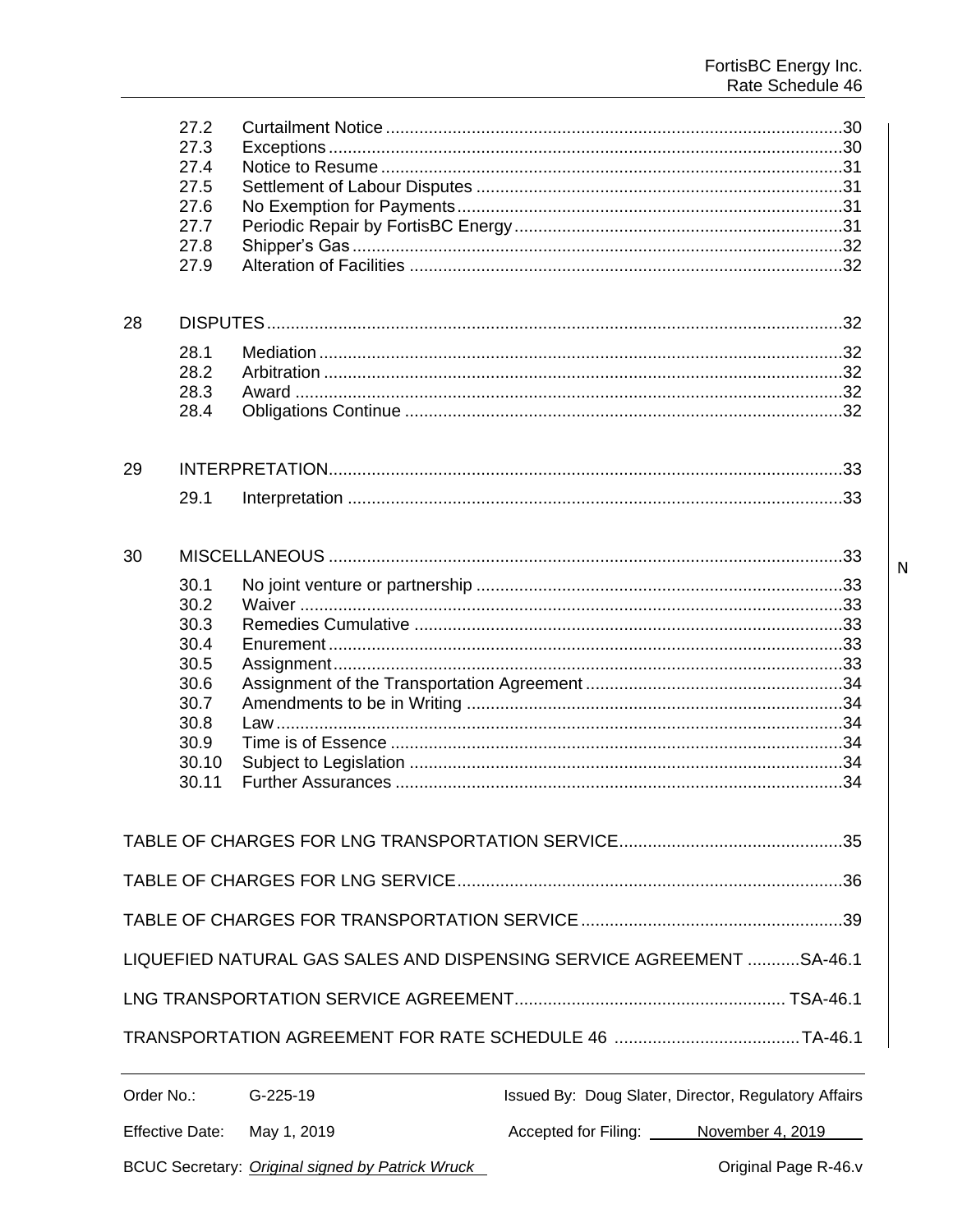| | | |
|---|---|---|
| 27.2 | Curtailment Notice | 30 |
| 27.3 | Exceptions | 30 |
| 27.4 | Notice to Resume | 31 |
| 27.5 | Settlement of Labour Disputes | 31 |
| 27.6 | No Exemption for Payments | 31 |
| 27.7 | Periodic Repair by FortisBC Energy | 31 |
| 27.8 | Shipper's Gas | 32 |
| 27.9 | Alteration of Facilities | 32 |

| | | |
|---|---|---|
| 28 | DISPUTES | 32 |
| 28.1 | Mediation | 32 |
| 28.2 | Arbitration | 32 |
| 28.3 | Award | 32 |
| 28.4 | Obligations Continue | 32 |

| | | |
|---|---|---|
| 29 | INTERPRETATION | 33 |
| 29.1 | Interpretation | 33 |

| | | |
|---|---|---|
| 30 | MISCELLANEOUS | 33 |
| 30.1 | No joint venture or partnership | 33 |
| 30.2 | Waiver | 33 |
| 30.3 | Remedies Cumulative | 33 |
| 30.4 | Enurement | 33 |
| 30.5 | Assignment | 33 |
| 30.6 | Assignment of the Transportation Agreement | 34 |
| 30.7 | Amendments to be in Writing | 34 |
| 30.8 | Law | 34 |
| 30.9 | Time is of Essence | 34 |
| 30.10 | Subject to Legislation | 34 |
| 30.11 | Further Assurances | 34 |

TABLE OF CHARGES FOR LNG TRANSPORTATION SERVICE ....... 35

TABLE OF CHARGES FOR LNG SERVICE ....... 36

TABLE OF CHARGES FOR TRANSPORTATION SERVICE ....... 39

LIQUEFIED NATURAL GAS SALES AND DISPENSING SERVICE AGREEMENT ....... SA-46.1

LNG TRANSPORTATION SERVICE AGREEMENT ....... TSA-46.1

TRANSPORTATION AGREEMENT FOR RATE SCHEDULE 46 ....... TA-46.1

N

Order No.: G-225-19 | Issued By: Doug Slater, Director, Regulatory Affairs

Effective Date: May 1, 2019 | Accepted for Filing: November 4, 2019

BCUC Secretary: *Original signed by Patrick Wruck* | Original Page R-46.v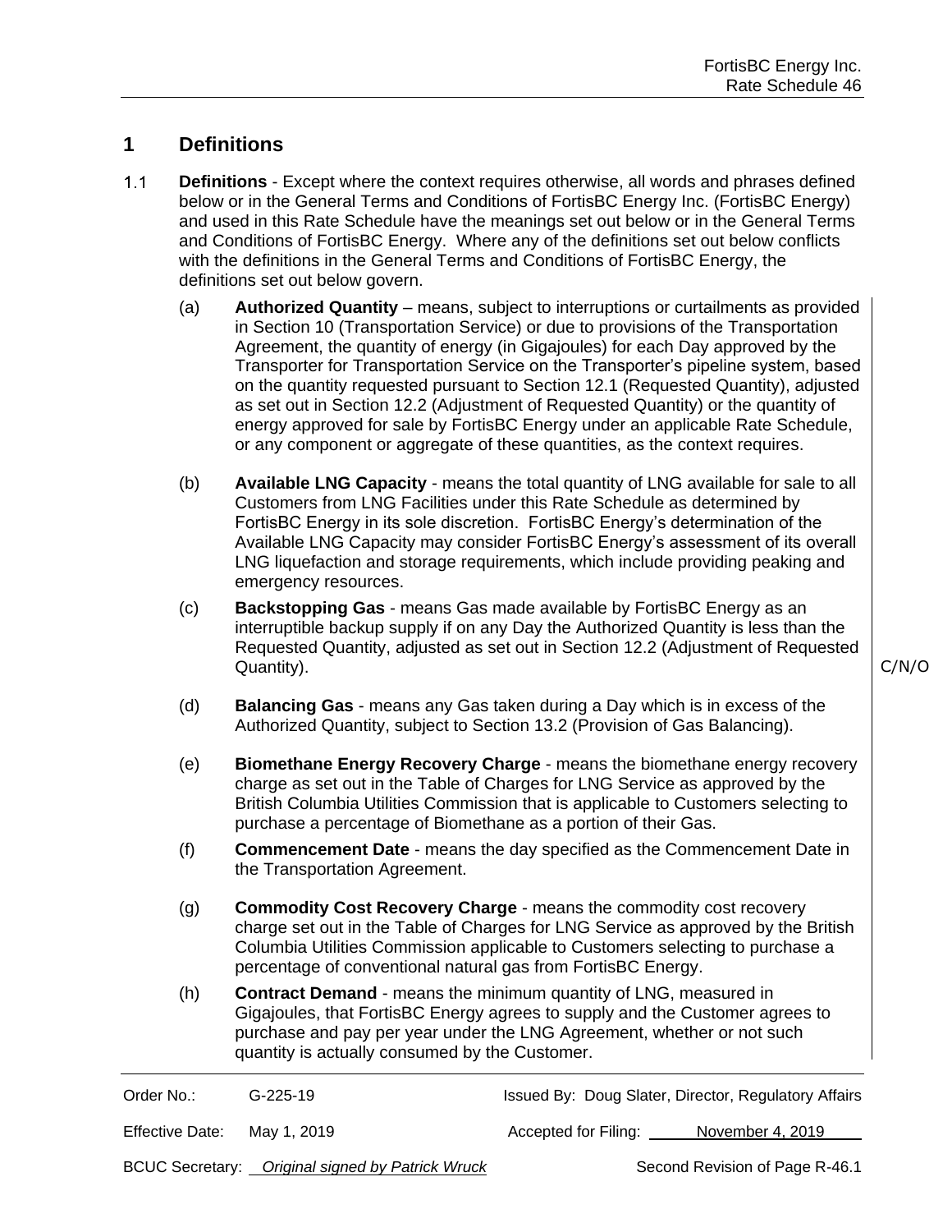## 1 Definitions

1.1 **Definitions** - Except where the context requires otherwise, all words and phrases defined below or in the General Terms and Conditions of FortisBC Energy Inc. (FortisBC Energy) and used in this Rate Schedule have the meanings set out below or in the General Terms and Conditions of FortisBC Energy. Where any of the definitions set out below conflicts with the definitions in the General Terms and Conditions of FortisBC Energy, the definitions set out below govern.

(a) **Authorized Quantity** – means, subject to interruptions or curtailments as provided in Section 10 (Transportation Service) or due to provisions of the Transportation Agreement, the quantity of energy (in Gigajoules) for each Day approved by the Transporter for Transportation Service on the Transporter's pipeline system, based on the quantity requested pursuant to Section 12.1 (Requested Quantity), adjusted as set out in Section 12.2 (Adjustment of Requested Quantity) or the quantity of energy approved for sale by FortisBC Energy under an applicable Rate Schedule, or any component or aggregate of these quantities, as the context requires.

(b) **Available LNG Capacity** - means the total quantity of LNG available for sale to all Customers from LNG Facilities under this Rate Schedule as determined by FortisBC Energy in its sole discretion. FortisBC Energy's determination of the Available LNG Capacity may consider FortisBC Energy's assessment of its overall LNG liquefaction and storage requirements, which include providing peaking and emergency resources.

(c) **Backstopping Gas** - means Gas made available by FortisBC Energy as an interruptible backup supply if on any Day the Authorized Quantity is less than the Requested Quantity, adjusted as set out in Section 12.2 (Adjustment of Requested Quantity).

C/N/O

(d) **Balancing Gas** - means any Gas taken during a Day which is in excess of the Authorized Quantity, subject to Section 13.2 (Provision of Gas Balancing).

(e) **Biomethane Energy Recovery Charge** - means the biomethane energy recovery charge as set out in the Table of Charges for LNG Service as approved by the British Columbia Utilities Commission that is applicable to Customers selecting to purchase a percentage of Biomethane as a portion of their Gas.

(f) **Commencement Date** - means the day specified as the Commencement Date in the Transportation Agreement.

(g) **Commodity Cost Recovery Charge** - means the commodity cost recovery charge set out in the Table of Charges for LNG Service as approved by the British Columbia Utilities Commission applicable to Customers selecting to purchase a percentage of conventional natural gas from FortisBC Energy.

(h) **Contract Demand** - means the minimum quantity of LNG, measured in Gigajoules, that FortisBC Energy agrees to supply and the Customer agrees to purchase and pay per year under the LNG Agreement, whether or not such quantity is actually consumed by the Customer.

| Order No.: | G-225-19 | Issued By: Doug Slater, Director, Regulatory Affairs |
|---|---|---|
| Effective Date: | May 1, 2019 | Accepted for Filing: November 4, 2019 |
| BCUC Secretary: | *Original signed by Patrick Wruck* | Second Revision of Page R-46.1 |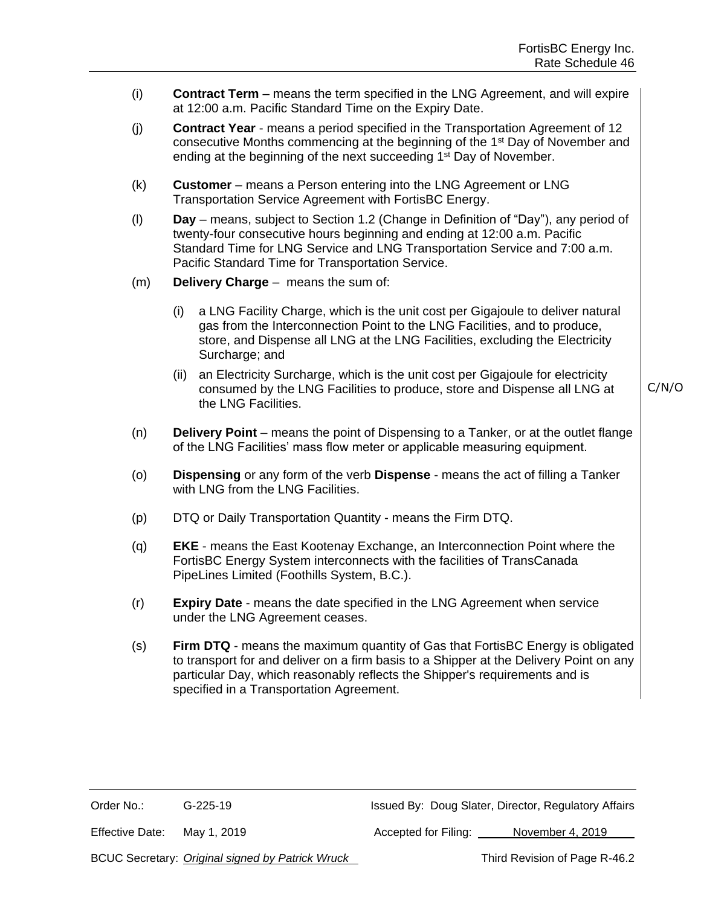(i) **Contract Term** – means the term specified in the LNG Agreement, and will expire at 12:00 a.m. Pacific Standard Time on the Expiry Date.

(j) **Contract Year** - means a period specified in the Transportation Agreement of 12 consecutive Months commencing at the beginning of the 1st Day of November and ending at the beginning of the next succeeding 1st Day of November.

(k) **Customer** – means a Person entering into the LNG Agreement or LNG Transportation Service Agreement with FortisBC Energy.

(l) **Day** – means, subject to Section 1.2 (Change in Definition of "Day"), any period of twenty-four consecutive hours beginning and ending at 12:00 a.m. Pacific Standard Time for LNG Service and LNG Transportation Service and 7:00 a.m. Pacific Standard Time for Transportation Service.

(m) **Delivery Charge** – means the sum of:

(i) a LNG Facility Charge, which is the unit cost per Gigajoule to deliver natural gas from the Interconnection Point to the LNG Facilities, and to produce, store, and Dispense all LNG at the LNG Facilities, excluding the Electricity Surcharge; and

(ii) an Electricity Surcharge, which is the unit cost per Gigajoule for electricity consumed by the LNG Facilities to produce, store and Dispense all LNG at the LNG Facilities.

C/N/O

(n) **Delivery Point** – means the point of Dispensing to a Tanker, or at the outlet flange of the LNG Facilities' mass flow meter or applicable measuring equipment.

(o) **Dispensing** or any form of the verb **Dispense** - means the act of filling a Tanker with LNG from the LNG Facilities.

(p) DTQ or Daily Transportation Quantity - means the Firm DTQ.

(q) **EKE** - means the East Kootenay Exchange, an Interconnection Point where the FortisBC Energy System interconnects with the facilities of TransCanada PipeLines Limited (Foothills System, B.C.).

(r) **Expiry Date** - means the date specified in the LNG Agreement when service under the LNG Agreement ceases.

(s) **Firm DTQ** - means the maximum quantity of Gas that FortisBC Energy is obligated to transport for and deliver on a firm basis to a Shipper at the Delivery Point on any particular Day, which reasonably reflects the Shipper's requirements and is specified in a Transportation Agreement.

| | | | |
|---|---|---|---|
| Order No.: | G-225-19 | Issued By: Doug Slater, Director, Regulatory Affairs | |
| Effective Date: | May 1, 2019 | Accepted for Filing: | November 4, 2019 |
| BCUC Secretary: | *Original signed by Patrick Wruck* | Third Revision of Page R-46.2 | |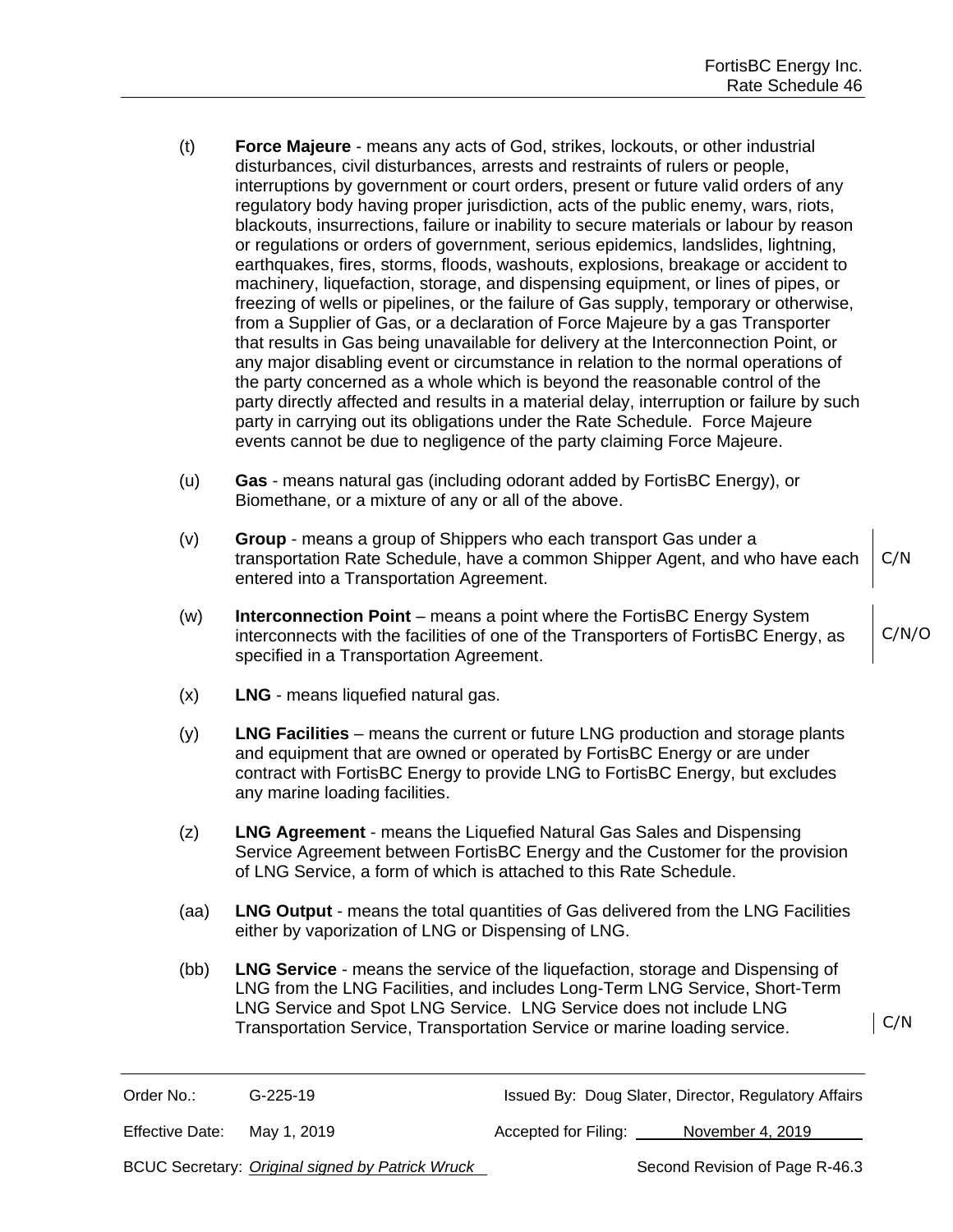(t) **Force Majeure** - means any acts of God, strikes, lockouts, or other industrial disturbances, civil disturbances, arrests and restraints of rulers or people, interruptions by government or court orders, present or future valid orders of any regulatory body having proper jurisdiction, acts of the public enemy, wars, riots, blackouts, insurrections, failure or inability to secure materials or labour by reason or regulations or orders of government, serious epidemics, landslides, lightning, earthquakes, fires, storms, floods, washouts, explosions, breakage or accident to machinery, liquefaction, storage, and dispensing equipment, or lines of pipes, or freezing of wells or pipelines, or the failure of Gas supply, temporary or otherwise, from a Supplier of Gas, or a declaration of Force Majeure by a gas Transporter that results in Gas being unavailable for delivery at the Interconnection Point, or any major disabling event or circumstance in relation to the normal operations of the party concerned as a whole which is beyond the reasonable control of the party directly affected and results in a material delay, interruption or failure by such party in carrying out its obligations under the Rate Schedule. Force Majeure events cannot be due to negligence of the party claiming Force Majeure.

(u) **Gas** - means natural gas (including odorant added by FortisBC Energy), or Biomethane, or a mixture of any or all of the above.

(v) **Group** - means a group of Shippers who each transport Gas under a transportation Rate Schedule, have a common Shipper Agent, and who have each entered into a Transportation Agreement. C/N

(w) **Interconnection Point** – means a point where the FortisBC Energy System interconnects with the facilities of one of the Transporters of FortisBC Energy, as specified in a Transportation Agreement. C/N/O

(x) **LNG** - means liquefied natural gas.

(y) **LNG Facilities** – means the current or future LNG production and storage plants and equipment that are owned or operated by FortisBC Energy or are under contract with FortisBC Energy to provide LNG to FortisBC Energy, but excludes any marine loading facilities.

(z) **LNG Agreement** - means the Liquefied Natural Gas Sales and Dispensing Service Agreement between FortisBC Energy and the Customer for the provision of LNG Service, a form of which is attached to this Rate Schedule.

(aa) **LNG Output** - means the total quantities of Gas delivered from the LNG Facilities either by vaporization of LNG or Dispensing of LNG.

(bb) **LNG Service** - means the service of the liquefaction, storage and Dispensing of LNG from the LNG Facilities, and includes Long-Term LNG Service, Short-Term LNG Service and Spot LNG Service. LNG Service does not include LNG Transportation Service, Transportation Service or marine loading service. C/N

| | | | |
|---|---|---|---|
| Order No.: | G-225-19 | Issued By: Doug Slater, Director, Regulatory Affairs | |
| Effective Date: | May 1, 2019 | Accepted for Filing: | November 4, 2019 |
| BCUC Secretary: | *Original signed by Patrick Wruck* | Second Revision of Page R-46.3 | |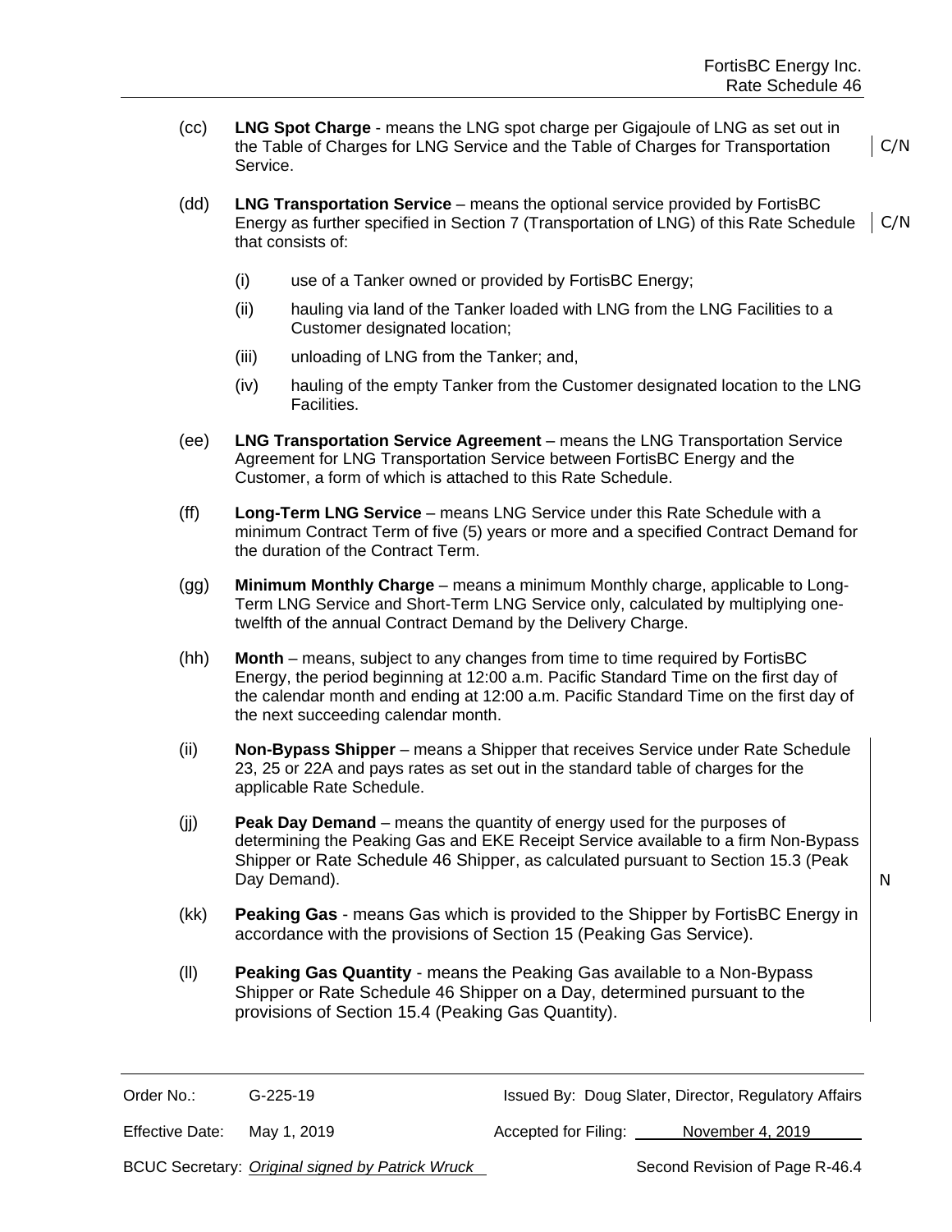(cc) **LNG Spot Charge** - means the LNG spot charge per Gigajoule of LNG as set out in the Table of Charges for LNG Service and the Table of Charges for Transportation Service. C/N

(dd) **LNG Transportation Service** – means the optional service provided by FortisBC Energy as further specified in Section 7 (Transportation of LNG) of this Rate Schedule that consists of: C/N

- (i) use of a Tanker owned or provided by FortisBC Energy;
- (ii) hauling via land of the Tanker loaded with LNG from the LNG Facilities to a Customer designated location;
- (iii) unloading of LNG from the Tanker; and,
- (iv) hauling of the empty Tanker from the Customer designated location to the LNG Facilities.

(ee) **LNG Transportation Service Agreement** – means the LNG Transportation Service Agreement for LNG Transportation Service between FortisBC Energy and the Customer, a form of which is attached to this Rate Schedule.

(ff) **Long-Term LNG Service** – means LNG Service under this Rate Schedule with a minimum Contract Term of five (5) years or more and a specified Contract Demand for the duration of the Contract Term.

(gg) **Minimum Monthly Charge** – means a minimum Monthly charge, applicable to Long-Term LNG Service and Short-Term LNG Service only, calculated by multiplying one-twelfth of the annual Contract Demand by the Delivery Charge.

(hh) **Month** – means, subject to any changes from time to time required by FortisBC Energy, the period beginning at 12:00 a.m. Pacific Standard Time on the first day of the calendar month and ending at 12:00 a.m. Pacific Standard Time on the first day of the next succeeding calendar month.

(ii) **Non-Bypass Shipper** – means a Shipper that receives Service under Rate Schedule 23, 25 or 22A and pays rates as set out in the standard table of charges for the applicable Rate Schedule.

(jj) **Peak Day Demand** – means the quantity of energy used for the purposes of determining the Peaking Gas and EKE Receipt Service available to a firm Non-Bypass Shipper or Rate Schedule 46 Shipper, as calculated pursuant to Section 15.3 (Peak Day Demand). N

(kk) **Peaking Gas** - means Gas which is provided to the Shipper by FortisBC Energy in accordance with the provisions of Section 15 (Peaking Gas Service).

(ll) **Peaking Gas Quantity** - means the Peaking Gas available to a Non-Bypass Shipper or Rate Schedule 46 Shipper on a Day, determined pursuant to the provisions of Section 15.4 (Peaking Gas Quantity).

| | | | |
|---|---|---|---|
| Order No.: | G-225-19 | Issued By: Doug Slater, Director, Regulatory Affairs | |
| Effective Date: | May 1, 2019 | Accepted for Filing: | November 4, 2019 |
| BCUC Secretary: | *Original signed by Patrick Wruck* | Second Revision of Page R-46.4 | |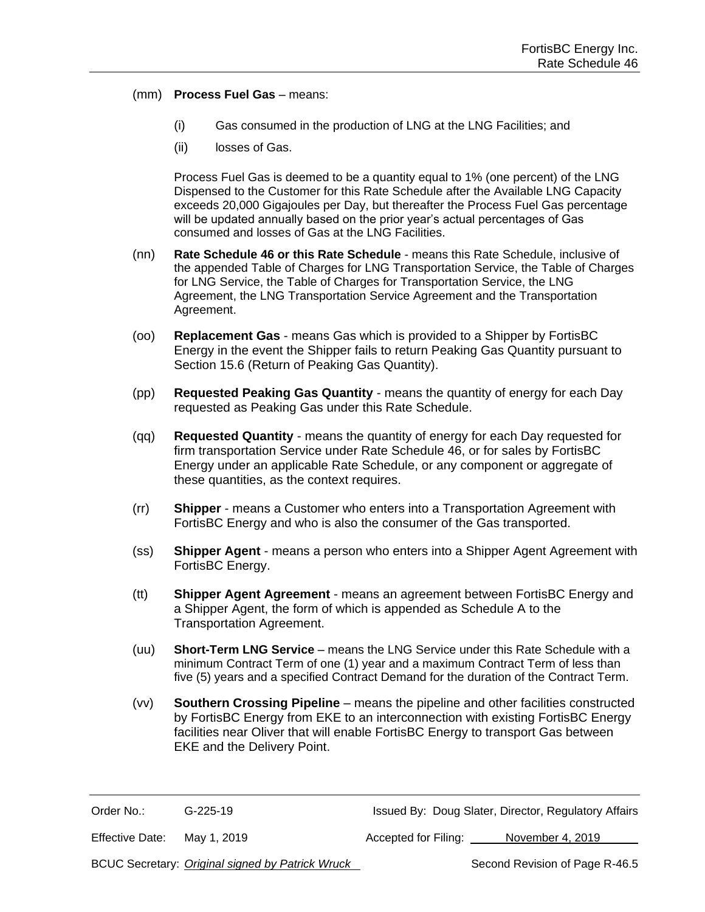(mm) **Process Fuel Gas** – means:

(i) Gas consumed in the production of LNG at the LNG Facilities; and

(ii) losses of Gas.

Process Fuel Gas is deemed to be a quantity equal to 1% (one percent) of the LNG Dispensed to the Customer for this Rate Schedule after the Available LNG Capacity exceeds 20,000 Gigajoules per Day, but thereafter the Process Fuel Gas percentage will be updated annually based on the prior year's actual percentages of Gas consumed and losses of Gas at the LNG Facilities.

(nn) **Rate Schedule 46 or this Rate Schedule** - means this Rate Schedule, inclusive of the appended Table of Charges for LNG Transportation Service, the Table of Charges for LNG Service, the Table of Charges for Transportation Service, the LNG Agreement, the LNG Transportation Service Agreement and the Transportation Agreement.

(oo) **Replacement Gas** - means Gas which is provided to a Shipper by FortisBC Energy in the event the Shipper fails to return Peaking Gas Quantity pursuant to Section 15.6 (Return of Peaking Gas Quantity).

(pp) **Requested Peaking Gas Quantity** - means the quantity of energy for each Day requested as Peaking Gas under this Rate Schedule.

(qq) **Requested Quantity** - means the quantity of energy for each Day requested for firm transportation Service under Rate Schedule 46, or for sales by FortisBC Energy under an applicable Rate Schedule, or any component or aggregate of these quantities, as the context requires.

(rr) **Shipper** - means a Customer who enters into a Transportation Agreement with FortisBC Energy and who is also the consumer of the Gas transported.

(ss) **Shipper Agent** - means a person who enters into a Shipper Agent Agreement with FortisBC Energy.

(tt) **Shipper Agent Agreement** - means an agreement between FortisBC Energy and a Shipper Agent, the form of which is appended as Schedule A to the Transportation Agreement.

(uu) **Short-Term LNG Service** – means the LNG Service under this Rate Schedule with a minimum Contract Term of one (1) year and a maximum Contract Term of less than five (5) years and a specified Contract Demand for the duration of the Contract Term.

(vv) **Southern Crossing Pipeline** – means the pipeline and other facilities constructed by FortisBC Energy from EKE to an interconnection with existing FortisBC Energy facilities near Oliver that will enable FortisBC Energy to transport Gas between EKE and the Delivery Point.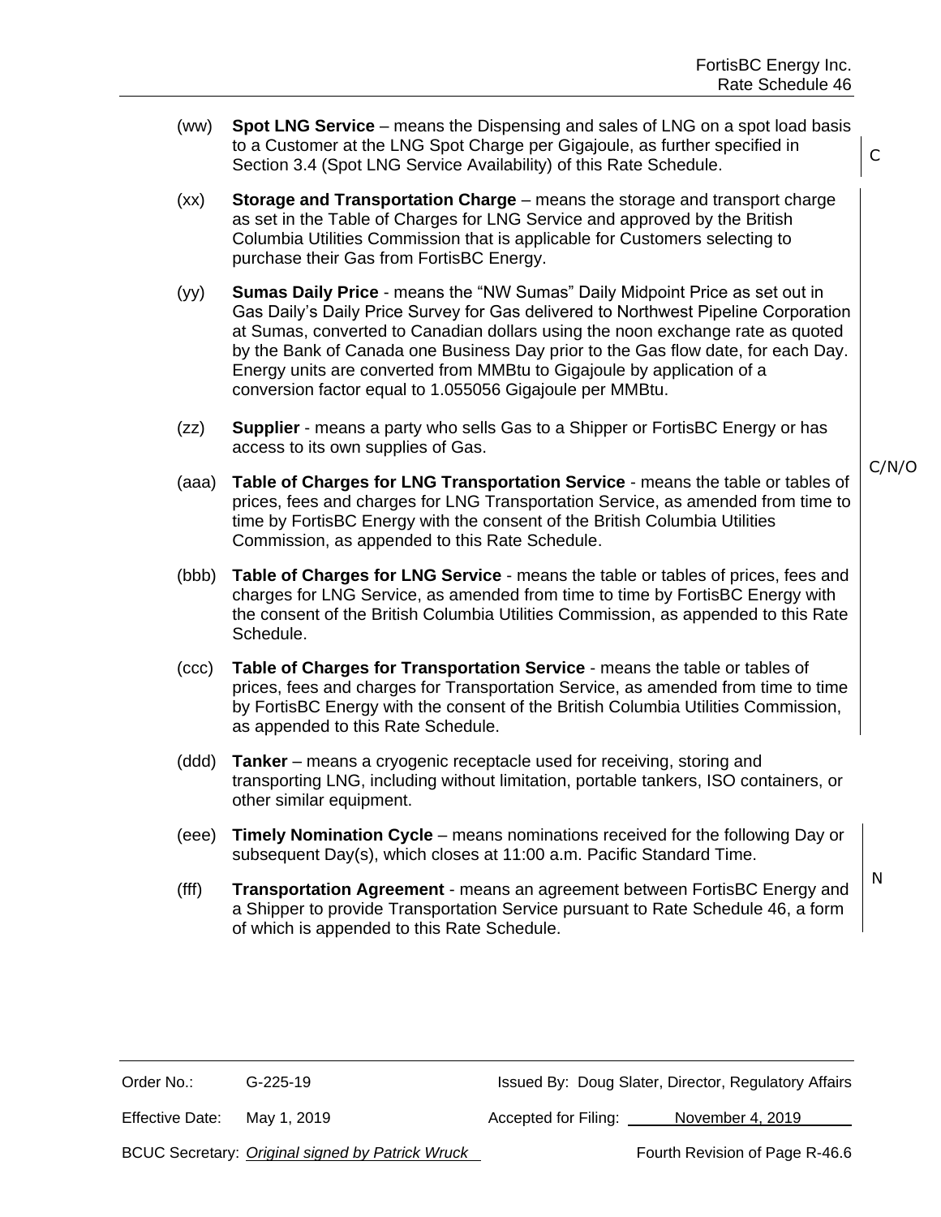(ww) **Spot LNG Service** – means the Dispensing and sales of LNG on a spot load basis to a Customer at the LNG Spot Charge per Gigajoule, as further specified in Section 3.4 (Spot LNG Service Availability) of this Rate Schedule. C

(xx) **Storage and Transportation Charge** – means the storage and transport charge as set in the Table of Charges for LNG Service and approved by the British Columbia Utilities Commission that is applicable for Customers selecting to purchase their Gas from FortisBC Energy.

(yy) **Sumas Daily Price** - means the "NW Sumas" Daily Midpoint Price as set out in Gas Daily's Daily Price Survey for Gas delivered to Northwest Pipeline Corporation at Sumas, converted to Canadian dollars using the noon exchange rate as quoted by the Bank of Canada one Business Day prior to the Gas flow date, for each Day. Energy units are converted from MMBtu to Gigajoule by application of a conversion factor equal to 1.055056 Gigajoule per MMBtu.

(zz) **Supplier** - means a party who sells Gas to a Shipper or FortisBC Energy or has access to its own supplies of Gas.

C/N/O

(aaa) **Table of Charges for LNG Transportation Service** - means the table or tables of prices, fees and charges for LNG Transportation Service, as amended from time to time by FortisBC Energy with the consent of the British Columbia Utilities Commission, as appended to this Rate Schedule.

(bbb) **Table of Charges for LNG Service** - means the table or tables of prices, fees and charges for LNG Service, as amended from time to time by FortisBC Energy with the consent of the British Columbia Utilities Commission, as appended to this Rate Schedule.

(ccc) **Table of Charges for Transportation Service** - means the table or tables of prices, fees and charges for Transportation Service, as amended from time to time by FortisBC Energy with the consent of the British Columbia Utilities Commission, as appended to this Rate Schedule.

(ddd) **Tanker** – means a cryogenic receptacle used for receiving, storing and transporting LNG, including without limitation, portable tankers, ISO containers, or other similar equipment.

(eee) **Timely Nomination Cycle** – means nominations received for the following Day or subsequent Day(s), which closes at 11:00 a.m. Pacific Standard Time.

N

(fff) **Transportation Agreement** - means an agreement between FortisBC Energy and a Shipper to provide Transportation Service pursuant to Rate Schedule 46, a form of which is appended to this Rate Schedule.

| | | | |
|---|---|---|---|
| Order No.: | G-225-19 | Issued By: | Doug Slater, Director, Regulatory Affairs |
| Effective Date: | May 1, 2019 | Accepted for Filing: | November 4, 2019 |
| BCUC Secretary: | *Original signed by Patrick Wruck* | | Fourth Revision of Page R-46.6 |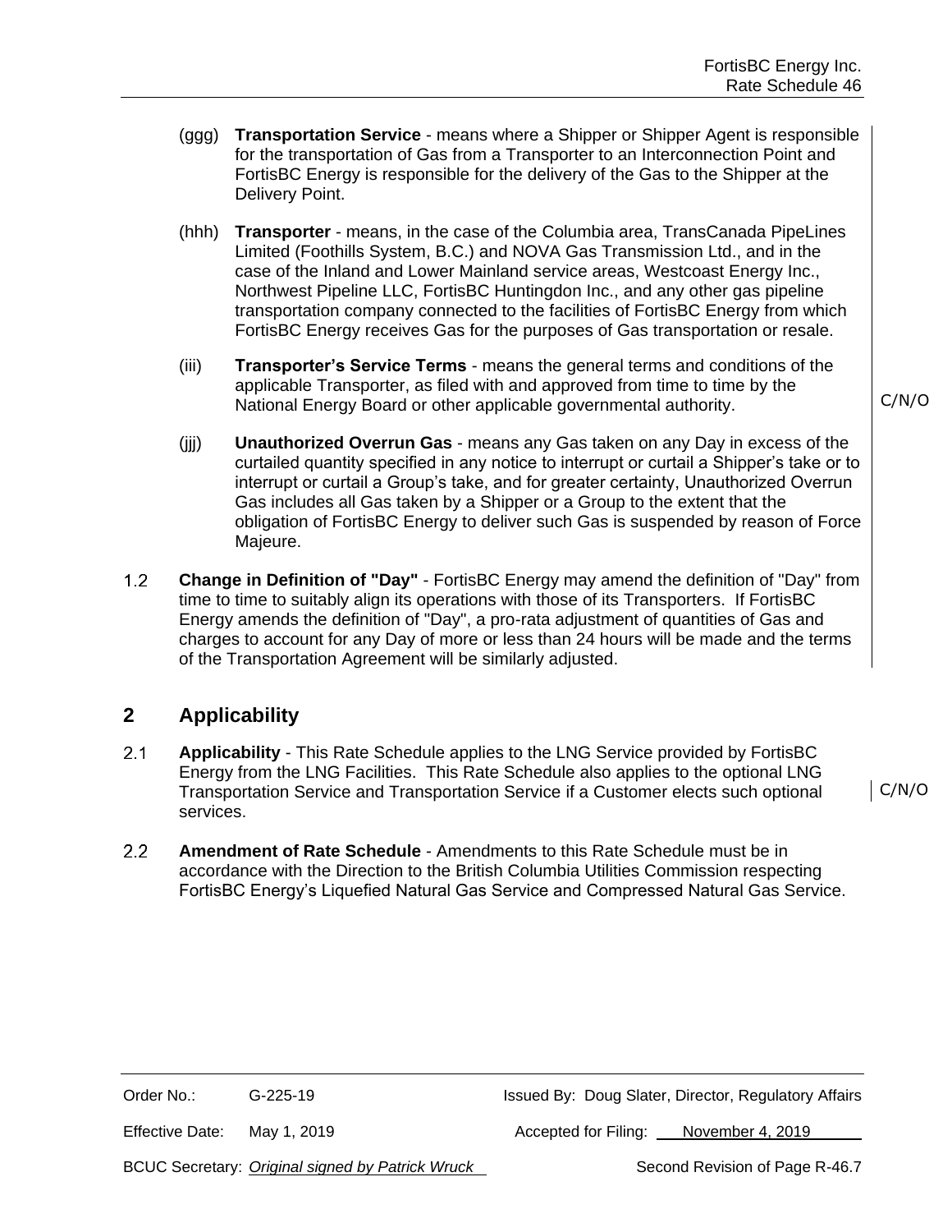(ggg) **Transportation Service** - means where a Shipper or Shipper Agent is responsible for the transportation of Gas from a Transporter to an Interconnection Point and FortisBC Energy is responsible for the delivery of the Gas to the Shipper at the Delivery Point.

(hhh) **Transporter** - means, in the case of the Columbia area, TransCanada PipeLines Limited (Foothills System, B.C.) and NOVA Gas Transmission Ltd., and in the case of the Inland and Lower Mainland service areas, Westcoast Energy Inc., Northwest Pipeline LLC, FortisBC Huntingdon Inc., and any other gas pipeline transportation company connected to the facilities of FortisBC Energy from which FortisBC Energy receives Gas for the purposes of Gas transportation or resale.

(iii) **Transporter's Service Terms** - means the general terms and conditions of the applicable Transporter, as filed with and approved from time to time by the National Energy Board or other applicable governmental authority.

C/N/O

(jjj) **Unauthorized Overrun Gas** - means any Gas taken on any Day in excess of the curtailed quantity specified in any notice to interrupt or curtail a Shipper's take or to interrupt or curtail a Group's take, and for greater certainty, Unauthorized Overrun Gas includes all Gas taken by a Shipper or a Group to the extent that the obligation of FortisBC Energy to deliver such Gas is suspended by reason of Force Majeure.

1.2 **Change in Definition of "Day"** - FortisBC Energy may amend the definition of "Day" from time to time to suitably align its operations with those of its Transporters. If FortisBC Energy amends the definition of "Day", a pro-rata adjustment of quantities of Gas and charges to account for any Day of more or less than 24 hours will be made and the terms of the Transportation Agreement will be similarly adjusted.

## 2 Applicability

2.1 **Applicability** - This Rate Schedule applies to the LNG Service provided by FortisBC Energy from the LNG Facilities. This Rate Schedule also applies to the optional LNG Transportation Service and Transportation Service if a Customer elects such optional services.

C/N/O

2.2 **Amendment of Rate Schedule** - Amendments to this Rate Schedule must be in accordance with the Direction to the British Columbia Utilities Commission respecting FortisBC Energy's Liquefied Natural Gas Service and Compressed Natural Gas Service.

| | | | |
|---|---|---|---|
| Order No.: | G-225-19 | Issued By: Doug Slater, Director, Regulatory Affairs | |
| Effective Date: | May 1, 2019 | Accepted for Filing: | November 4, 2019 |
| BCUC Secretary: | *Original signed by Patrick Wruck* | Second Revision of Page R-46.7 | |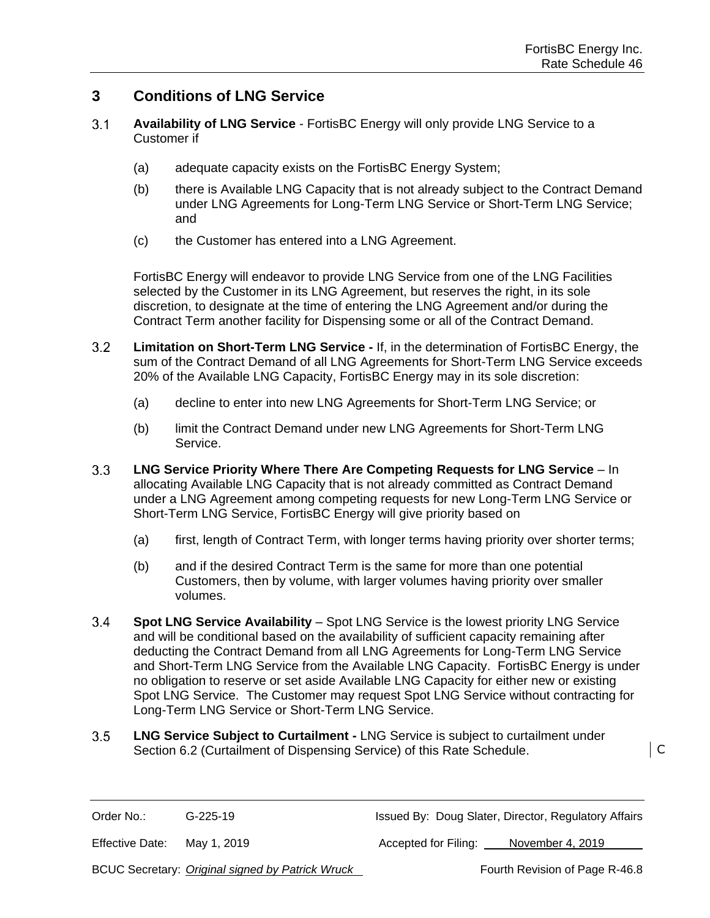## 3 Conditions of LNG Service

3.1 **Availability of LNG Service** - FortisBC Energy will only provide LNG Service to a Customer if

(a) adequate capacity exists on the FortisBC Energy System;

(b) there is Available LNG Capacity that is not already subject to the Contract Demand under LNG Agreements for Long-Term LNG Service or Short-Term LNG Service; and

(c) the Customer has entered into a LNG Agreement.

FortisBC Energy will endeavor to provide LNG Service from one of the LNG Facilities selected by the Customer in its LNG Agreement, but reserves the right, in its sole discretion, to designate at the time of entering the LNG Agreement and/or during the Contract Term another facility for Dispensing some or all of the Contract Demand.

3.2 **Limitation on Short-Term LNG Service -** If, in the determination of FortisBC Energy, the sum of the Contract Demand of all LNG Agreements for Short-Term LNG Service exceeds 20% of the Available LNG Capacity, FortisBC Energy may in its sole discretion:

(a) decline to enter into new LNG Agreements for Short-Term LNG Service; or

(b) limit the Contract Demand under new LNG Agreements for Short-Term LNG Service.

3.3 **LNG Service Priority Where There Are Competing Requests for LNG Service** – In allocating Available LNG Capacity that is not already committed as Contract Demand under a LNG Agreement among competing requests for new Long-Term LNG Service or Short-Term LNG Service, FortisBC Energy will give priority based on

(a) first, length of Contract Term, with longer terms having priority over shorter terms;

(b) and if the desired Contract Term is the same for more than one potential Customers, then by volume, with larger volumes having priority over smaller volumes.

3.4 **Spot LNG Service Availability** – Spot LNG Service is the lowest priority LNG Service and will be conditional based on the availability of sufficient capacity remaining after deducting the Contract Demand from all LNG Agreements for Long-Term LNG Service and Short-Term LNG Service from the Available LNG Capacity. FortisBC Energy is under no obligation to reserve or set aside Available LNG Capacity for either new or existing Spot LNG Service. The Customer may request Spot LNG Service without contracting for Long-Term LNG Service or Short-Term LNG Service.

3.5 **LNG Service Subject to Curtailment -** LNG Service is subject to curtailment under Section 6.2 (Curtailment of Dispensing Service) of this Rate Schedule. C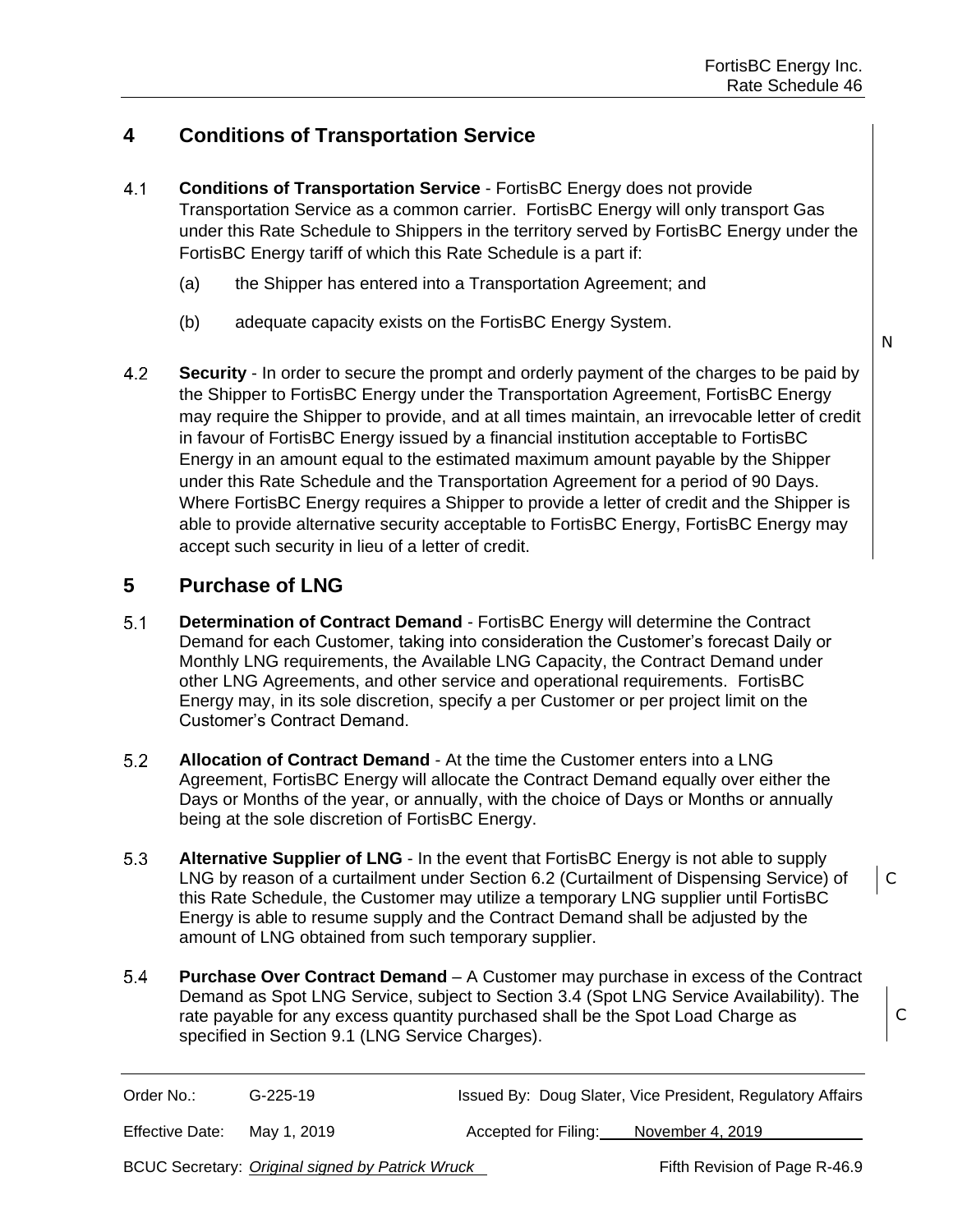## 4 Conditions of Transportation Service

4.1 **Conditions of Transportation Service** - FortisBC Energy does not provide Transportation Service as a common carrier. FortisBC Energy will only transport Gas under this Rate Schedule to Shippers in the territory served by FortisBC Energy under the FortisBC Energy tariff of which this Rate Schedule is a part if:

(a) the Shipper has entered into a Transportation Agreement; and

(b) adequate capacity exists on the FortisBC Energy System.

4.2 **Security** - In order to secure the prompt and orderly payment of the charges to be paid by the Shipper to FortisBC Energy under the Transportation Agreement, FortisBC Energy may require the Shipper to provide, and at all times maintain, an irrevocable letter of credit in favour of FortisBC Energy issued by a financial institution acceptable to FortisBC Energy in an amount equal to the estimated maximum amount payable by the Shipper under this Rate Schedule and the Transportation Agreement for a period of 90 Days. Where FortisBC Energy requires a Shipper to provide a letter of credit and the Shipper is able to provide alternative security acceptable to FortisBC Energy, FortisBC Energy may accept such security in lieu of a letter of credit.

N

## 5 Purchase of LNG

5.1 **Determination of Contract Demand** - FortisBC Energy will determine the Contract Demand for each Customer, taking into consideration the Customer's forecast Daily or Monthly LNG requirements, the Available LNG Capacity, the Contract Demand under other LNG Agreements, and other service and operational requirements. FortisBC Energy may, in its sole discretion, specify a per Customer or per project limit on the Customer's Contract Demand.

5.2 **Allocation of Contract Demand** - At the time the Customer enters into a LNG Agreement, FortisBC Energy will allocate the Contract Demand equally over either the Days or Months of the year, or annually, with the choice of Days or Months or annually being at the sole discretion of FortisBC Energy.

5.3 **Alternative Supplier of LNG** - In the event that FortisBC Energy is not able to supply LNG by reason of a curtailment under Section 6.2 (Curtailment of Dispensing Service) of this Rate Schedule, the Customer may utilize a temporary LNG supplier until FortisBC Energy is able to resume supply and the Contract Demand shall be adjusted by the amount of LNG obtained from such temporary supplier.

C

5.4 **Purchase Over Contract Demand** – A Customer may purchase in excess of the Contract Demand as Spot LNG Service, subject to Section 3.4 (Spot LNG Service Availability). The rate payable for any excess quantity purchased shall be the Spot Load Charge as specified in Section 9.1 (LNG Service Charges).

C

| Order No.: | G-225-19 | Issued By: Doug Slater, Vice President, Regulatory Affairs |
|---|---|---|
| Effective Date: | May 1, 2019 | Accepted for Filing: November 4, 2019 |
| BCUC Secretary: | *Original signed by Patrick Wruck* | Fifth Revision of Page R-46.9 |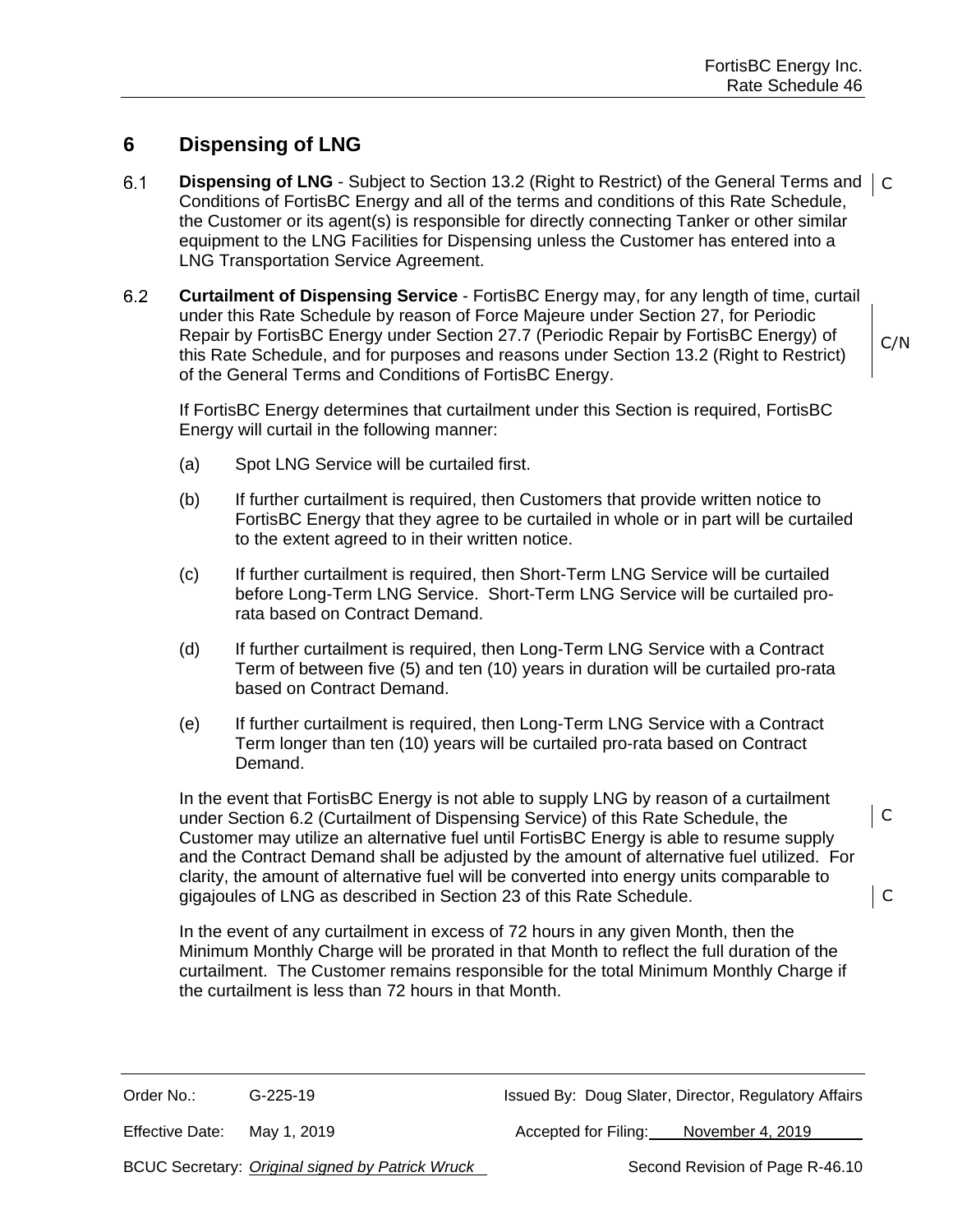# 6 Dispensing of LNG

6.1 **Dispensing of LNG** - Subject to Section 13.2 (Right to Restrict) of the General Terms and Conditions of FortisBC Energy and all of the terms and conditions of this Rate Schedule, the Customer or its agent(s) is responsible for directly connecting Tanker or other similar equipment to the LNG Facilities for Dispensing unless the Customer has entered into a LNG Transportation Service Agreement.

6.2 **Curtailment of Dispensing Service** - FortisBC Energy may, for any length of time, curtail under this Rate Schedule by reason of Force Majeure under Section 27, for Periodic Repair by FortisBC Energy under Section 27.7 (Periodic Repair by FortisBC Energy) of this Rate Schedule, and for purposes and reasons under Section 13.2 (Right to Restrict) of the General Terms and Conditions of FortisBC Energy.

If FortisBC Energy determines that curtailment under this Section is required, FortisBC Energy will curtail in the following manner:

(a) Spot LNG Service will be curtailed first.

(b) If further curtailment is required, then Customers that provide written notice to FortisBC Energy that they agree to be curtailed in whole or in part will be curtailed to the extent agreed to in their written notice.

(c) If further curtailment is required, then Short-Term LNG Service will be curtailed before Long-Term LNG Service. Short-Term LNG Service will be curtailed pro-rata based on Contract Demand.

(d) If further curtailment is required, then Long-Term LNG Service with a Contract Term of between five (5) and ten (10) years in duration will be curtailed pro-rata based on Contract Demand.

(e) If further curtailment is required, then Long-Term LNG Service with a Contract Term longer than ten (10) years will be curtailed pro-rata based on Contract Demand.

In the event that FortisBC Energy is not able to supply LNG by reason of a curtailment under Section 6.2 (Curtailment of Dispensing Service) of this Rate Schedule, the Customer may utilize an alternative fuel until FortisBC Energy is able to resume supply and the Contract Demand shall be adjusted by the amount of alternative fuel utilized. For clarity, the amount of alternative fuel will be converted into energy units comparable to gigajoules of LNG as described in Section 23 of this Rate Schedule.

In the event of any curtailment in excess of 72 hours in any given Month, then the Minimum Monthly Charge will be prorated in that Month to reflect the full duration of the curtailment. The Customer remains responsible for the total Minimum Monthly Charge if the curtailment is less than 72 hours in that Month.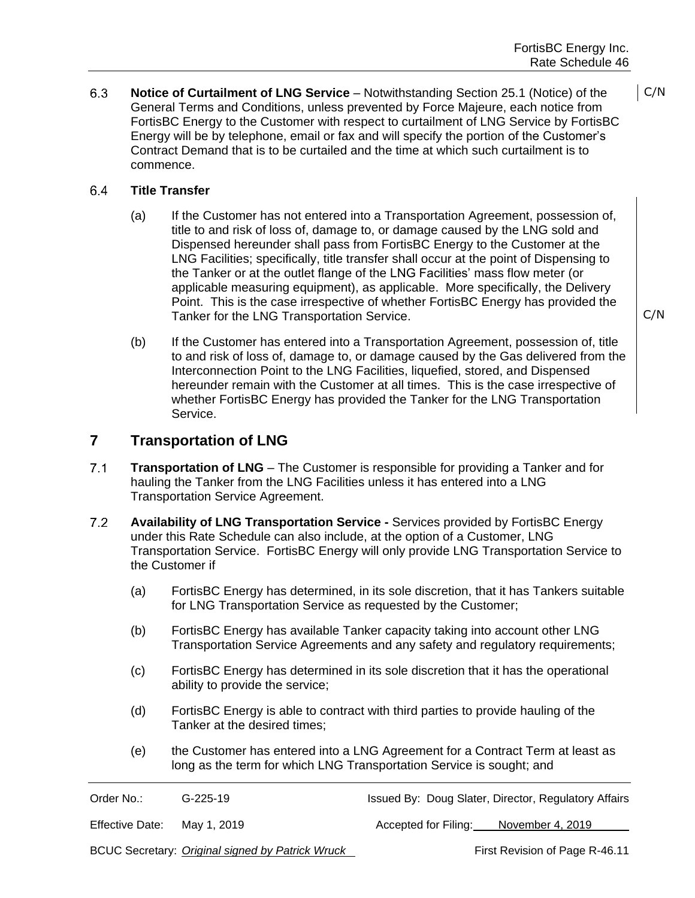6.3 **Notice of Curtailment of LNG Service** – Notwithstanding Section 25.1 (Notice) of the General Terms and Conditions, unless prevented by Force Majeure, each notice from FortisBC Energy to the Customer with respect to curtailment of LNG Service by FortisBC Energy will be by telephone, email or fax and will specify the portion of the Customer's Contract Demand that is to be curtailed and the time at which such curtailment is to commence.

C/N

6.4 **Title Transfer**

(a) If the Customer has not entered into a Transportation Agreement, possession of, title to and risk of loss of, damage to, or damage caused by the LNG sold and Dispensed hereunder shall pass from FortisBC Energy to the Customer at the LNG Facilities; specifically, title transfer shall occur at the point of Dispensing to the Tanker or at the outlet flange of the LNG Facilities' mass flow meter (or applicable measuring equipment), as applicable. More specifically, the Delivery Point. This is the case irrespective of whether FortisBC Energy has provided the Tanker for the LNG Transportation Service.

C/N

(b) If the Customer has entered into a Transportation Agreement, possession of, title to and risk of loss of, damage to, or damage caused by the Gas delivered from the Interconnection Point to the LNG Facilities, liquefied, stored, and Dispensed hereunder remain with the Customer at all times. This is the case irrespective of whether FortisBC Energy has provided the Tanker for the LNG Transportation Service.

## 7 Transportation of LNG

7.1 **Transportation of LNG** – The Customer is responsible for providing a Tanker and for hauling the Tanker from the LNG Facilities unless it has entered into a LNG Transportation Service Agreement.

7.2 **Availability of LNG Transportation Service -** Services provided by FortisBC Energy under this Rate Schedule can also include, at the option of a Customer, LNG Transportation Service. FortisBC Energy will only provide LNG Transportation Service to the Customer if

(a) FortisBC Energy has determined, in its sole discretion, that it has Tankers suitable for LNG Transportation Service as requested by the Customer;

(b) FortisBC Energy has available Tanker capacity taking into account other LNG Transportation Service Agreements and any safety and regulatory requirements;

(c) FortisBC Energy has determined in its sole discretion that it has the operational ability to provide the service;

(d) FortisBC Energy is able to contract with third parties to provide hauling of the Tanker at the desired times;

(e) the Customer has entered into a LNG Agreement for a Contract Term at least as long as the term for which LNG Transportation Service is sought; and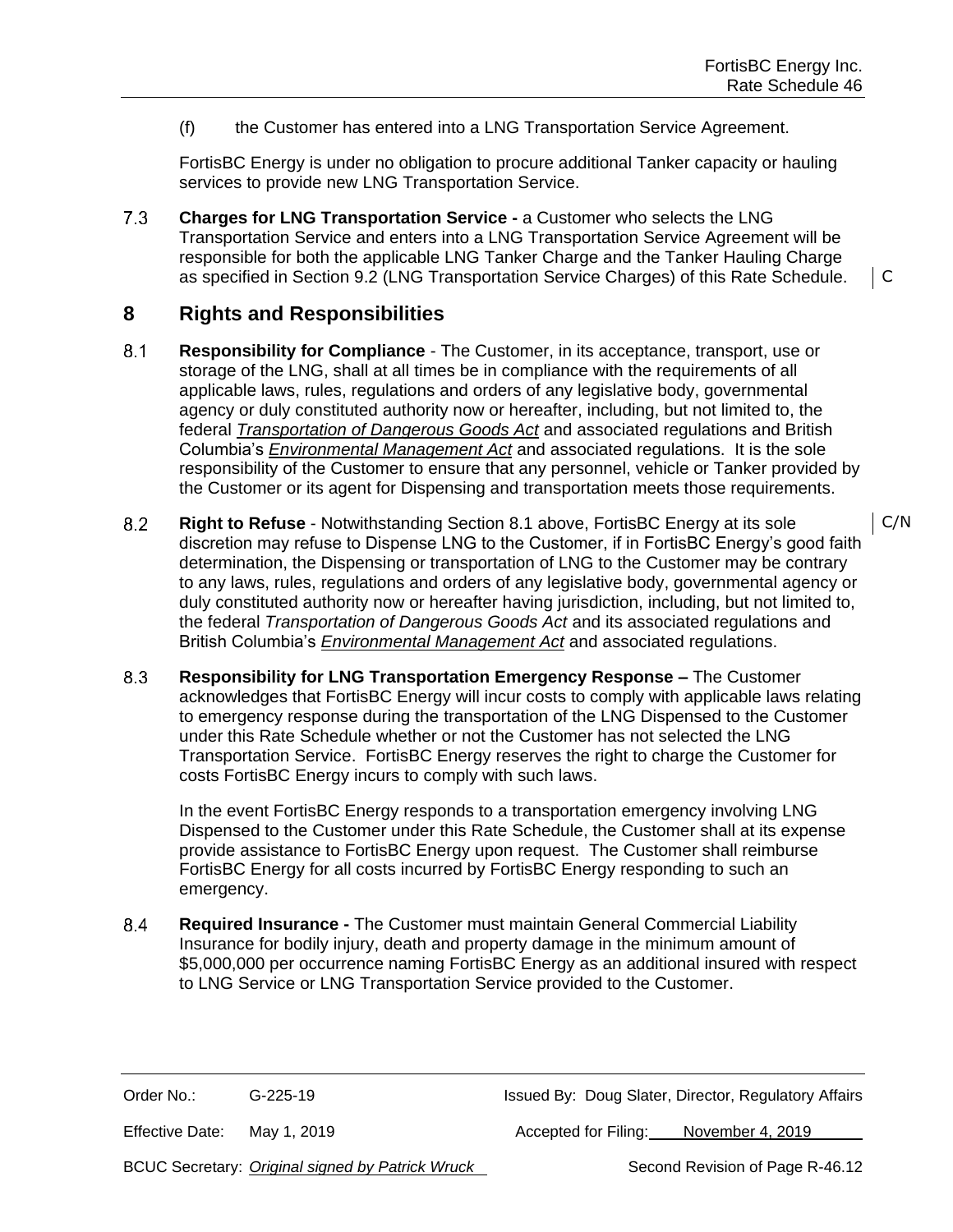(f) the Customer has entered into a LNG Transportation Service Agreement.

FortisBC Energy is under no obligation to procure additional Tanker capacity or hauling services to provide new LNG Transportation Service.

7.3 **Charges for LNG Transportation Service -** a Customer who selects the LNG Transportation Service and enters into a LNG Transportation Service Agreement will be responsible for both the applicable LNG Tanker Charge and the Tanker Hauling Charge as specified in Section 9.2 (LNG Transportation Service Charges) of this Rate Schedule. | C

## 8 Rights and Responsibilities

8.1 **Responsibility for Compliance** - The Customer, in its acceptance, transport, use or storage of the LNG, shall at all times be in compliance with the requirements of all applicable laws, rules, regulations and orders of any legislative body, governmental agency or duly constituted authority now or hereafter, including, but not limited to, the federal *Transportation of Dangerous Goods Act* and associated regulations and British Columbia's *Environmental Management Act* and associated regulations. It is the sole responsibility of the Customer to ensure that any personnel, vehicle or Tanker provided by the Customer or its agent for Dispensing and transportation meets those requirements.

8.2 **Right to Refuse** - Notwithstanding Section 8.1 above, FortisBC Energy at its sole discretion may refuse to Dispense LNG to the Customer, if in FortisBC Energy's good faith determination, the Dispensing or transportation of LNG to the Customer may be contrary to any laws, rules, regulations and orders of any legislative body, governmental agency or duly constituted authority now or hereafter having jurisdiction, including, but not limited to, the federal *Transportation of Dangerous Goods Act* and its associated regulations and British Columbia's *Environmental Management Act* and associated regulations. | C/N

8.3 **Responsibility for LNG Transportation Emergency Response –** The Customer acknowledges that FortisBC Energy will incur costs to comply with applicable laws relating to emergency response during the transportation of the LNG Dispensed to the Customer under this Rate Schedule whether or not the Customer has not selected the LNG Transportation Service. FortisBC Energy reserves the right to charge the Customer for costs FortisBC Energy incurs to comply with such laws.

In the event FortisBC Energy responds to a transportation emergency involving LNG Dispensed to the Customer under this Rate Schedule, the Customer shall at its expense provide assistance to FortisBC Energy upon request. The Customer shall reimburse FortisBC Energy for all costs incurred by FortisBC Energy responding to such an emergency.

8.4 **Required Insurance -** The Customer must maintain General Commercial Liability Insurance for bodily injury, death and property damage in the minimum amount of $5,000,000 per occurrence naming FortisBC Energy as an additional insured with respect to LNG Service or LNG Transportation Service provided to the Customer.

Order No.: G-225-19 | Issued By: Doug Slater, Director, Regulatory Affairs

Effective Date: May 1, 2019 | Accepted for Filing: November 4, 2019

BCUC Secretary: *Original signed by Patrick Wruck* | Second Revision of Page R-46.12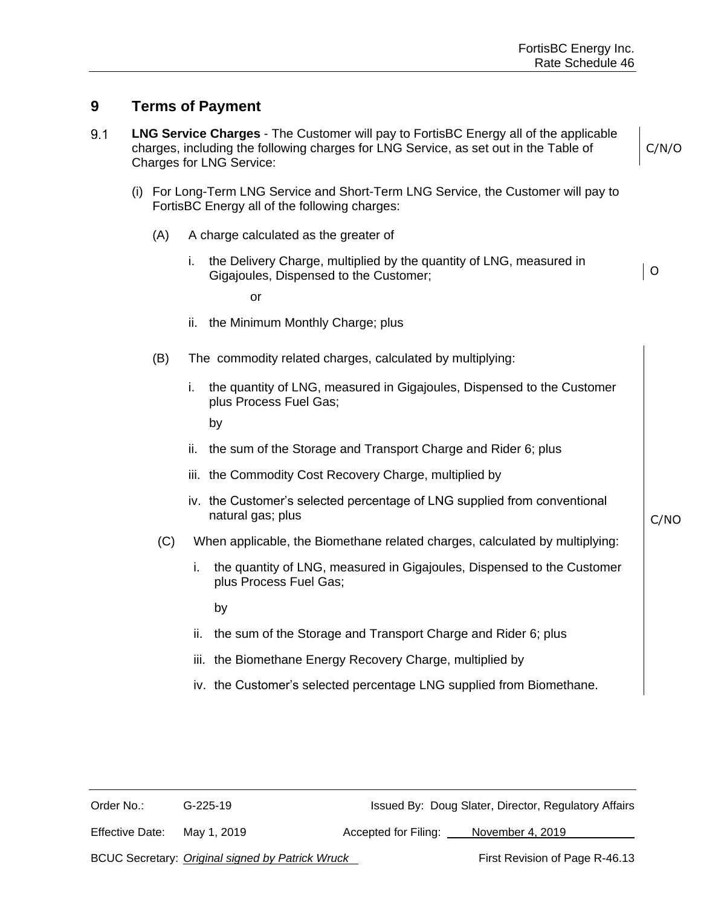## 9 Terms of Payment

9.1 **LNG Service Charges** - The Customer will pay to FortisBC Energy all of the applicable charges, including the following charges for LNG Service, as set out in the Table of Charges for LNG Service: C/N/O

(i) For Long-Term LNG Service and Short-Term LNG Service, the Customer will pay to FortisBC Energy all of the following charges:

(A) A charge calculated as the greater of

i. the Delivery Charge, multiplied by the quantity of LNG, measured in Gigajoules, Dispensed to the Customer; O

or

ii. the Minimum Monthly Charge; plus

(B) The commodity related charges, calculated by multiplying:

i. the quantity of LNG, measured in Gigajoules, Dispensed to the Customer plus Process Fuel Gas;

by

ii. the sum of the Storage and Transport Charge and Rider 6; plus

iii. the Commodity Cost Recovery Charge, multiplied by

iv. the Customer's selected percentage of LNG supplied from conventional natural gas; plus C/NO

(C) When applicable, the Biomethane related charges, calculated by multiplying:

i. the quantity of LNG, measured in Gigajoules, Dispensed to the Customer plus Process Fuel Gas;

by

ii. the sum of the Storage and Transport Charge and Rider 6; plus

iii. the Biomethane Energy Recovery Charge, multiplied by

iv. the Customer's selected percentage LNG supplied from Biomethane.

| | | | |
|---|---|---|---|
| Order No.: | G-225-19 | Issued By: Doug Slater, Director, Regulatory Affairs | |
| Effective Date: | May 1, 2019 | Accepted for Filing: | November 4, 2019 |
| BCUC Secretary: | *Original signed by Patrick Wruck* | First Revision of Page R-46.13 | |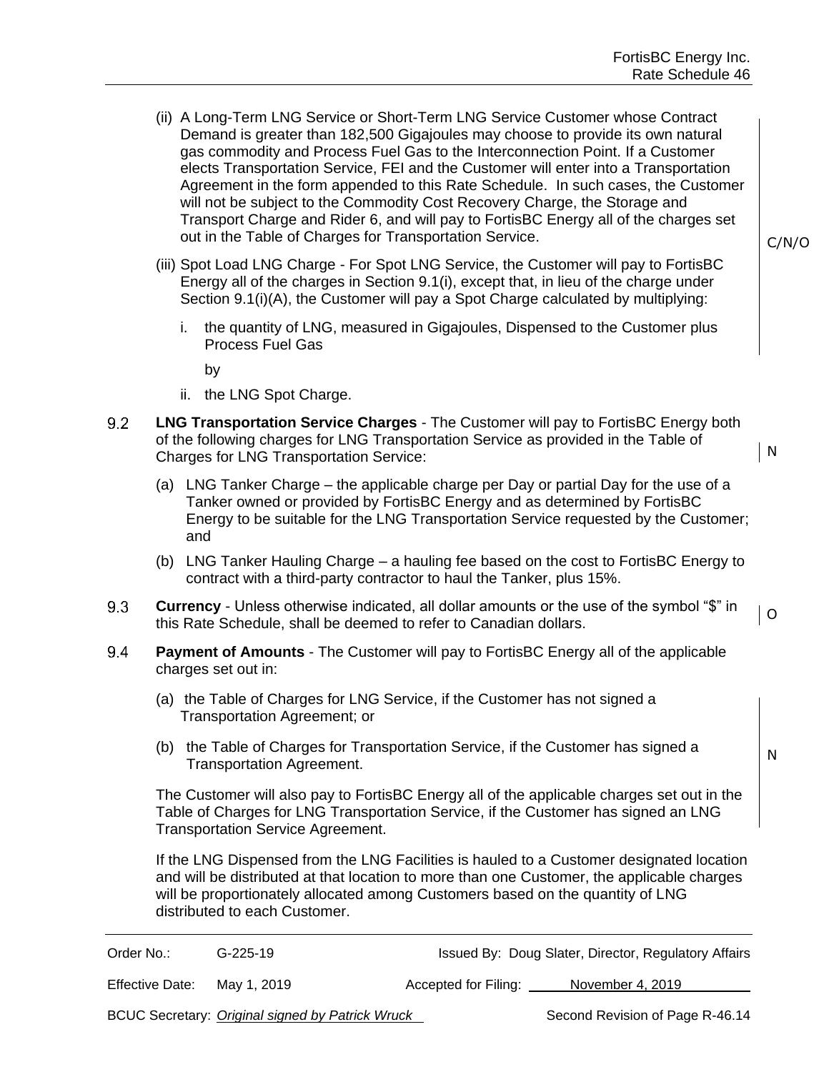(ii) A Long-Term LNG Service or Short-Term LNG Service Customer whose Contract Demand is greater than 182,500 Gigajoules may choose to provide its own natural gas commodity and Process Fuel Gas to the Interconnection Point. If a Customer elects Transportation Service, FEI and the Customer will enter into a Transportation Agreement in the form appended to this Rate Schedule. In such cases, the Customer will not be subject to the Commodity Cost Recovery Charge, the Storage and Transport Charge and Rider 6, and will pay to FortisBC Energy all of the charges set out in the Table of Charges for Transportation Service.

C/N/O

(iii) Spot Load LNG Charge - For Spot LNG Service, the Customer will pay to FortisBC Energy all of the charges in Section 9.1(i), except that, in lieu of the charge under Section 9.1(i)(A), the Customer will pay a Spot Charge calculated by multiplying:

i. the quantity of LNG, measured in Gigajoules, Dispensed to the Customer plus Process Fuel Gas

by

ii. the LNG Spot Charge.

9.2 **LNG Transportation Service Charges** - The Customer will pay to FortisBC Energy both of the following charges for LNG Transportation Service as provided in the Table of Charges for LNG Transportation Service:

N

(a) LNG Tanker Charge – the applicable charge per Day or partial Day for the use of a Tanker owned or provided by FortisBC Energy and as determined by FortisBC Energy to be suitable for the LNG Transportation Service requested by the Customer; and

(b) LNG Tanker Hauling Charge – a hauling fee based on the cost to FortisBC Energy to contract with a third-party contractor to haul the Tanker, plus 15%.

9.3 **Currency** - Unless otherwise indicated, all dollar amounts or the use of the symbol "$" in this Rate Schedule, shall be deemed to refer to Canadian dollars.

O

9.4 **Payment of Amounts** - The Customer will pay to FortisBC Energy all of the applicable charges set out in:

(a) the Table of Charges for LNG Service, if the Customer has not signed a Transportation Agreement; or

(b) the Table of Charges for Transportation Service, if the Customer has signed a Transportation Agreement.

N

The Customer will also pay to FortisBC Energy all of the applicable charges set out in the Table of Charges for LNG Transportation Service, if the Customer has signed an LNG Transportation Service Agreement.

If the LNG Dispensed from the LNG Facilities is hauled to a Customer designated location and will be distributed at that location to more than one Customer, the applicable charges will be proportionately allocated among Customers based on the quantity of LNG distributed to each Customer.

| | | | |
|---|---|---|---|
| Order No.: | G-225-19 | Issued By: Doug Slater, Director, Regulatory Affairs | |
| Effective Date: | May 1, 2019 | Accepted for Filing: | November 4, 2019 |
| BCUC Secretary: | *Original signed by Patrick Wruck* | Second Revision of Page R-46.14 | |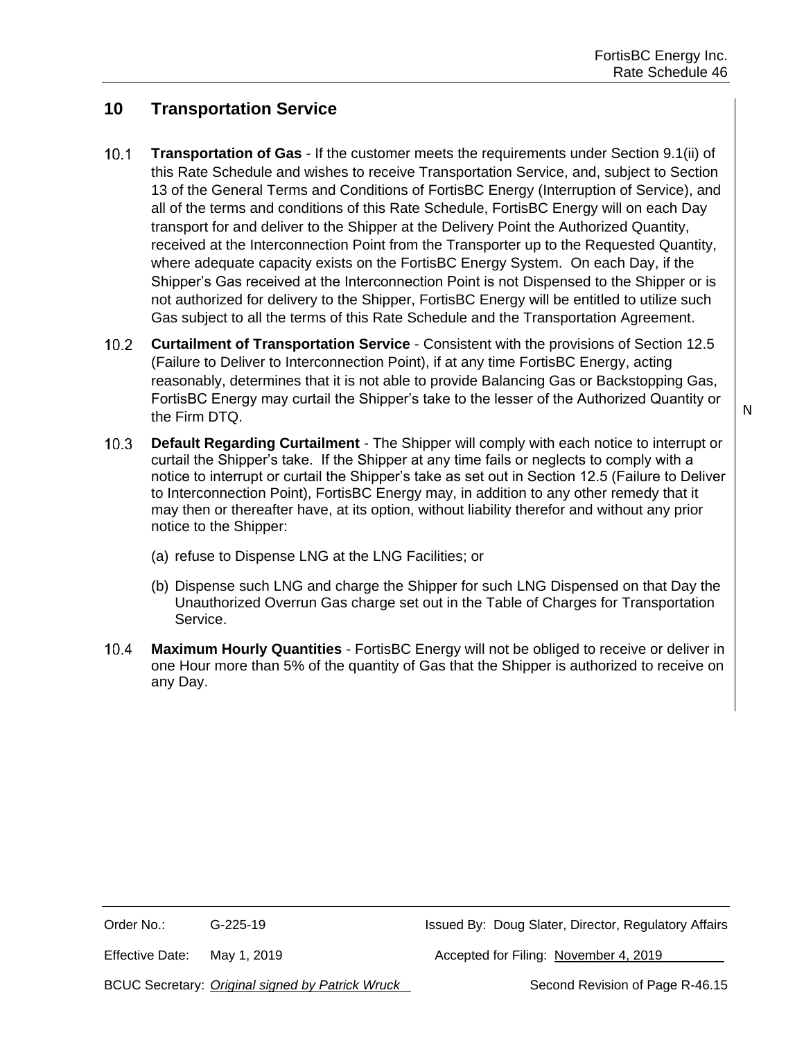## 10 Transportation Service

10.1 **Transportation of Gas** - If the customer meets the requirements under Section 9.1(ii) of this Rate Schedule and wishes to receive Transportation Service, and, subject to Section 13 of the General Terms and Conditions of FortisBC Energy (Interruption of Service), and all of the terms and conditions of this Rate Schedule, FortisBC Energy will on each Day transport for and deliver to the Shipper at the Delivery Point the Authorized Quantity, received at the Interconnection Point from the Transporter up to the Requested Quantity, where adequate capacity exists on the FortisBC Energy System. On each Day, if the Shipper's Gas received at the Interconnection Point is not Dispensed to the Shipper or is not authorized for delivery to the Shipper, FortisBC Energy will be entitled to utilize such Gas subject to all the terms of this Rate Schedule and the Transportation Agreement.

10.2 **Curtailment of Transportation Service** - Consistent with the provisions of Section 12.5 (Failure to Deliver to Interconnection Point), if at any time FortisBC Energy, acting reasonably, determines that it is not able to provide Balancing Gas or Backstopping Gas, FortisBC Energy may curtail the Shipper's take to the lesser of the Authorized Quantity or the Firm DTQ.

10.3 **Default Regarding Curtailment** - The Shipper will comply with each notice to interrupt or curtail the Shipper's take. If the Shipper at any time fails or neglects to comply with a notice to interrupt or curtail the Shipper's take as set out in Section 12.5 (Failure to Deliver to Interconnection Point), FortisBC Energy may, in addition to any other remedy that it may then or thereafter have, at its option, without liability therefor and without any prior notice to the Shipper:

(a) refuse to Dispense LNG at the LNG Facilities; or

(b) Dispense such LNG and charge the Shipper for such LNG Dispensed on that Day the Unauthorized Overrun Gas charge set out in the Table of Charges for Transportation Service.

10.4 **Maximum Hourly Quantities** - FortisBC Energy will not be obliged to receive or deliver in one Hour more than 5% of the quantity of Gas that the Shipper is authorized to receive on any Day.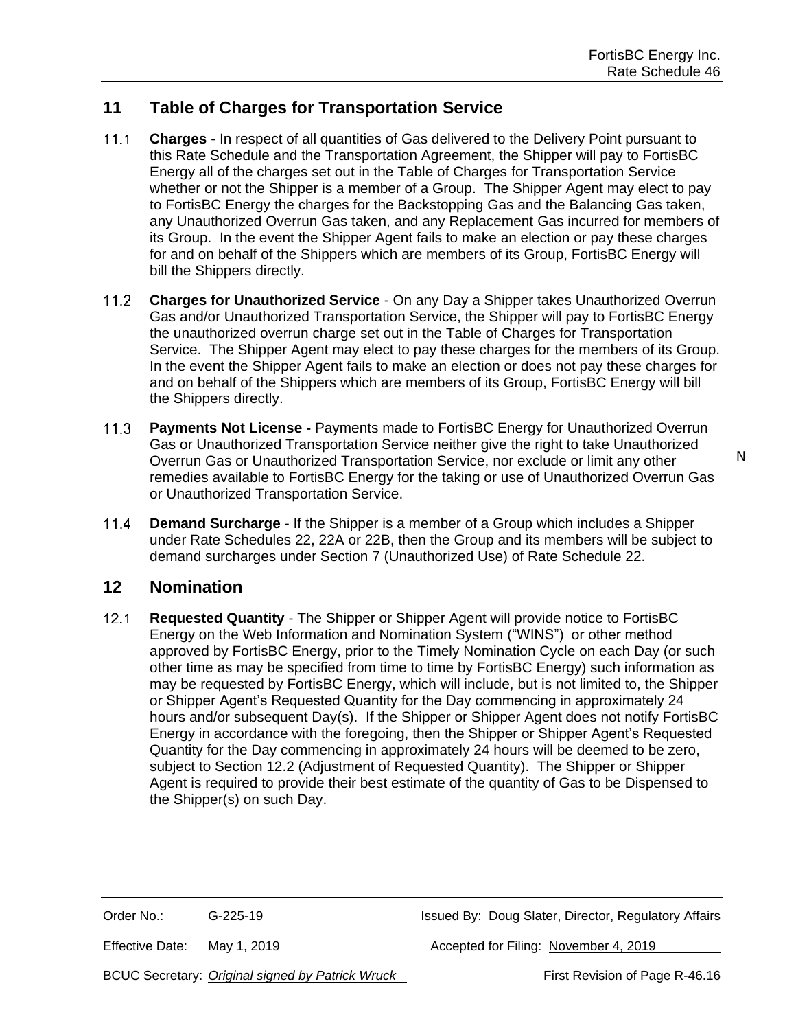## 11 Table of Charges for Transportation Service

11.1 **Charges** - In respect of all quantities of Gas delivered to the Delivery Point pursuant to this Rate Schedule and the Transportation Agreement, the Shipper will pay to FortisBC Energy all of the charges set out in the Table of Charges for Transportation Service whether or not the Shipper is a member of a Group. The Shipper Agent may elect to pay to FortisBC Energy the charges for the Backstopping Gas and the Balancing Gas taken, any Unauthorized Overrun Gas taken, and any Replacement Gas incurred for members of its Group. In the event the Shipper Agent fails to make an election or pay these charges for and on behalf of the Shippers which are members of its Group, FortisBC Energy will bill the Shippers directly.

11.2 **Charges for Unauthorized Service** - On any Day a Shipper takes Unauthorized Overrun Gas and/or Unauthorized Transportation Service, the Shipper will pay to FortisBC Energy the unauthorized overrun charge set out in the Table of Charges for Transportation Service. The Shipper Agent may elect to pay these charges for the members of its Group. In the event the Shipper Agent fails to make an election or does not pay these charges for and on behalf of the Shippers which are members of its Group, FortisBC Energy will bill the Shippers directly.

11.3 **Payments Not License -** Payments made to FortisBC Energy for Unauthorized Overrun Gas or Unauthorized Transportation Service neither give the right to take Unauthorized Overrun Gas or Unauthorized Transportation Service, nor exclude or limit any other remedies available to FortisBC Energy for the taking or use of Unauthorized Overrun Gas or Unauthorized Transportation Service.

N

11.4 **Demand Surcharge** - If the Shipper is a member of a Group which includes a Shipper under Rate Schedules 22, 22A or 22B, then the Group and its members will be subject to demand surcharges under Section 7 (Unauthorized Use) of Rate Schedule 22.

## 12 Nomination

12.1 **Requested Quantity** - The Shipper or Shipper Agent will provide notice to FortisBC Energy on the Web Information and Nomination System ("WINS") or other method approved by FortisBC Energy, prior to the Timely Nomination Cycle on each Day (or such other time as may be specified from time to time by FortisBC Energy) such information as may be requested by FortisBC Energy, which will include, but is not limited to, the Shipper or Shipper Agent's Requested Quantity for the Day commencing in approximately 24 hours and/or subsequent Day(s). If the Shipper or Shipper Agent does not notify FortisBC Energy in accordance with the foregoing, then the Shipper or Shipper Agent's Requested Quantity for the Day commencing in approximately 24 hours will be deemed to be zero, subject to Section 12.2 (Adjustment of Requested Quantity). The Shipper or Shipper Agent is required to provide their best estimate of the quantity of Gas to be Dispensed to the Shipper(s) on such Day.

| | | | |
|---|---|---|---|
| Order No.: | G-225-19 | Issued By: Doug Slater, Director, Regulatory Affairs | |
| Effective Date: | May 1, 2019 | Accepted for Filing: November 4, 2019 | |
| BCUC Secretary: | *Original signed by Patrick Wruck* | | First Revision of Page R-46.16 |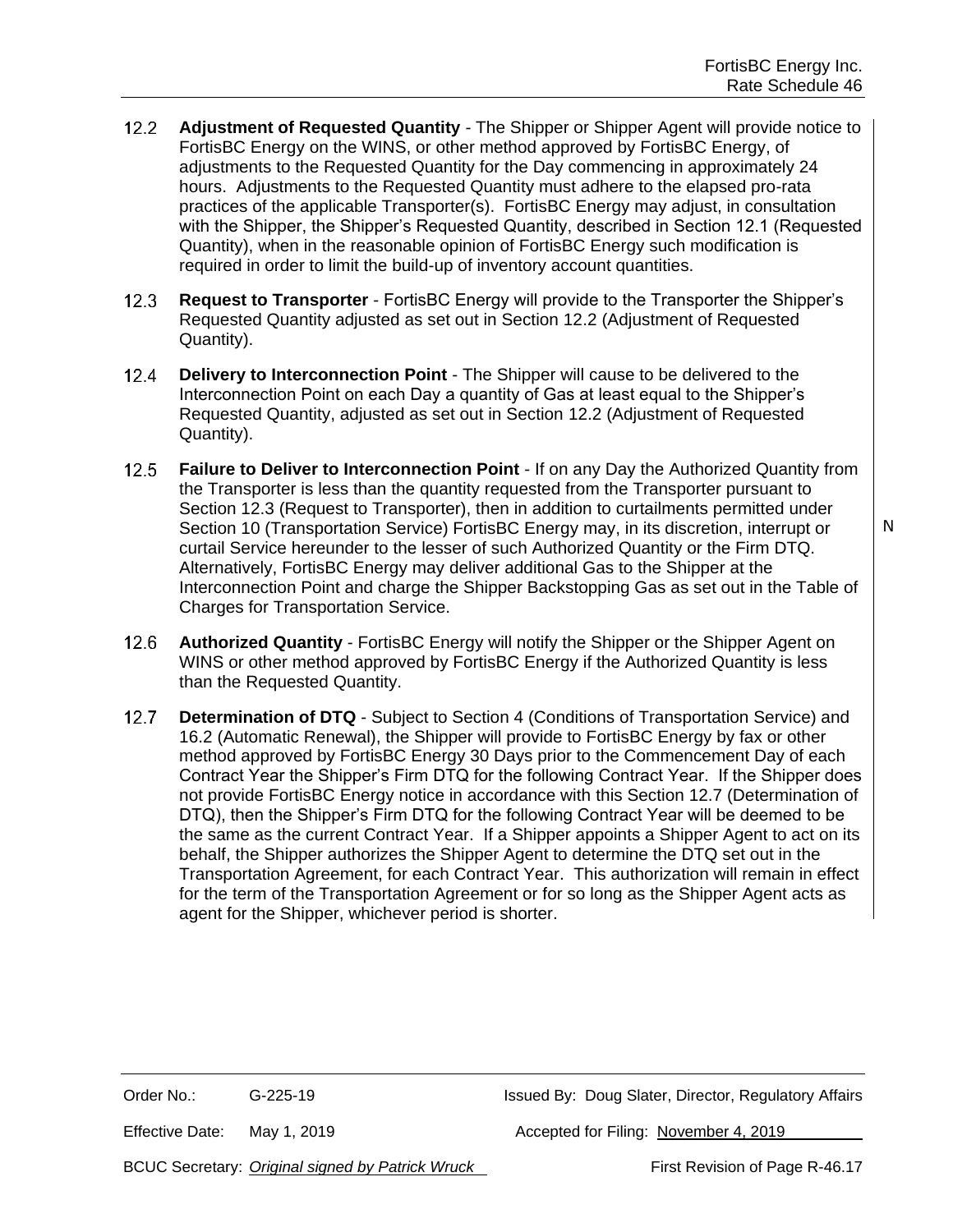12.2 **Adjustment of Requested Quantity** - The Shipper or Shipper Agent will provide notice to FortisBC Energy on the WINS, or other method approved by FortisBC Energy, of adjustments to the Requested Quantity for the Day commencing in approximately 24 hours. Adjustments to the Requested Quantity must adhere to the elapsed pro-rata practices of the applicable Transporter(s). FortisBC Energy may adjust, in consultation with the Shipper, the Shipper's Requested Quantity, described in Section 12.1 (Requested Quantity), when in the reasonable opinion of FortisBC Energy such modification is required in order to limit the build-up of inventory account quantities.

12.3 **Request to Transporter** - FortisBC Energy will provide to the Transporter the Shipper's Requested Quantity adjusted as set out in Section 12.2 (Adjustment of Requested Quantity).

12.4 **Delivery to Interconnection Point** - The Shipper will cause to be delivered to the Interconnection Point on each Day a quantity of Gas at least equal to the Shipper's Requested Quantity, adjusted as set out in Section 12.2 (Adjustment of Requested Quantity).

12.5 **Failure to Deliver to Interconnection Point** - If on any Day the Authorized Quantity from the Transporter is less than the quantity requested from the Transporter pursuant to Section 12.3 (Request to Transporter), then in addition to curtailments permitted under Section 10 (Transportation Service) FortisBC Energy may, in its discretion, interrupt or curtail Service hereunder to the lesser of such Authorized Quantity or the Firm DTQ. Alternatively, FortisBC Energy may deliver additional Gas to the Shipper at the Interconnection Point and charge the Shipper Backstopping Gas as set out in the Table of Charges for Transportation Service.

N

12.6 **Authorized Quantity** - FortisBC Energy will notify the Shipper or the Shipper Agent on WINS or other method approved by FortisBC Energy if the Authorized Quantity is less than the Requested Quantity.

12.7 **Determination of DTQ** - Subject to Section 4 (Conditions of Transportation Service) and 16.2 (Automatic Renewal), the Shipper will provide to FortisBC Energy by fax or other method approved by FortisBC Energy 30 Days prior to the Commencement Day of each Contract Year the Shipper's Firm DTQ for the following Contract Year. If the Shipper does not provide FortisBC Energy notice in accordance with this Section 12.7 (Determination of DTQ), then the Shipper's Firm DTQ for the following Contract Year will be deemed to be the same as the current Contract Year. If a Shipper appoints a Shipper Agent to act on its behalf, the Shipper authorizes the Shipper Agent to determine the DTQ set out in the Transportation Agreement, for each Contract Year. This authorization will remain in effect for the term of the Transportation Agreement or for so long as the Shipper Agent acts as agent for the Shipper, whichever period is shorter.

Order No.: G-225-19 | Issued By: Doug Slater, Director, Regulatory Affairs

Effective Date: May 1, 2019 | Accepted for Filing: November 4, 2019

BCUC Secretary: *Original signed by Patrick Wruck* | First Revision of Page R-46.17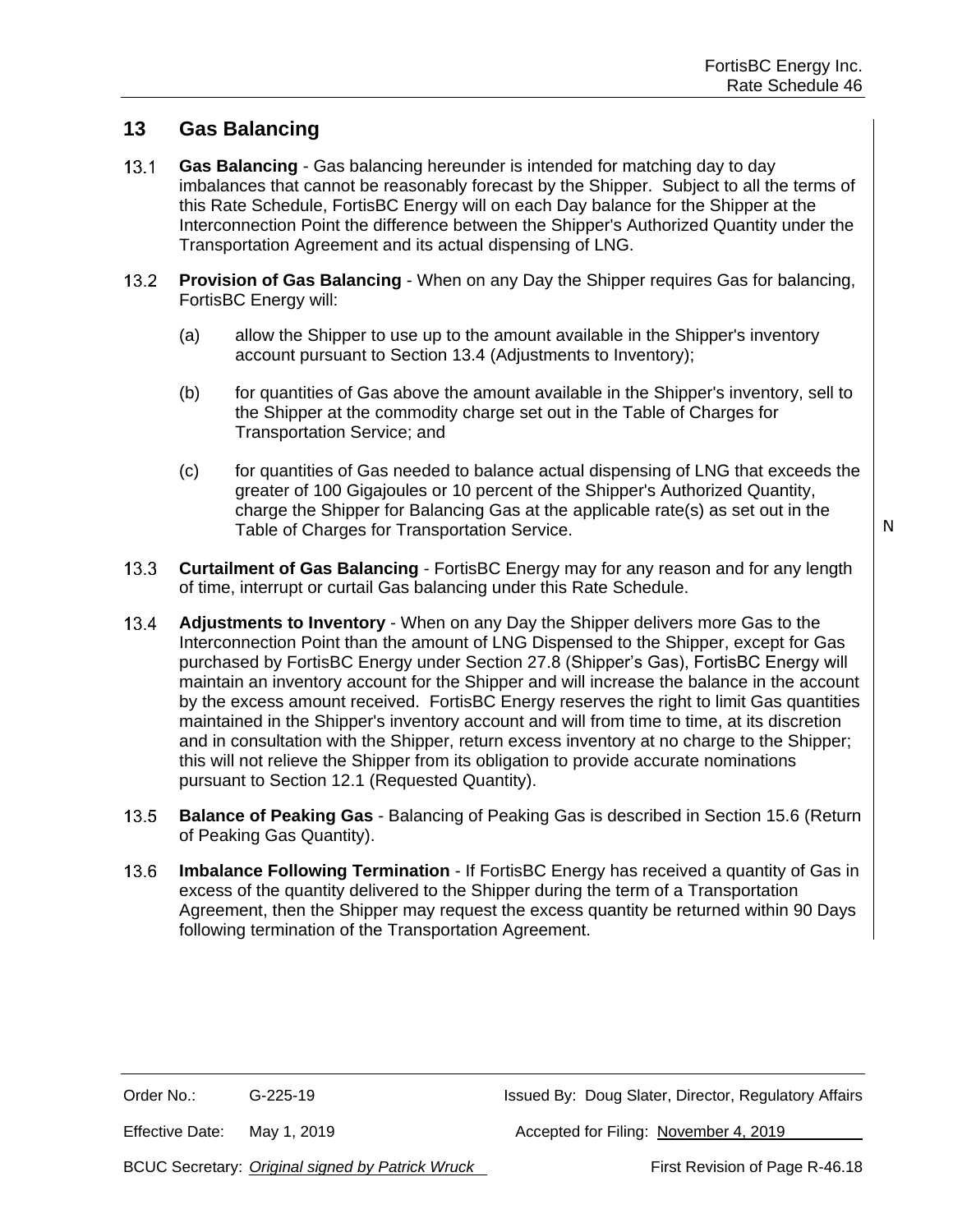## 13 Gas Balancing

13.1 **Gas Balancing** - Gas balancing hereunder is intended for matching day to day imbalances that cannot be reasonably forecast by the Shipper. Subject to all the terms of this Rate Schedule, FortisBC Energy will on each Day balance for the Shipper at the Interconnection Point the difference between the Shipper's Authorized Quantity under the Transportation Agreement and its actual dispensing of LNG.

13.2 **Provision of Gas Balancing** - When on any Day the Shipper requires Gas for balancing, FortisBC Energy will:

(a) allow the Shipper to use up to the amount available in the Shipper's inventory account pursuant to Section 13.4 (Adjustments to Inventory);

(b) for quantities of Gas above the amount available in the Shipper's inventory, sell to the Shipper at the commodity charge set out in the Table of Charges for Transportation Service; and

(c) for quantities of Gas needed to balance actual dispensing of LNG that exceeds the greater of 100 Gigajoules or 10 percent of the Shipper's Authorized Quantity, charge the Shipper for Balancing Gas at the applicable rate(s) as set out in the Table of Charges for Transportation Service.

13.3 **Curtailment of Gas Balancing** - FortisBC Energy may for any reason and for any length of time, interrupt or curtail Gas balancing under this Rate Schedule.

13.4 **Adjustments to Inventory** - When on any Day the Shipper delivers more Gas to the Interconnection Point than the amount of LNG Dispensed to the Shipper, except for Gas purchased by FortisBC Energy under Section 27.8 (Shipper's Gas), FortisBC Energy will maintain an inventory account for the Shipper and will increase the balance in the account by the excess amount received. FortisBC Energy reserves the right to limit Gas quantities maintained in the Shipper's inventory account and will from time to time, at its discretion and in consultation with the Shipper, return excess inventory at no charge to the Shipper; this will not relieve the Shipper from its obligation to provide accurate nominations pursuant to Section 12.1 (Requested Quantity).

13.5 **Balance of Peaking Gas** - Balancing of Peaking Gas is described in Section 15.6 (Return of Peaking Gas Quantity).

13.6 **Imbalance Following Termination** - If FortisBC Energy has received a quantity of Gas in excess of the quantity delivered to the Shipper during the term of a Transportation Agreement, then the Shipper may request the excess quantity be returned within 90 Days following termination of the Transportation Agreement.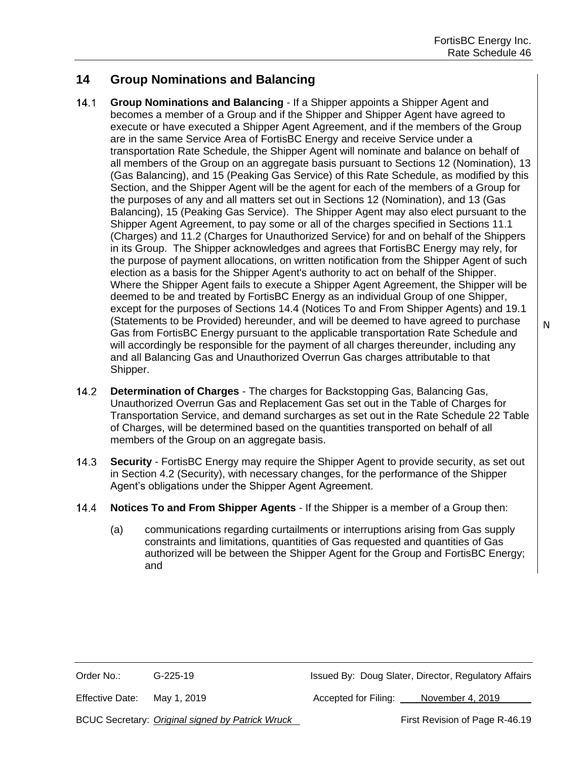## 14 Group Nominations and Balancing

14.1 **Group Nominations and Balancing** - If a Shipper appoints a Shipper Agent and becomes a member of a Group and if the Shipper and Shipper Agent have agreed to execute or have executed a Shipper Agent Agreement, and if the members of the Group are in the same Service Area of FortisBC Energy and receive Service under a transportation Rate Schedule, the Shipper Agent will nominate and balance on behalf of all members of the Group on an aggregate basis pursuant to Sections 12 (Nomination), 13 (Gas Balancing), and 15 (Peaking Gas Service) of this Rate Schedule, as modified by this Section, and the Shipper Agent will be the agent for each of the members of a Group for the purposes of any and all matters set out in Sections 12 (Nomination), and 13 (Gas Balancing), 15 (Peaking Gas Service). The Shipper Agent may also elect pursuant to the Shipper Agent Agreement, to pay some or all of the charges specified in Sections 11.1 (Charges) and 11.2 (Charges for Unauthorized Service) for and on behalf of the Shippers in its Group. The Shipper acknowledges and agrees that FortisBC Energy may rely, for the purpose of payment allocations, on written notification from the Shipper Agent of such election as a basis for the Shipper Agent's authority to act on behalf of the Shipper. Where the Shipper Agent fails to execute a Shipper Agent Agreement, the Shipper will be deemed to be and treated by FortisBC Energy as an individual Group of one Shipper, except for the purposes of Sections 14.4 (Notices To and From Shipper Agents) and 19.1 (Statements to be Provided) hereunder, and will be deemed to have agreed to purchase Gas from FortisBC Energy pursuant to the applicable transportation Rate Schedule and will accordingly be responsible for the payment of all charges thereunder, including any and all Balancing Gas and Unauthorized Overrun Gas charges attributable to that Shipper.

N

14.2 **Determination of Charges** - The charges for Backstopping Gas, Balancing Gas, Unauthorized Overrun Gas and Replacement Gas set out in the Table of Charges for Transportation Service, and demand surcharges as set out in the Rate Schedule 22 Table of Charges, will be determined based on the quantities transported on behalf of all members of the Group on an aggregate basis.

14.3 **Security** - FortisBC Energy may require the Shipper Agent to provide security, as set out in Section 4.2 (Security), with necessary changes, for the performance of the Shipper Agent's obligations under the Shipper Agent Agreement.

14.4 **Notices To and From Shipper Agents** - If the Shipper is a member of a Group then:

(a) communications regarding curtailments or interruptions arising from Gas supply constraints and limitations, quantities of Gas requested and quantities of Gas authorized will be between the Shipper Agent for the Group and FortisBC Energy; and

| Order No.: G-225-19 | Issued By: Doug Slater, Director, Regulatory Affairs |
| --- | --- |
| Effective Date: May 1, 2019 | Accepted for Filing: November 4, 2019 |
| BCUC Secretary: *Original signed by Patrick Wruck* | First Revision of Page R-46.19 |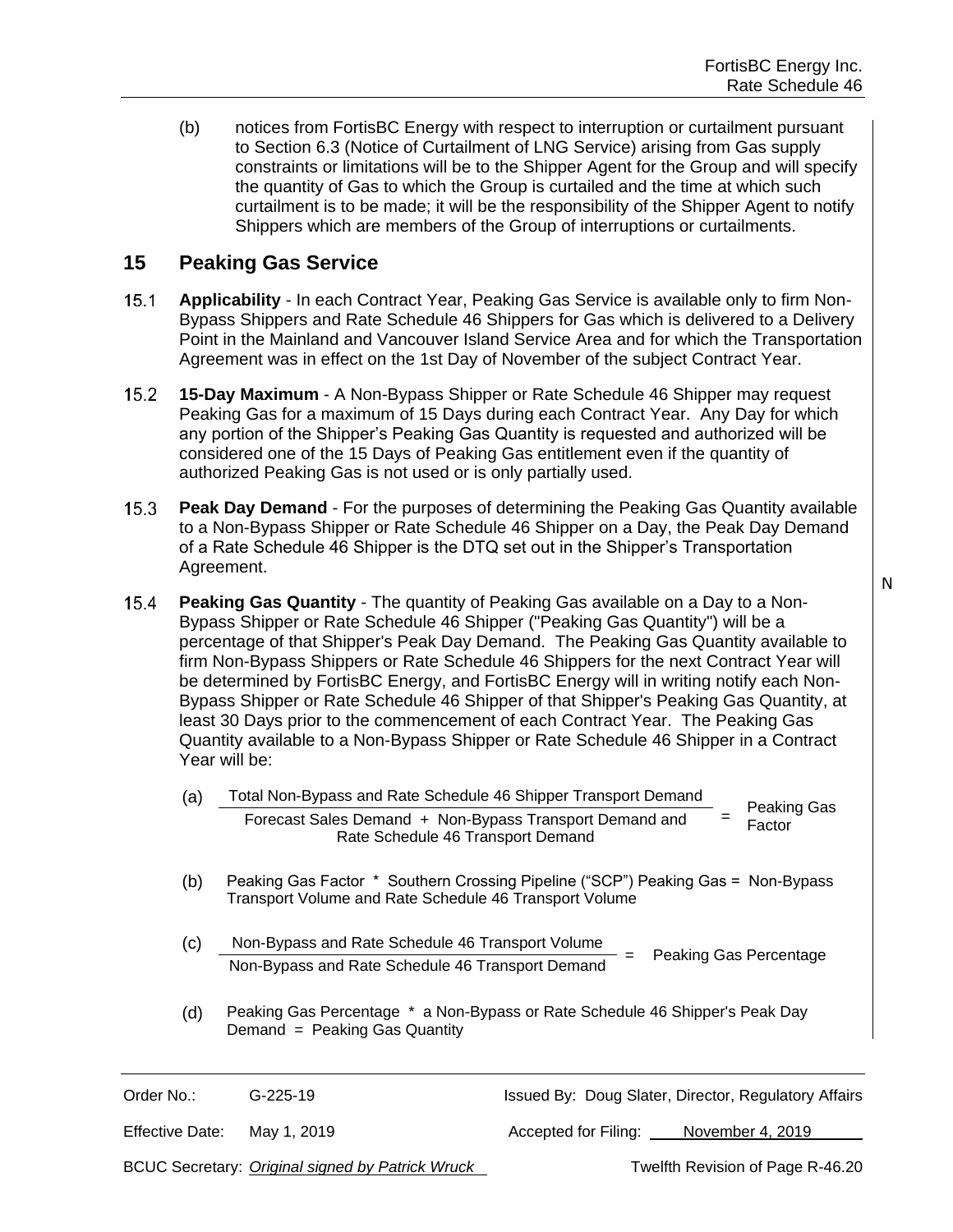(b) notices from FortisBC Energy with respect to interruption or curtailment pursuant to Section 6.3 (Notice of Curtailment of LNG Service) arising from Gas supply constraints or limitations will be to the Shipper Agent for the Group and will specify the quantity of Gas to which the Group is curtailed and the time at which such curtailment is to be made; it will be the responsibility of the Shipper Agent to notify Shippers which are members of the Group of interruptions or curtailments.

## 15 Peaking Gas Service

15.1 **Applicability** - In each Contract Year, Peaking Gas Service is available only to firm Non-Bypass Shippers and Rate Schedule 46 Shippers for Gas which is delivered to a Delivery Point in the Mainland and Vancouver Island Service Area and for which the Transportation Agreement was in effect on the 1st Day of November of the subject Contract Year.

15.2 **15-Day Maximum** - A Non-Bypass Shipper or Rate Schedule 46 Shipper may request Peaking Gas for a maximum of 15 Days during each Contract Year. Any Day for which any portion of the Shipper's Peaking Gas Quantity is requested and authorized will be considered one of the 15 Days of Peaking Gas entitlement even if the quantity of authorized Peaking Gas is not used or is only partially used.

15.3 **Peak Day Demand** - For the purposes of determining the Peaking Gas Quantity available to a Non-Bypass Shipper or Rate Schedule 46 Shipper on a Day, the Peak Day Demand of a Rate Schedule 46 Shipper is the DTQ set out in the Shipper's Transportation Agreement.

15.4 **Peaking Gas Quantity** - The quantity of Peaking Gas available on a Day to a Non-Bypass Shipper or Rate Schedule 46 Shipper ("Peaking Gas Quantity") will be a percentage of that Shipper's Peak Day Demand. The Peaking Gas Quantity available to firm Non-Bypass Shippers or Rate Schedule 46 Shippers for the next Contract Year will be determined by FortisBC Energy, and FortisBC Energy will in writing notify each Non-Bypass Shipper or Rate Schedule 46 Shipper of that Shipper's Peaking Gas Quantity, at least 30 Days prior to the commencement of each Contract Year. The Peaking Gas Quantity available to a Non-Bypass Shipper or Rate Schedule 46 Shipper in a Contract Year will be:

(a) $$\frac{\text{Total Non-Bypass and Rate Schedule 46 Shipper Transport Demand}}{\text{Forecast Sales Demand + Non-Bypass Transport Demand and Rate Schedule 46 Transport Demand}} = \text{Peaking Gas Factor}$$

(b) Peaking Gas Factor * Southern Crossing Pipeline ("SCP") Peaking Gas = Non-Bypass Transport Volume and Rate Schedule 46 Transport Volume

(c) $$\frac{\text{Non-Bypass and Rate Schedule 46 Transport Volume}}{\text{Non-Bypass and Rate Schedule 46 Transport Demand}} = \text{Peaking Gas Percentage}$$

(d) Peaking Gas Percentage * a Non-Bypass or Rate Schedule 46 Shipper's Peak Day Demand = Peaking Gas Quantity

N

| Order No.: | G-225-19 | Issued By: Doug Slater, Director, Regulatory Affairs |
|---|---|---|
| Effective Date: | May 1, 2019 | Accepted for Filing: November 4, 2019 |
| BCUC Secretary: | *Original signed by Patrick Wruck* | Twelfth Revision of Page R-46.20 |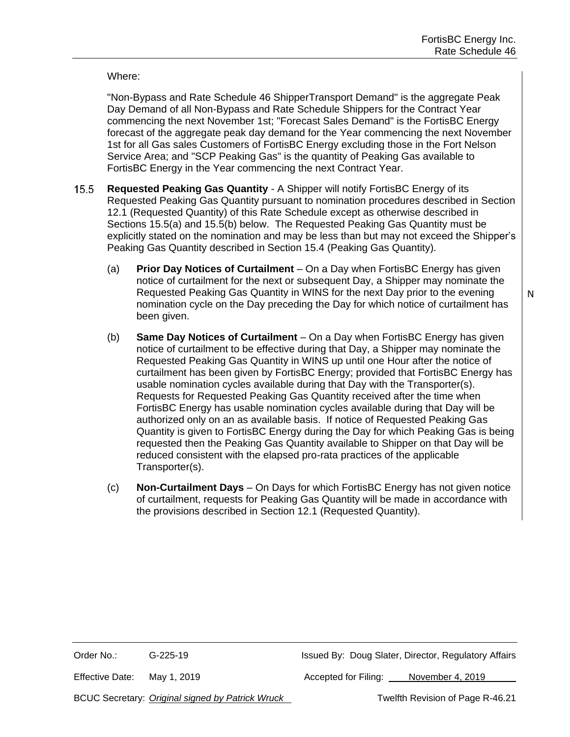Where:

"Non-Bypass and Rate Schedule 46 ShipperTransport Demand" is the aggregate Peak Day Demand of all Non-Bypass and Rate Schedule Shippers for the Contract Year commencing the next November 1st; "Forecast Sales Demand" is the FortisBC Energy forecast of the aggregate peak day demand for the Year commencing the next November 1st for all Gas sales Customers of FortisBC Energy excluding those in the Fort Nelson Service Area; and "SCP Peaking Gas" is the quantity of Peaking Gas available to FortisBC Energy in the Year commencing the next Contract Year.

15.5 **Requested Peaking Gas Quantity** - A Shipper will notify FortisBC Energy of its Requested Peaking Gas Quantity pursuant to nomination procedures described in Section 12.1 (Requested Quantity) of this Rate Schedule except as otherwise described in Sections 15.5(a) and 15.5(b) below. The Requested Peaking Gas Quantity must be explicitly stated on the nomination and may be less than but may not exceed the Shipper's Peaking Gas Quantity described in Section 15.4 (Peaking Gas Quantity).

(a) **Prior Day Notices of Curtailment** – On a Day when FortisBC Energy has given notice of curtailment for the next or subsequent Day, a Shipper may nominate the Requested Peaking Gas Quantity in WINS for the next Day prior to the evening nomination cycle on the Day preceding the Day for which notice of curtailment has been given.

(b) **Same Day Notices of Curtailment** – On a Day when FortisBC Energy has given notice of curtailment to be effective during that Day, a Shipper may nominate the Requested Peaking Gas Quantity in WINS up until one Hour after the notice of curtailment has been given by FortisBC Energy; provided that FortisBC Energy has usable nomination cycles available during that Day with the Transporter(s). Requests for Requested Peaking Gas Quantity received after the time when FortisBC Energy has usable nomination cycles available during that Day will be authorized only on an as available basis. If notice of Requested Peaking Gas Quantity is given to FortisBC Energy during the Day for which Peaking Gas is being requested then the Peaking Gas Quantity available to Shipper on that Day will be reduced consistent with the elapsed pro-rata practices of the applicable Transporter(s).

(c) **Non-Curtailment Days** – On Days for which FortisBC Energy has not given notice of curtailment, requests for Peaking Gas Quantity will be made in accordance with the provisions described in Section 12.1 (Requested Quantity).

N

| Order No.: | G-225-19 | Issued By: Doug Slater, Director, Regulatory Affairs |
|---|---|---|
| Effective Date: | May 1, 2019 | Accepted for Filing: November 4, 2019 |
| BCUC Secretary: | *Original signed by Patrick Wruck* | Twelfth Revision of Page R-46.21 |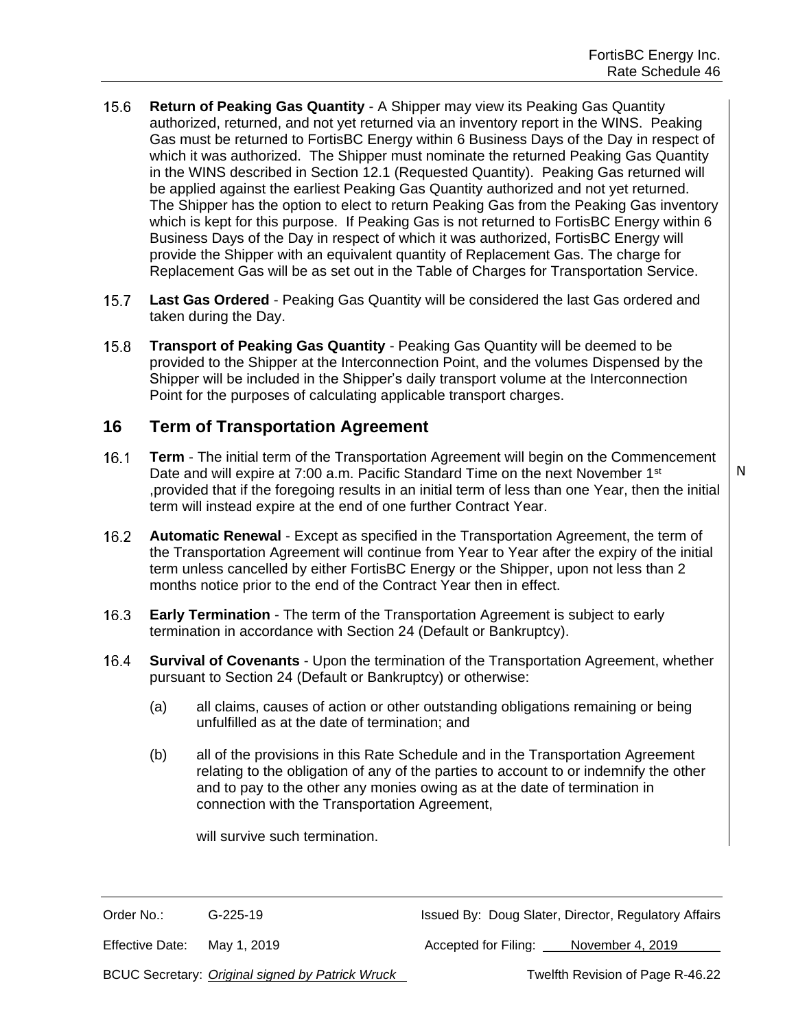15.6 **Return of Peaking Gas Quantity** - A Shipper may view its Peaking Gas Quantity authorized, returned, and not yet returned via an inventory report in the WINS. Peaking Gas must be returned to FortisBC Energy within 6 Business Days of the Day in respect of which it was authorized. The Shipper must nominate the returned Peaking Gas Quantity in the WINS described in Section 12.1 (Requested Quantity). Peaking Gas returned will be applied against the earliest Peaking Gas Quantity authorized and not yet returned. The Shipper has the option to elect to return Peaking Gas from the Peaking Gas inventory which is kept for this purpose. If Peaking Gas is not returned to FortisBC Energy within 6 Business Days of the Day in respect of which it was authorized, FortisBC Energy will provide the Shipper with an equivalent quantity of Replacement Gas. The charge for Replacement Gas will be as set out in the Table of Charges for Transportation Service.

15.7 **Last Gas Ordered** - Peaking Gas Quantity will be considered the last Gas ordered and taken during the Day.

15.8 **Transport of Peaking Gas Quantity** - Peaking Gas Quantity will be deemed to be provided to the Shipper at the Interconnection Point, and the volumes Dispensed by the Shipper will be included in the Shipper's daily transport volume at the Interconnection Point for the purposes of calculating applicable transport charges.

## 16 Term of Transportation Agreement

16.1 **Term** - The initial term of the Transportation Agreement will begin on the Commencement Date and will expire at 7:00 a.m. Pacific Standard Time on the next November 1st ,provided that if the foregoing results in an initial term of less than one Year, then the initial term will instead expire at the end of one further Contract Year.

N

16.2 **Automatic Renewal** - Except as specified in the Transportation Agreement, the term of the Transportation Agreement will continue from Year to Year after the expiry of the initial term unless cancelled by either FortisBC Energy or the Shipper, upon not less than 2 months notice prior to the end of the Contract Year then in effect.

16.3 **Early Termination** - The term of the Transportation Agreement is subject to early termination in accordance with Section 24 (Default or Bankruptcy).

16.4 **Survival of Covenants** - Upon the termination of the Transportation Agreement, whether pursuant to Section 24 (Default or Bankruptcy) or otherwise:

(a) all claims, causes of action or other outstanding obligations remaining or being unfulfilled as at the date of termination; and

(b) all of the provisions in this Rate Schedule and in the Transportation Agreement relating to the obligation of any of the parties to account to or indemnify the other and to pay to the other any monies owing as at the date of termination in connection with the Transportation Agreement,

will survive such termination.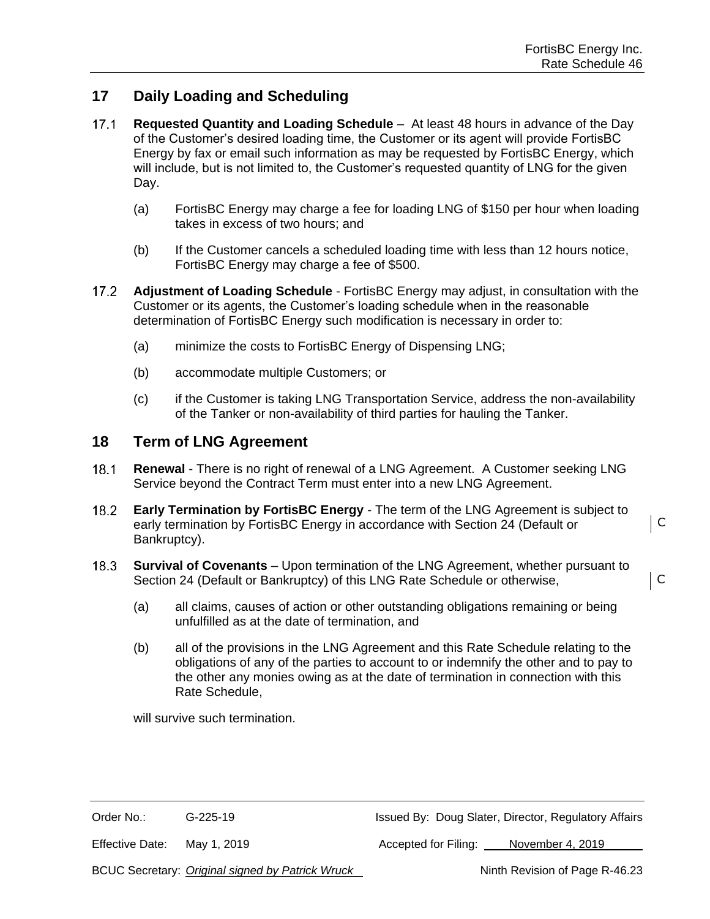## 17 Daily Loading and Scheduling

17.1 **Requested Quantity and Loading Schedule** – At least 48 hours in advance of the Day of the Customer's desired loading time, the Customer or its agent will provide FortisBC Energy by fax or email such information as may be requested by FortisBC Energy, which will include, but is not limited to, the Customer's requested quantity of LNG for the given Day.

(a) FortisBC Energy may charge a fee for loading LNG of $150 per hour when loading takes in excess of two hours; and

(b) If the Customer cancels a scheduled loading time with less than 12 hours notice, FortisBC Energy may charge a fee of $500.

17.2 **Adjustment of Loading Schedule** - FortisBC Energy may adjust, in consultation with the Customer or its agents, the Customer's loading schedule when in the reasonable determination of FortisBC Energy such modification is necessary in order to:

(a) minimize the costs to FortisBC Energy of Dispensing LNG;

(b) accommodate multiple Customers; or

(c) if the Customer is taking LNG Transportation Service, address the non-availability of the Tanker or non-availability of third parties for hauling the Tanker.

## 18 Term of LNG Agreement

18.1 **Renewal** - There is no right of renewal of a LNG Agreement. A Customer seeking LNG Service beyond the Contract Term must enter into a new LNG Agreement.

18.2 **Early Termination by FortisBC Energy** - The term of the LNG Agreement is subject to early termination by FortisBC Energy in accordance with Section 24 (Default or Bankruptcy). | C

18.3 **Survival of Covenants** – Upon termination of the LNG Agreement, whether pursuant to Section 24 (Default or Bankruptcy) of this LNG Rate Schedule or otherwise, | C

(a) all claims, causes of action or other outstanding obligations remaining or being unfulfilled as at the date of termination, and

(b) all of the provisions in the LNG Agreement and this Rate Schedule relating to the obligations of any of the parties to account to or indemnify the other and to pay to the other any monies owing as at the date of termination in connection with this Rate Schedule,

will survive such termination.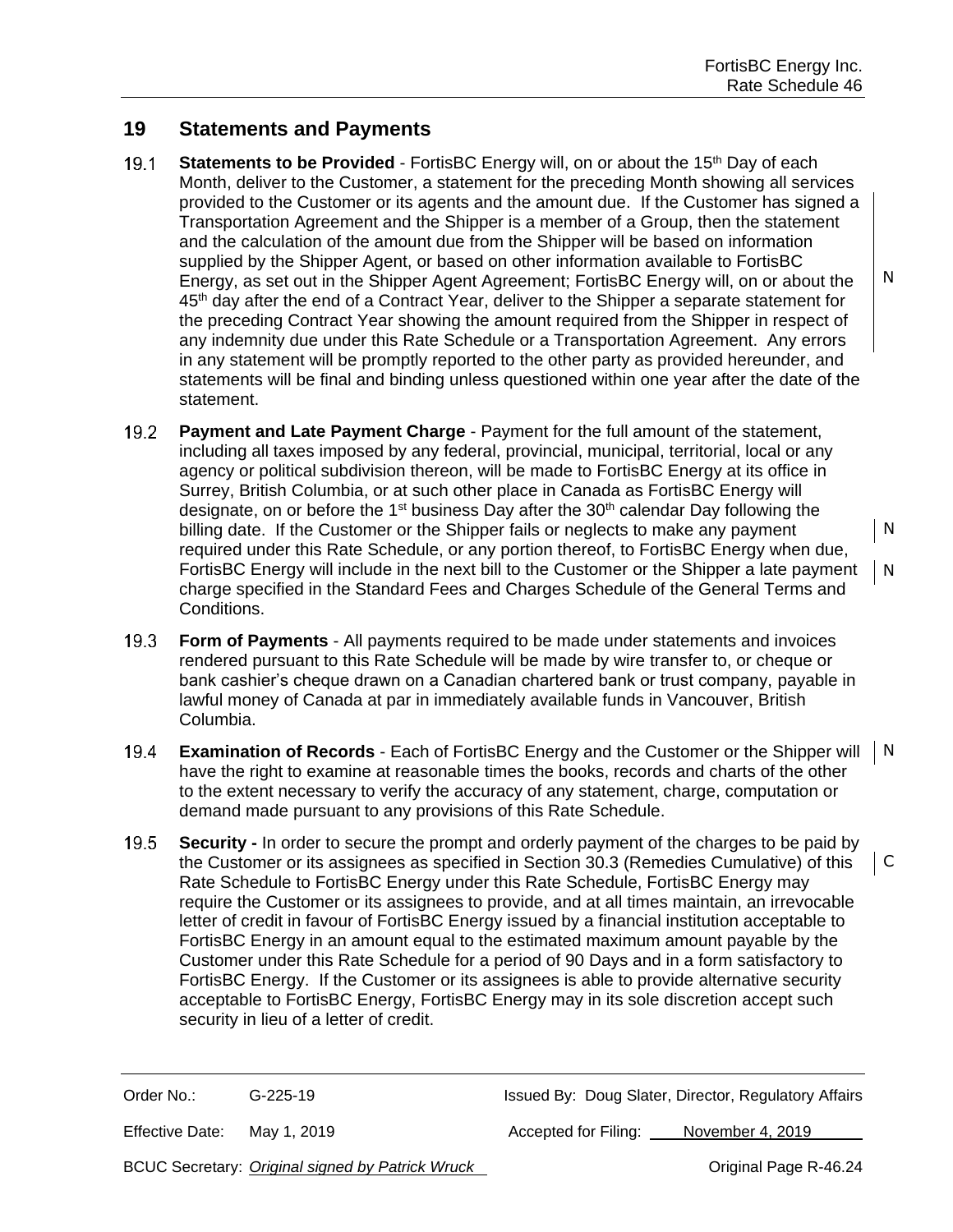## 19 Statements and Payments

19.1 **Statements to be Provided** - FortisBC Energy will, on or about the 15th Day of each Month, deliver to the Customer, a statement for the preceding Month showing all services provided to the Customer or its agents and the amount due. If the Customer has signed a Transportation Agreement and the Shipper is a member of a Group, then the statement and the calculation of the amount due from the Shipper will be based on information supplied by the Shipper Agent, or based on other information available to FortisBC Energy, as set out in the Shipper Agent Agreement; FortisBC Energy will, on or about the 45th day after the end of a Contract Year, deliver to the Shipper a separate statement for the preceding Contract Year showing the amount required from the Shipper in respect of any indemnity due under this Rate Schedule or a Transportation Agreement. Any errors in any statement will be promptly reported to the other party as provided hereunder, and statements will be final and binding unless questioned within one year after the date of the statement.

19.2 **Payment and Late Payment Charge** - Payment for the full amount of the statement, including all taxes imposed by any federal, provincial, municipal, territorial, local or any agency or political subdivision thereon, will be made to FortisBC Energy at its office in Surrey, British Columbia, or at such other place in Canada as FortisBC Energy will designate, on or before the 1st business Day after the 30th calendar Day following the billing date. If the Customer or the Shipper fails or neglects to make any payment required under this Rate Schedule, or any portion thereof, to FortisBC Energy when due, FortisBC Energy will include in the next bill to the Customer or the Shipper a late payment charge specified in the Standard Fees and Charges Schedule of the General Terms and Conditions.

19.3 **Form of Payments** - All payments required to be made under statements and invoices rendered pursuant to this Rate Schedule will be made by wire transfer to, or cheque or bank cashier's cheque drawn on a Canadian chartered bank or trust company, payable in lawful money of Canada at par in immediately available funds in Vancouver, British Columbia.

19.4 **Examination of Records** - Each of FortisBC Energy and the Customer or the Shipper will have the right to examine at reasonable times the books, records and charts of the other to the extent necessary to verify the accuracy of any statement, charge, computation or demand made pursuant to any provisions of this Rate Schedule.

19.5 **Security -** In order to secure the prompt and orderly payment of the charges to be paid by the Customer or its assignees as specified in Section 30.3 (Remedies Cumulative) of this Rate Schedule to FortisBC Energy under this Rate Schedule, FortisBC Energy may require the Customer or its assignees to provide, and at all times maintain, an irrevocable letter of credit in favour of FortisBC Energy issued by a financial institution acceptable to FortisBC Energy in an amount equal to the estimated maximum amount payable by the Customer under this Rate Schedule for a period of 90 Days and in a form satisfactory to FortisBC Energy. If the Customer or its assignees is able to provide alternative security acceptable to FortisBC Energy, FortisBC Energy may in its sole discretion accept such security in lieu of a letter of credit.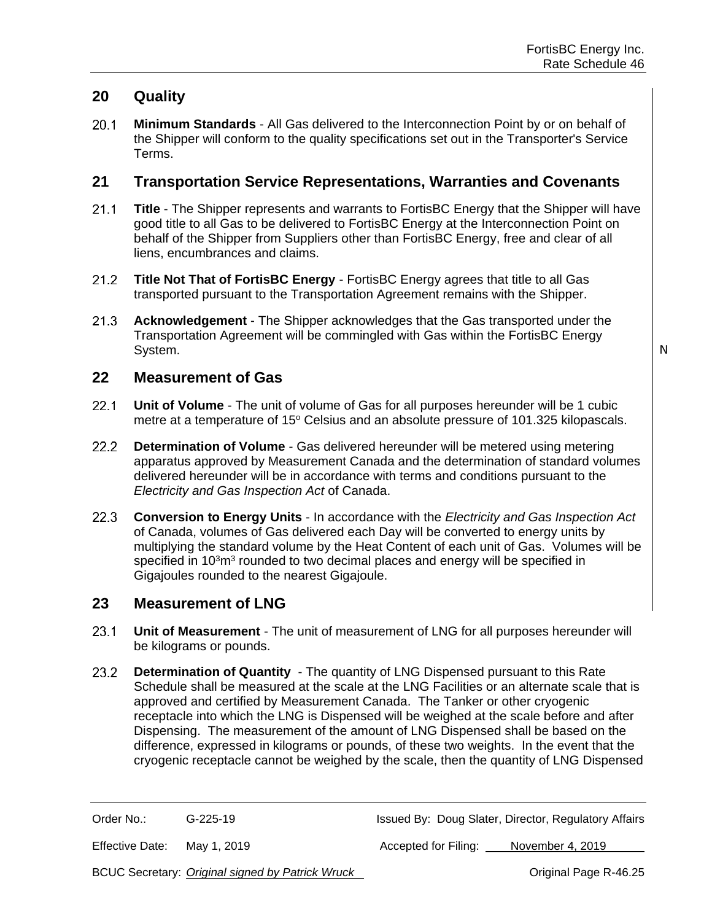## 20 Quality

20.1 **Minimum Standards** - All Gas delivered to the Interconnection Point by or on behalf of the Shipper will conform to the quality specifications set out in the Transporter's Service Terms.

## 21 Transportation Service Representations, Warranties and Covenants

21.1 **Title** - The Shipper represents and warrants to FortisBC Energy that the Shipper will have good title to all Gas to be delivered to FortisBC Energy at the Interconnection Point on behalf of the Shipper from Suppliers other than FortisBC Energy, free and clear of all liens, encumbrances and claims.

21.2 **Title Not That of FortisBC Energy** - FortisBC Energy agrees that title to all Gas transported pursuant to the Transportation Agreement remains with the Shipper.

21.3 **Acknowledgement** - The Shipper acknowledges that the Gas transported under the Transportation Agreement will be commingled with Gas within the FortisBC Energy System.

## 22 Measurement of Gas

22.1 **Unit of Volume** - The unit of volume of Gas for all purposes hereunder will be 1 cubic metre at a temperature of 15° Celsius and an absolute pressure of 101.325 kilopascals.

22.2 **Determination of Volume** - Gas delivered hereunder will be metered using metering apparatus approved by Measurement Canada and the determination of standard volumes delivered hereunder will be in accordance with terms and conditions pursuant to the *Electricity and Gas Inspection Act* of Canada.

22.3 **Conversion to Energy Units** - In accordance with the *Electricity and Gas Inspection Act* of Canada, volumes of Gas delivered each Day will be converted to energy units by multiplying the standard volume by the Heat Content of each unit of Gas. Volumes will be specified in $10^3m^3$ rounded to two decimal places and energy will be specified in Gigajoules rounded to the nearest Gigajoule.

## 23 Measurement of LNG

23.1 **Unit of Measurement** - The unit of measurement of LNG for all purposes hereunder will be kilograms or pounds.

23.2 **Determination of Quantity** - The quantity of LNG Dispensed pursuant to this Rate Schedule shall be measured at the scale at the LNG Facilities or an alternate scale that is approved and certified by Measurement Canada. The Tanker or other cryogenic receptacle into which the LNG is Dispensed will be weighed at the scale before and after Dispensing. The measurement of the amount of LNG Dispensed shall be based on the difference, expressed in kilograms or pounds, of these two weights. In the event that the cryogenic receptacle cannot be weighed by the scale, then the quantity of LNG Dispensed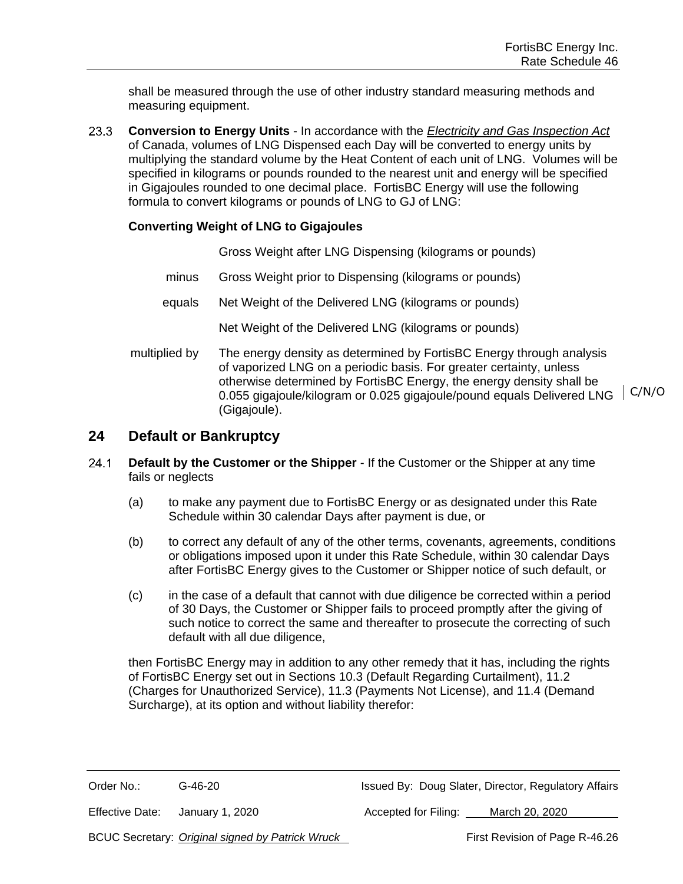shall be measured through the use of other industry standard measuring methods and measuring equipment.

23.3 **Conversion to Energy Units** - In accordance with the *Electricity and Gas Inspection Act* of Canada, volumes of LNG Dispensed each Day will be converted to energy units by multiplying the standard volume by the Heat Content of each unit of LNG. Volumes will be specified in kilograms or pounds rounded to the nearest unit and energy will be specified in Gigajoules rounded to one decimal place. FortisBC Energy will use the following formula to convert kilograms or pounds of LNG to GJ of LNG:

**Converting Weight of LNG to Gigajoules**

| | |
|---|---|
| | Gross Weight after LNG Dispensing (kilograms or pounds) |
| minus | Gross Weight prior to Dispensing (kilograms or pounds) |
| equals | Net Weight of the Delivered LNG (kilograms or pounds) |
| | Net Weight of the Delivered LNG (kilograms or pounds) |
| multiplied by | The energy density as determined by FortisBC Energy through analysis of vaporized LNG on a periodic basis. For greater certainty, unless otherwise determined by FortisBC Energy, the energy density shall be 0.055 gigajoule/kilogram or 0.025 gigajoule/pound equals Delivered LNG (Gigajoule). |

C/N/O

## 24 Default or Bankruptcy

24.1 **Default by the Customer or the Shipper** - If the Customer or the Shipper at any time fails or neglects

(a) to make any payment due to FortisBC Energy or as designated under this Rate Schedule within 30 calendar Days after payment is due, or

(b) to correct any default of any of the other terms, covenants, agreements, conditions or obligations imposed upon it under this Rate Schedule, within 30 calendar Days after FortisBC Energy gives to the Customer or Shipper notice of such default, or

(c) in the case of a default that cannot with due diligence be corrected within a period of 30 Days, the Customer or Shipper fails to proceed promptly after the giving of such notice to correct the same and thereafter to prosecute the correcting of such default with all due diligence,

then FortisBC Energy may in addition to any other remedy that it has, including the rights of FortisBC Energy set out in Sections 10.3 (Default Regarding Curtailment), 11.2 (Charges for Unauthorized Service), 11.3 (Payments Not License), and 11.4 (Demand Surcharge), at its option and without liability therefor: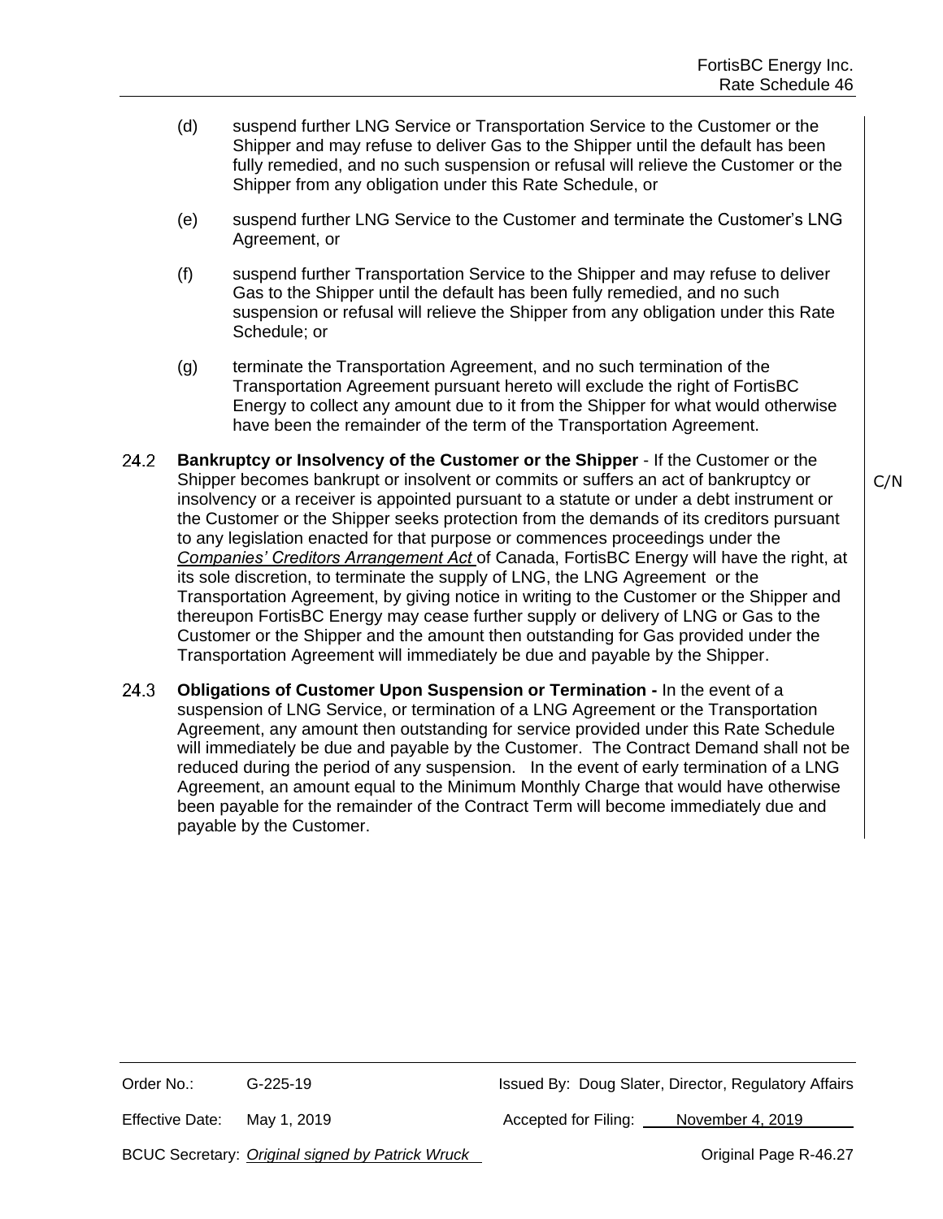(d) suspend further LNG Service or Transportation Service to the Customer or the Shipper and may refuse to deliver Gas to the Shipper until the default has been fully remedied, and no such suspension or refusal will relieve the Customer or the Shipper from any obligation under this Rate Schedule, or

(e) suspend further LNG Service to the Customer and terminate the Customer's LNG Agreement, or

(f) suspend further Transportation Service to the Shipper and may refuse to deliver Gas to the Shipper until the default has been fully remedied, and no such suspension or refusal will relieve the Shipper from any obligation under this Rate Schedule; or

(g) terminate the Transportation Agreement, and no such termination of the Transportation Agreement pursuant hereto will exclude the right of FortisBC Energy to collect any amount due to it from the Shipper for what would otherwise have been the remainder of the term of the Transportation Agreement.

24.2 **Bankruptcy or Insolvency of the Customer or the Shipper** - If the Customer or the Shipper becomes bankrupt or insolvent or commits or suffers an act of bankruptcy or insolvency or a receiver is appointed pursuant to a statute or under a debt instrument or the Customer or the Shipper seeks protection from the demands of its creditors pursuant to any legislation enacted for that purpose or commences proceedings under the *Companies' Creditors Arrangement Act* of Canada, FortisBC Energy will have the right, at its sole discretion, to terminate the supply of LNG, the LNG Agreement or the Transportation Agreement, by giving notice in writing to the Customer or the Shipper and thereupon FortisBC Energy may cease further supply or delivery of LNG or Gas to the Customer or the Shipper and the amount then outstanding for Gas provided under the Transportation Agreement will immediately be due and payable by the Shipper.

C/N

24.3 **Obligations of Customer Upon Suspension or Termination -** In the event of a suspension of LNG Service, or termination of a LNG Agreement or the Transportation Agreement, any amount then outstanding for service provided under this Rate Schedule will immediately be due and payable by the Customer. The Contract Demand shall not be reduced during the period of any suspension. In the event of early termination of a LNG Agreement, an amount equal to the Minimum Monthly Charge that would have otherwise been payable for the remainder of the Contract Term will become immediately due and payable by the Customer.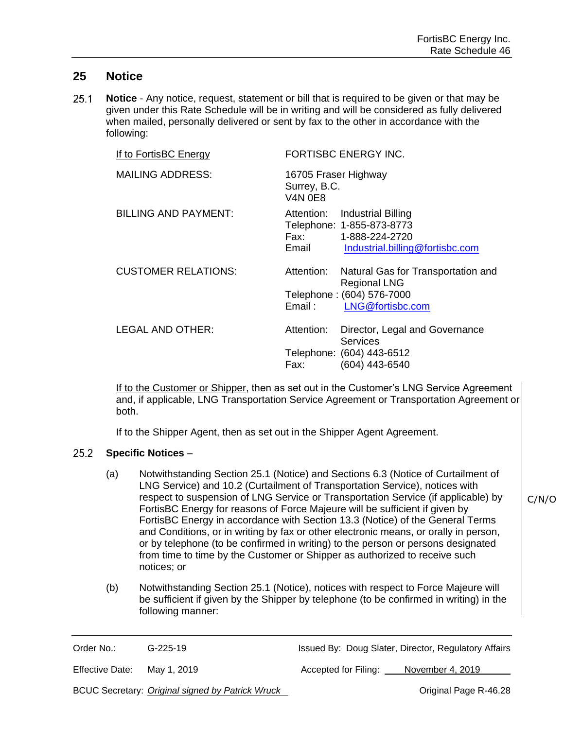## 25 Notice

25.1 **Notice** - Any notice, request, statement or bill that is required to be given or that may be given under this Rate Schedule will be in writing and will be considered as fully delivered when mailed, personally delivered or sent by fax to the other in accordance with the following:

| If to FortisBC Energy | FORTISBC ENERGY INC. |
|---|---|
| MAILING ADDRESS: | 16705 Fraser Highway<br>Surrey, B.C.<br>V4N 0E8 |
| BILLING AND PAYMENT: | Attention: Industrial Billing<br>Telephone: 1-855-873-8773<br>Fax: 1-888-224-2720<br>Email Industrial.billing@fortisbc.com |
| CUSTOMER RELATIONS: | Attention: Natural Gas for Transportation and Regional LNG<br>Telephone : (604) 576-7000<br>Email : LNG@fortisbc.com |
| LEGAL AND OTHER: | Attention: Director, Legal and Governance Services<br>Telephone: (604) 443-6512<br>Fax: (604) 443-6540 |

If to the Customer or Shipper, then as set out in the Customer's LNG Service Agreement and, if applicable, LNG Transportation Service Agreement or Transportation Agreement or both.

If to the Shipper Agent, then as set out in the Shipper Agent Agreement.

25.2 **Specific Notices** –

(a) Notwithstanding Section 25.1 (Notice) and Sections 6.3 (Notice of Curtailment of LNG Service) and 10.2 (Curtailment of Transportation Service), notices with respect to suspension of LNG Service or Transportation Service (if applicable) by FortisBC Energy for reasons of Force Majeure will be sufficient if given by FortisBC Energy in accordance with Section 13.3 (Notice) of the General Terms and Conditions, or in writing by fax or other electronic means, or orally in person, or by telephone (to be confirmed in writing) to the person or persons designated from time to time by the Customer or Shipper as authorized to receive such notices; or

(b) Notwithstanding Section 25.1 (Notice), notices with respect to Force Majeure will be sufficient if given by the Shipper by telephone (to be confirmed in writing) in the following manner:

C/N/O

Order No.: G-225-19

Effective Date: May 1, 2019

BCUC Secretary: *Original signed by Patrick Wruck*

Issued By: Doug Slater, Director, Regulatory Affairs

Accepted for Filing: November 4, 2019

Original Page R-46.28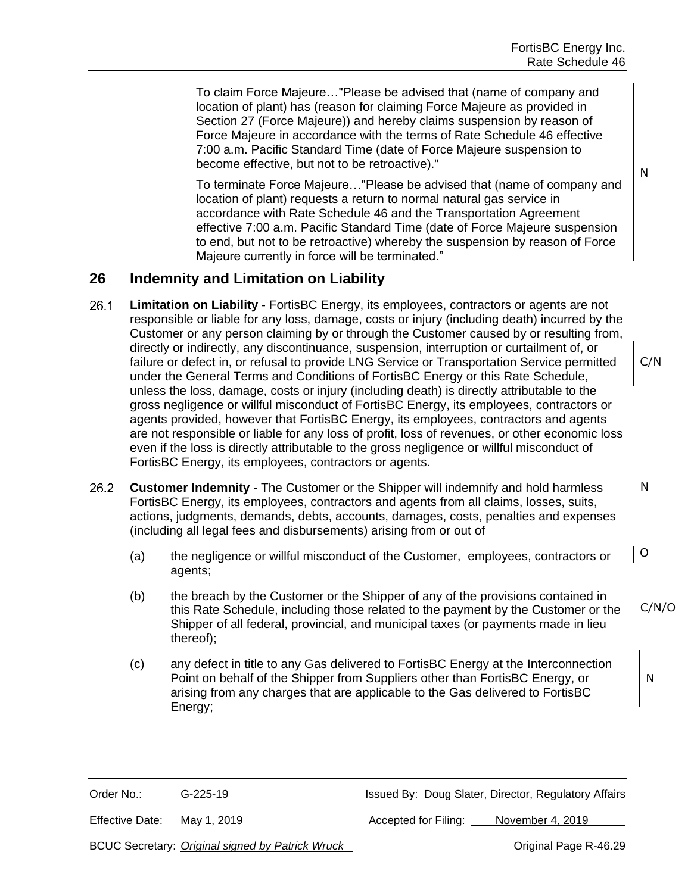To claim Force Majeure…"Please be advised that (name of company and location of plant) has (reason for claiming Force Majeure as provided in Section 27 (Force Majeure)) and hereby claims suspension by reason of Force Majeure in accordance with the terms of Rate Schedule 46 effective 7:00 a.m. Pacific Standard Time (date of Force Majeure suspension to become effective, but not to be retroactive)."

To terminate Force Majeure…"Please be advised that (name of company and location of plant) requests a return to normal natural gas service in accordance with Rate Schedule 46 and the Transportation Agreement effective 7:00 a.m. Pacific Standard Time (date of Force Majeure suspension to end, but not to be retroactive) whereby the suspension by reason of Force Majeure currently in force will be terminated."

N

## 26 Indemnity and Limitation on Liability

26.1 **Limitation on Liability** - FortisBC Energy, its employees, contractors or agents are not responsible or liable for any loss, damage, costs or injury (including death) incurred by the Customer or any person claiming by or through the Customer caused by or resulting from, directly or indirectly, any discontinuance, suspension, interruption or curtailment of, or failure or defect in, or refusal to provide LNG Service or Transportation Service permitted under the General Terms and Conditions of FortisBC Energy or this Rate Schedule, unless the loss, damage, costs or injury (including death) is directly attributable to the gross negligence or willful misconduct of FortisBC Energy, its employees, contractors or agents provided, however that FortisBC Energy, its employees, contractors and agents are not responsible or liable for any loss of profit, loss of revenues, or other economic loss even if the loss is directly attributable to the gross negligence or willful misconduct of FortisBC Energy, its employees, contractors or agents.

C/N

26.2 **Customer Indemnity** - The Customer or the Shipper will indemnify and hold harmless FortisBC Energy, its employees, contractors and agents from all claims, losses, suits, actions, judgments, demands, debts, accounts, damages, costs, penalties and expenses (including all legal fees and disbursements) arising from or out of

N

(a) the negligence or willful misconduct of the Customer, employees, contractors or agents;

O

(b) the breach by the Customer or the Shipper of any of the provisions contained in this Rate Schedule, including those related to the payment by the Customer or the Shipper of all federal, provincial, and municipal taxes (or payments made in lieu thereof);

C/N/O

(c) any defect in title to any Gas delivered to FortisBC Energy at the Interconnection Point on behalf of the Shipper from Suppliers other than FortisBC Energy, or arising from any charges that are applicable to the Gas delivered to FortisBC Energy;

N

Order No.: G-225-19 | Issued By: Doug Slater, Director, Regulatory Affairs

Effective Date: May 1, 2019 | Accepted for Filing: November 4, 2019

BCUC Secretary: *Original signed by Patrick Wruck* | Original Page R-46.29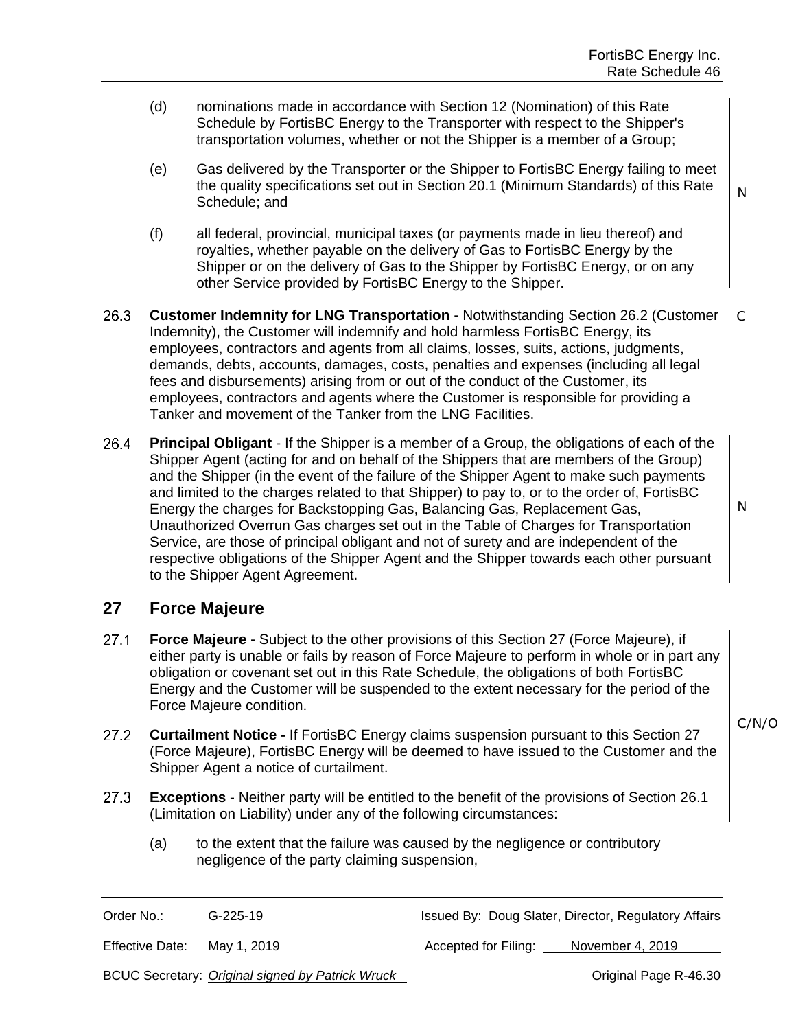(d) nominations made in accordance with Section 12 (Nomination) of this Rate Schedule by FortisBC Energy to the Transporter with respect to the Shipper's transportation volumes, whether or not the Shipper is a member of a Group;

(e) Gas delivered by the Transporter or the Shipper to FortisBC Energy failing to meet the quality specifications set out in Section 20.1 (Minimum Standards) of this Rate Schedule; and

(f) all federal, provincial, municipal taxes (or payments made in lieu thereof) and royalties, whether payable on the delivery of Gas to FortisBC Energy by the Shipper or on the delivery of Gas to the Shipper by FortisBC Energy, or on any other Service provided by FortisBC Energy to the Shipper.

N

26.3 **Customer Indemnity for LNG Transportation -** Notwithstanding Section 26.2 (Customer Indemnity), the Customer will indemnify and hold harmless FortisBC Energy, its employees, contractors and agents from all claims, losses, suits, actions, judgments, demands, debts, accounts, damages, costs, penalties and expenses (including all legal fees and disbursements) arising from or out of the conduct of the Customer, its employees, contractors and agents where the Customer is responsible for providing a Tanker and movement of the Tanker from the LNG Facilities.

C

26.4 **Principal Obligant** - If the Shipper is a member of a Group, the obligations of each of the Shipper Agent (acting for and on behalf of the Shippers that are members of the Group) and the Shipper (in the event of the failure of the Shipper Agent to make such payments and limited to the charges related to that Shipper) to pay to, or to the order of, FortisBC Energy the charges for Backstopping Gas, Balancing Gas, Replacement Gas, Unauthorized Overrun Gas charges set out in the Table of Charges for Transportation Service, are those of principal obligant and not of surety and are independent of the respective obligations of the Shipper Agent and the Shipper towards each other pursuant to the Shipper Agent Agreement.

N

## 27 Force Majeure

27.1 **Force Majeure -** Subject to the other provisions of this Section 27 (Force Majeure), if either party is unable or fails by reason of Force Majeure to perform in whole or in part any obligation or covenant set out in this Rate Schedule, the obligations of both FortisBC Energy and the Customer will be suspended to the extent necessary for the period of the Force Majeure condition.

27.2 **Curtailment Notice -** If FortisBC Energy claims suspension pursuant to this Section 27 (Force Majeure), FortisBC Energy will be deemed to have issued to the Customer and the Shipper Agent a notice of curtailment.

27.3 **Exceptions** - Neither party will be entitled to the benefit of the provisions of Section 26.1 (Limitation on Liability) under any of the following circumstances:

C/N/O

(a) to the extent that the failure was caused by the negligence or contributory negligence of the party claiming suspension,

| Order No.: | G-225-19 | Issued By: Doug Slater, Director, Regulatory Affairs |
|---|---|---|
| Effective Date: | May 1, 2019 | Accepted for Filing: November 4, 2019 |
| BCUC Secretary: | *Original signed by Patrick Wruck* | Original Page R-46.30 |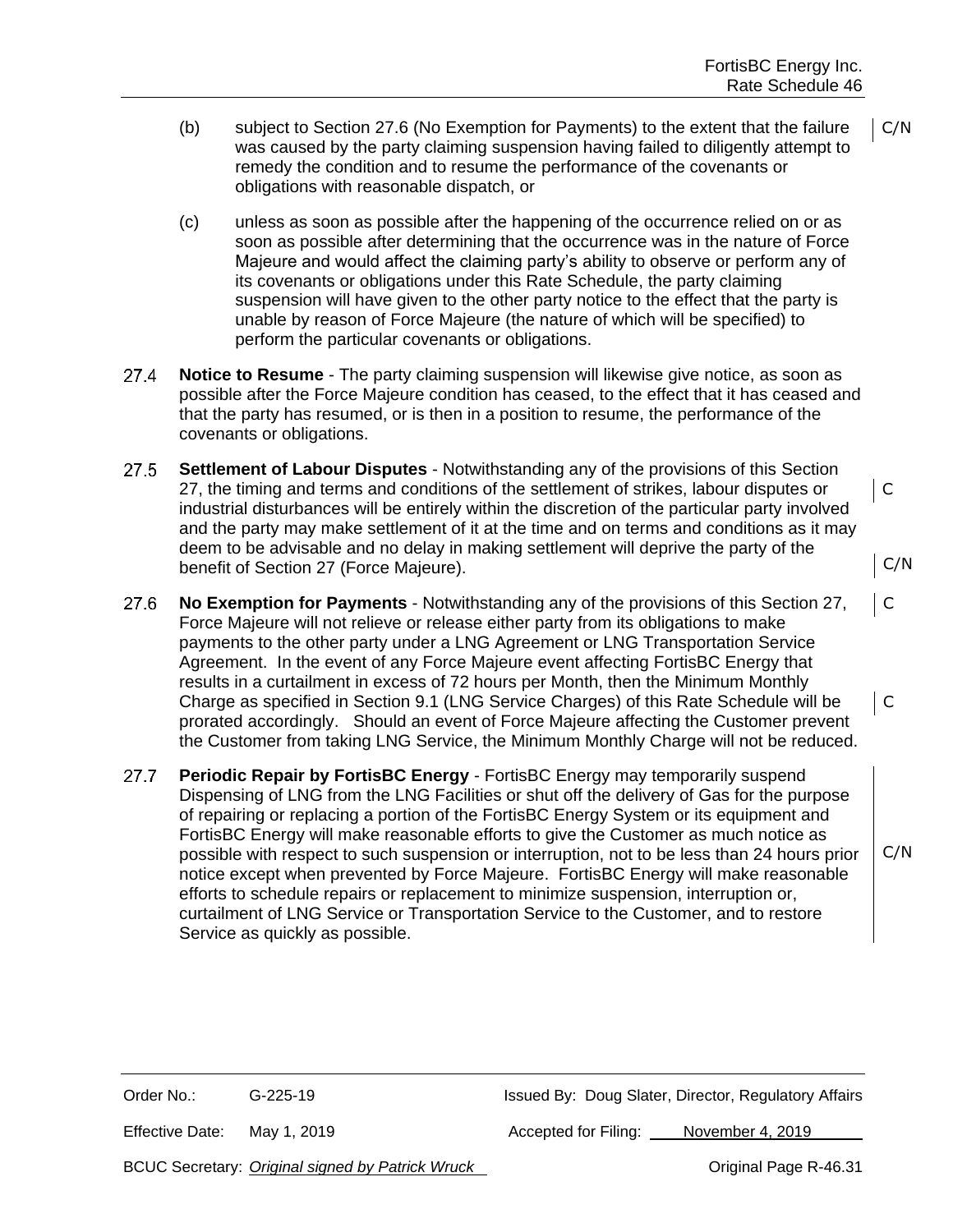(b) subject to Section 27.6 (No Exemption for Payments) to the extent that the failure was caused by the party claiming suspension having failed to diligently attempt to remedy the condition and to resume the performance of the covenants or obligations with reasonable dispatch, or C/N

(c) unless as soon as possible after the happening of the occurrence relied on or as soon as possible after determining that the occurrence was in the nature of Force Majeure and would affect the claiming party's ability to observe or perform any of its covenants or obligations under this Rate Schedule, the party claiming suspension will have given to the other party notice to the effect that the party is unable by reason of Force Majeure (the nature of which will be specified) to perform the particular covenants or obligations.

27.4 **Notice to Resume** - The party claiming suspension will likewise give notice, as soon as possible after the Force Majeure condition has ceased, to the effect that it has ceased and that the party has resumed, or is then in a position to resume, the performance of the covenants or obligations.

27.5 **Settlement of Labour Disputes** - Notwithstanding any of the provisions of this Section 27, the timing and terms and conditions of the settlement of strikes, labour disputes or industrial disturbances will be entirely within the discretion of the particular party involved and the party may make settlement of it at the time and on terms and conditions as it may deem to be advisable and no delay in making settlement will deprive the party of the benefit of Section 27 (Force Majeure). C C/N

27.6 **No Exemption for Payments** - Notwithstanding any of the provisions of this Section 27, Force Majeure will not relieve or release either party from its obligations to make payments to the other party under a LNG Agreement or LNG Transportation Service Agreement. In the event of any Force Majeure event affecting FortisBC Energy that results in a curtailment in excess of 72 hours per Month, then the Minimum Monthly Charge as specified in Section 9.1 (LNG Service Charges) of this Rate Schedule will be prorated accordingly. Should an event of Force Majeure affecting the Customer prevent the Customer from taking LNG Service, the Minimum Monthly Charge will not be reduced. C C

27.7 **Periodic Repair by FortisBC Energy** - FortisBC Energy may temporarily suspend Dispensing of LNG from the LNG Facilities or shut off the delivery of Gas for the purpose of repairing or replacing a portion of the FortisBC Energy System or its equipment and FortisBC Energy will make reasonable efforts to give the Customer as much notice as possible with respect to such suspension or interruption, not to be less than 24 hours prior notice except when prevented by Force Majeure. FortisBC Energy will make reasonable efforts to schedule repairs or replacement to minimize suspension, interruption or, curtailment of LNG Service or Transportation Service to the Customer, and to restore Service as quickly as possible. C/N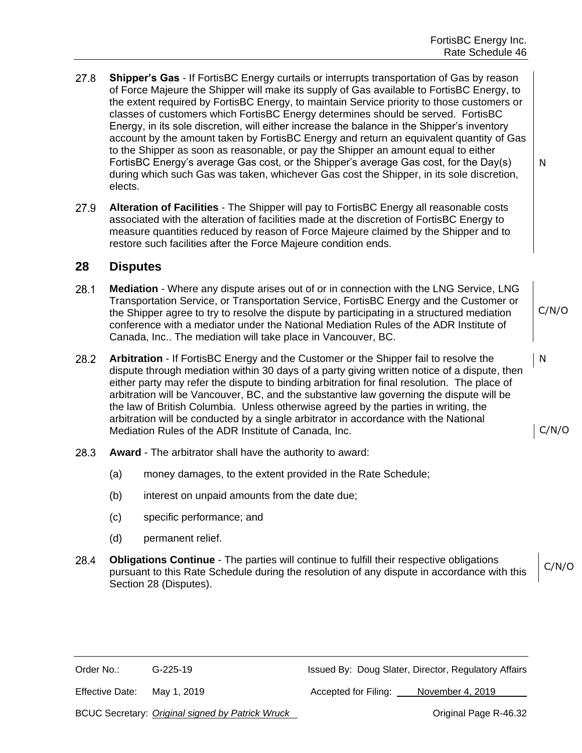27.8 **Shipper's Gas** - If FortisBC Energy curtails or interrupts transportation of Gas by reason of Force Majeure the Shipper will make its supply of Gas available to FortisBC Energy, to the extent required by FortisBC Energy, to maintain Service priority to those customers or classes of customers which FortisBC Energy determines should be served. FortisBC Energy, in its sole discretion, will either increase the balance in the Shipper's inventory account by the amount taken by FortisBC Energy and return an equivalent quantity of Gas to the Shipper as soon as reasonable, or pay the Shipper an amount equal to either FortisBC Energy's average Gas cost, or the Shipper's average Gas cost, for the Day(s) during which such Gas was taken, whichever Gas cost the Shipper, in its sole discretion, elects. N

27.9 **Alteration of Facilities** - The Shipper will pay to FortisBC Energy all reasonable costs associated with the alteration of facilities made at the discretion of FortisBC Energy to measure quantities reduced by reason of Force Majeure claimed by the Shipper and to restore such facilities after the Force Majeure condition ends.

## 28 Disputes

28.1 **Mediation** - Where any dispute arises out of or in connection with the LNG Service, LNG Transportation Service, or Transportation Service, FortisBC Energy and the Customer or the Shipper agree to try to resolve the dispute by participating in a structured mediation conference with a mediator under the National Mediation Rules of the ADR Institute of Canada, Inc.. The mediation will take place in Vancouver, BC. C/N/O

28.2 **Arbitration** - If FortisBC Energy and the Customer or the Shipper fail to resolve the dispute through mediation within 30 days of a party giving written notice of a dispute, then either party may refer the dispute to binding arbitration for final resolution. The place of arbitration will be Vancouver, BC, and the substantive law governing the dispute will be the law of British Columbia. Unless otherwise agreed by the parties in writing, the arbitration will be conducted by a single arbitrator in accordance with the National Mediation Rules of the ADR Institute of Canada, Inc. N C/N/O

28.3 **Award** - The arbitrator shall have the authority to award:

(a) money damages, to the extent provided in the Rate Schedule;

(b) interest on unpaid amounts from the date due;

(c) specific performance; and

(d) permanent relief.

28.4 **Obligations Continue** - The parties will continue to fulfill their respective obligations pursuant to this Rate Schedule during the resolution of any dispute in accordance with this Section 28 (Disputes). C/N/O

| | | | |
|---|---|---|---|
| Order No.: | G-225-19 | Issued By: Doug Slater, Director, Regulatory Affairs | |
| Effective Date: | May 1, 2019 | Accepted for Filing: | November 4, 2019 |
| BCUC Secretary: | *Original signed by Patrick Wruck* | | Original Page R-46.32 |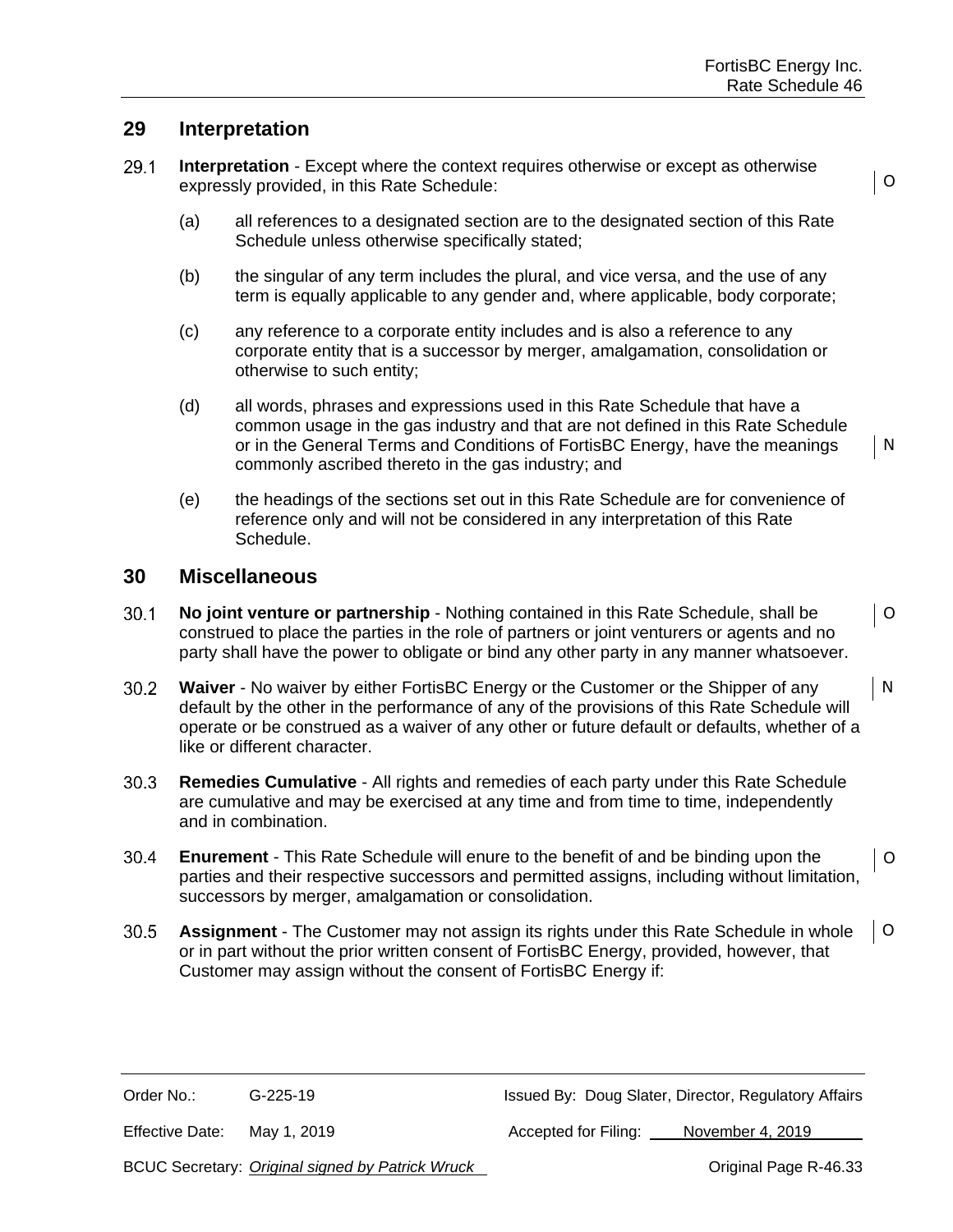## 29 Interpretation

29.1 **Interpretation** - Except where the context requires otherwise or except as otherwise expressly provided, in this Rate Schedule:

(a) all references to a designated section are to the designated section of this Rate Schedule unless otherwise specifically stated;

(b) the singular of any term includes the plural, and vice versa, and the use of any term is equally applicable to any gender and, where applicable, body corporate;

(c) any reference to a corporate entity includes and is also a reference to any corporate entity that is a successor by merger, amalgamation, consolidation or otherwise to such entity;

(d) all words, phrases and expressions used in this Rate Schedule that have a common usage in the gas industry and that are not defined in this Rate Schedule or in the General Terms and Conditions of FortisBC Energy, have the meanings commonly ascribed thereto in the gas industry; and

(e) the headings of the sections set out in this Rate Schedule are for convenience of reference only and will not be considered in any interpretation of this Rate Schedule.

## 30 Miscellaneous

30.1 **No joint venture or partnership** - Nothing contained in this Rate Schedule, shall be construed to place the parties in the role of partners or joint venturers or agents and no party shall have the power to obligate or bind any other party in any manner whatsoever.

30.2 **Waiver** - No waiver by either FortisBC Energy or the Customer or the Shipper of any default by the other in the performance of any of the provisions of this Rate Schedule will operate or be construed as a waiver of any other or future default or defaults, whether of a like or different character.

30.3 **Remedies Cumulative** - All rights and remedies of each party under this Rate Schedule are cumulative and may be exercised at any time and from time to time, independently and in combination.

30.4 **Enurement** - This Rate Schedule will enure to the benefit of and be binding upon the parties and their respective successors and permitted assigns, including without limitation, successors by merger, amalgamation or consolidation.

30.5 **Assignment** - The Customer may not assign its rights under this Rate Schedule in whole or in part without the prior written consent of FortisBC Energy, provided, however, that Customer may assign without the consent of FortisBC Energy if: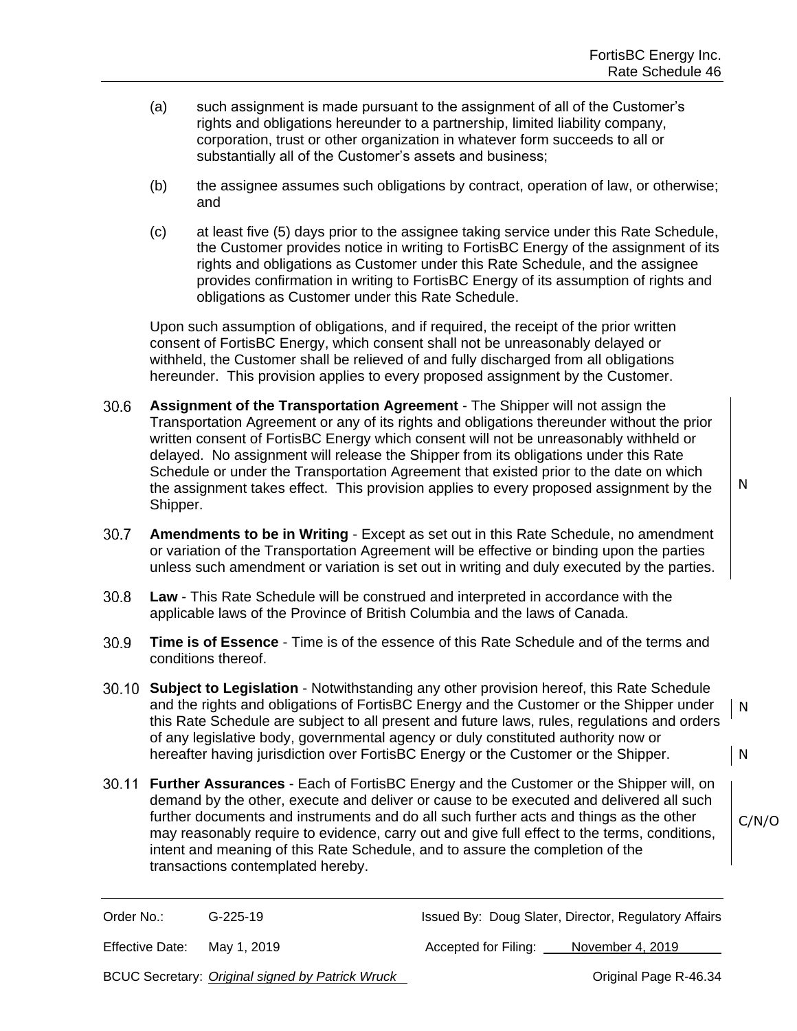(a) such assignment is made pursuant to the assignment of all of the Customer's rights and obligations hereunder to a partnership, limited liability company, corporation, trust or other organization in whatever form succeeds to all or substantially all of the Customer's assets and business;

(b) the assignee assumes such obligations by contract, operation of law, or otherwise; and

(c) at least five (5) days prior to the assignee taking service under this Rate Schedule, the Customer provides notice in writing to FortisBC Energy of the assignment of its rights and obligations as Customer under this Rate Schedule, and the assignee provides confirmation in writing to FortisBC Energy of its assumption of rights and obligations as Customer under this Rate Schedule.

Upon such assumption of obligations, and if required, the receipt of the prior written consent of FortisBC Energy, which consent shall not be unreasonably delayed or withheld, the Customer shall be relieved of and fully discharged from all obligations hereunder. This provision applies to every proposed assignment by the Customer.

30.6 **Assignment of the Transportation Agreement** - The Shipper will not assign the Transportation Agreement or any of its rights and obligations thereunder without the prior written consent of FortisBC Energy which consent will not be unreasonably withheld or delayed. No assignment will release the Shipper from its obligations under this Rate Schedule or under the Transportation Agreement that existed prior to the date on which the assignment takes effect. This provision applies to every proposed assignment by the Shipper. N

30.7 **Amendments to be in Writing** - Except as set out in this Rate Schedule, no amendment or variation of the Transportation Agreement will be effective or binding upon the parties unless such amendment or variation is set out in writing and duly executed by the parties.

30.8 **Law** - This Rate Schedule will be construed and interpreted in accordance with the applicable laws of the Province of British Columbia and the laws of Canada.

30.9 **Time is of Essence** - Time is of the essence of this Rate Schedule and of the terms and conditions thereof.

30.10 **Subject to Legislation** - Notwithstanding any other provision hereof, this Rate Schedule and the rights and obligations of FortisBC Energy and the Customer or the Shipper under this Rate Schedule are subject to all present and future laws, rules, regulations and orders of any legislative body, governmental agency or duly constituted authority now or hereafter having jurisdiction over FortisBC Energy or the Customer or the Shipper. N N

30.11 **Further Assurances** - Each of FortisBC Energy and the Customer or the Shipper will, on demand by the other, execute and deliver or cause to be executed and delivered all such further documents and instruments and do all such further acts and things as the other may reasonably require to evidence, carry out and give full effect to the terms, conditions, intent and meaning of this Rate Schedule, and to assure the completion of the transactions contemplated hereby. C/N/O

| | | | |
|---|---|---|---|
| Order No.: | G-225-19 | Issued By: Doug Slater, Director, Regulatory Affairs | |
| Effective Date: | May 1, 2019 | Accepted for Filing: | November 4, 2019 |
| BCUC Secretary: | *Original signed by Patrick Wruck* | | Original Page R-46.34 |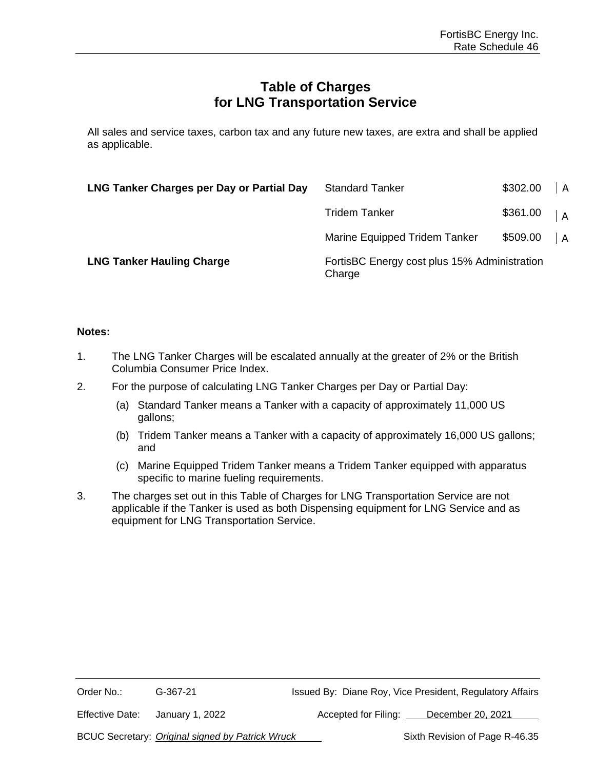# Table of Charges for LNG Transportation Service

All sales and service taxes, carbon tax and any future new taxes, are extra and shall be applied as applicable.

| | | | |
|---|---|---|---|
| **LNG Tanker Charges per Day or Partial Day** | Standard Tanker | $302.00 | A |
| | Tridem Tanker | $361.00 | A |
| | Marine Equipped Tridem Tanker | $509.00 | A |
| **LNG Tanker Hauling Charge** | FortisBC Energy cost plus 15% Administration Charge | | |

**Notes:**

1. The LNG Tanker Charges will be escalated annually at the greater of 2% or the British Columbia Consumer Price Index.
2. For the purpose of calculating LNG Tanker Charges per Day or Partial Day:
   (a) Standard Tanker means a Tanker with a capacity of approximately 11,000 US gallons;
   (b) Tridem Tanker means a Tanker with a capacity of approximately 16,000 US gallons; and
   (c) Marine Equipped Tridem Tanker means a Tridem Tanker equipped with apparatus specific to marine fueling requirements.
3. The charges set out in this Table of Charges for LNG Transportation Service are not applicable if the Tanker is used as both Dispensing equipment for LNG Service and as equipment for LNG Transportation Service.

Order No.: G-367-21 | Issued By: Diane Roy, Vice President, Regulatory Affairs

Effective Date: January 1, 2022 | Accepted for Filing: December 20, 2021

BCUC Secretary: *Original signed by Patrick Wruck* | Sixth Revision of Page R-46.35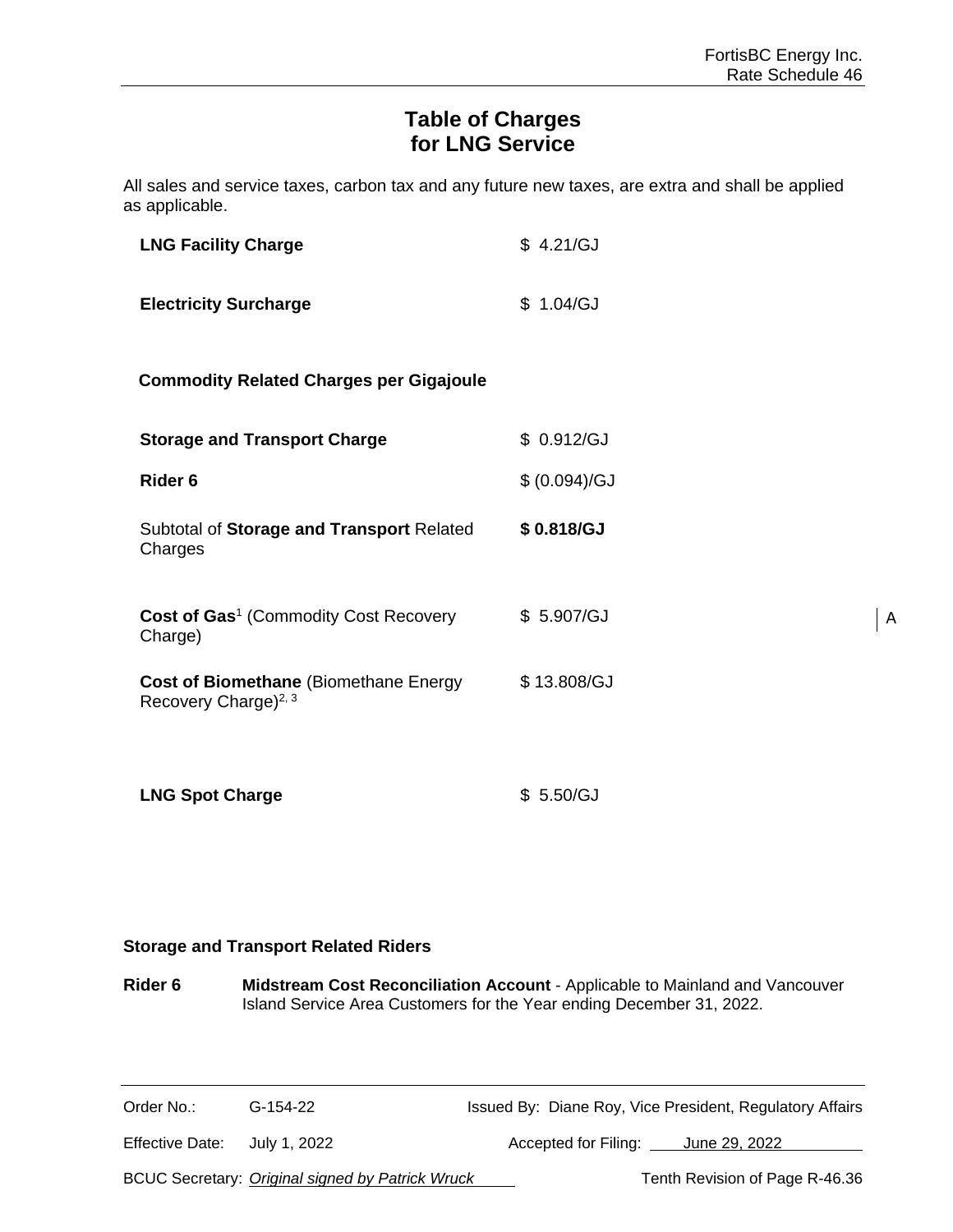FortisBC Energy Inc.
Rate Schedule 46

# Table of Charges for LNG Service

All sales and service taxes, carbon tax and any future new taxes, are extra and shall be applied as applicable.

| | |
|---|---|
| **LNG Facility Charge** | $ 4.21/GJ |
| **Electricity Surcharge** | $ 1.04/GJ |
| **Commodity Related Charges per Gigajoule** | |
| **Storage and Transport Charge** | $ 0.912/GJ |
| **Rider 6** | $ (0.094)/GJ |
| Subtotal of **Storage and Transport** Related Charges | **$ 0.818/GJ** |
| **Cost of Gas**[1] (Commodity Cost Recovery Charge) | $ 5.907/GJ |
| **Cost of Biomethane** (Biomethane Energy Recovery Charge)[2, 3] | $ 13.808/GJ |
| **LNG Spot Charge** | $ 5.50/GJ |

A

**Storage and Transport Related Riders**

**Rider 6** **Midstream Cost Reconciliation Account** - Applicable to Mainland and Vancouver Island Service Area Customers for the Year ending December 31, 2022.

Order No.: G-154-22 Issued By: Diane Roy, Vice President, Regulatory Affairs

Effective Date: July 1, 2022 Accepted for Filing: June 29, 2022

BCUC Secretary: *Original signed by Patrick Wruck* Tenth Revision of Page R-46.36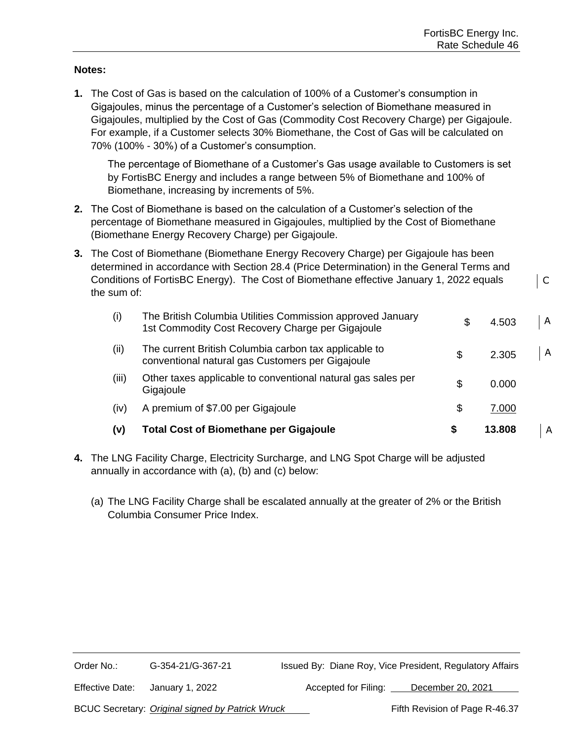**Notes:**

1. The Cost of Gas is based on the calculation of 100% of a Customer's consumption in Gigajoules, minus the percentage of a Customer's selection of Biomethane measured in Gigajoules, multiplied by the Cost of Gas (Commodity Cost Recovery Charge) per Gigajoule. For example, if a Customer selects 30% Biomethane, the Cost of Gas will be calculated on 70% (100% - 30%) of a Customer's consumption.

   The percentage of Biomethane of a Customer's Gas usage available to Customers is set by FortisBC Energy and includes a range between 5% of Biomethane and 100% of Biomethane, increasing by increments of 5%.

2. The Cost of Biomethane is based on the calculation of a Customer's selection of the percentage of Biomethane measured in Gigajoules, multiplied by the Cost of Biomethane (Biomethane Energy Recovery Charge) per Gigajoule.

3. The Cost of Biomethane (Biomethane Energy Recovery Charge) per Gigajoule has been determined in accordance with Section 28.4 (Price Determination) in the General Terms and Conditions of FortisBC Energy). The Cost of Biomethane effective January 1, 2022 equals the sum of: C

| | | | | |
|---|---|---|---|---|
| (i) | The British Columbia Utilities Commission approved January 1st Commodity Cost Recovery Charge per Gigajoule | $ | 4.503 | A |
| (ii) | The current British Columbia carbon tax applicable to conventional natural gas Customers per Gigajoule | $ | 2.305 | A |
| (iii) | Other taxes applicable to conventional natural gas sales per Gigajoule | $ | 0.000 | |
| (iv) | A premium of $7.00 per Gigajoule | $ | 7.000 | |
| **(v)** | **Total Cost of Biomethane per Gigajoule** | **$** | **13.808** | A |

4. The LNG Facility Charge, Electricity Surcharge, and LNG Spot Charge will be adjusted annually in accordance with (a), (b) and (c) below:

   (a) The LNG Facility Charge shall be escalated annually at the greater of 2% or the British Columbia Consumer Price Index.

| | | | |
|---|---|---|---|
| Order No.: | G-354-21/G-367-21 | Issued By: | Diane Roy, Vice President, Regulatory Affairs |
| Effective Date: | January 1, 2022 | Accepted for Filing: | December 20, 2021 |
| BCUC Secretary: | *Original signed by Patrick Wruck* | | Fifth Revision of Page R-46.37 |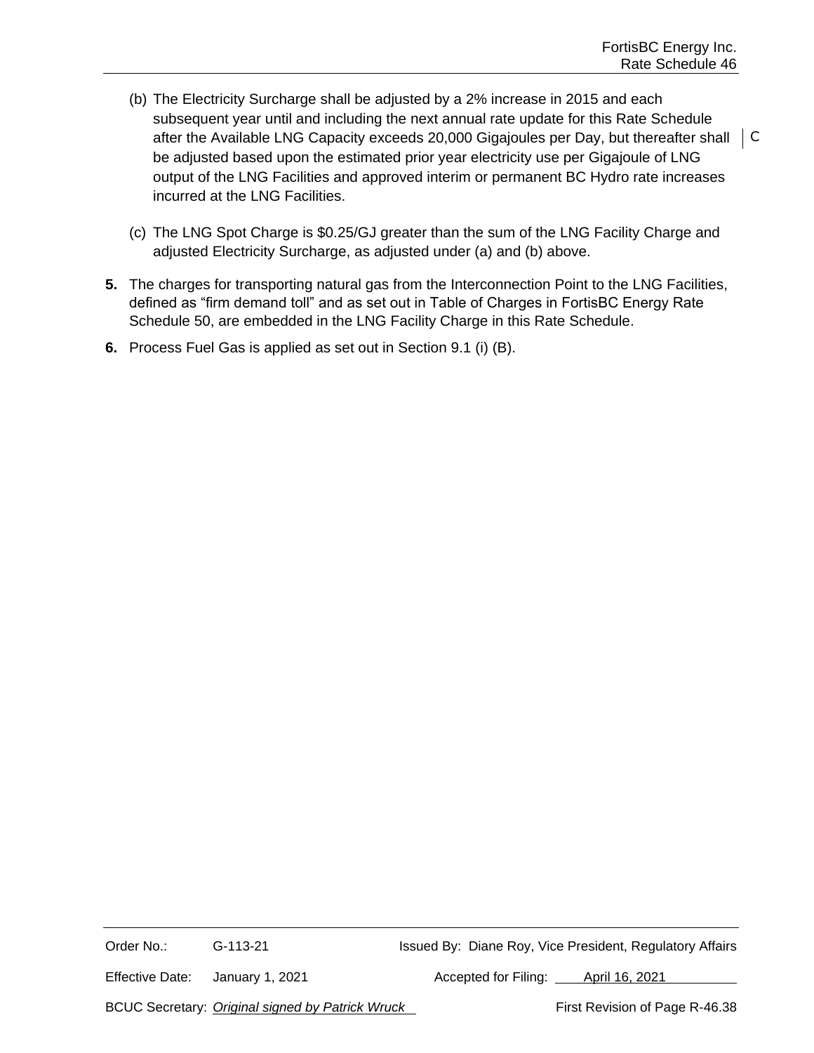(b) The Electricity Surcharge shall be adjusted by a 2% increase in 2015 and each subsequent year until and including the next annual rate update for this Rate Schedule after the Available LNG Capacity exceeds 20,000 Gigajoules per Day, but thereafter shall be adjusted based upon the estimated prior year electricity use per Gigajoule of LNG output of the LNG Facilities and approved interim or permanent BC Hydro rate increases incurred at the LNG Facilities.

(c) The LNG Spot Charge is $0.25/GJ greater than the sum of the LNG Facility Charge and adjusted Electricity Surcharge, as adjusted under (a) and (b) above.

**5.** The charges for transporting natural gas from the Interconnection Point to the LNG Facilities, defined as "firm demand toll" and as set out in Table of Charges in FortisBC Energy Rate Schedule 50, are embedded in the LNG Facility Charge in this Rate Schedule.

**6.** Process Fuel Gas is applied as set out in Section 9.1 (i) (B).

| | | | |
|---|---|---|---|
| Order No.: | G-113-21 | Issued By: | Diane Roy, Vice President, Regulatory Affairs |
| Effective Date: | January 1, 2021 | Accepted for Filing: | April 16, 2021 |
| BCUC Secretary: | *Original signed by Patrick Wruck* | | First Revision of Page R-46.38 |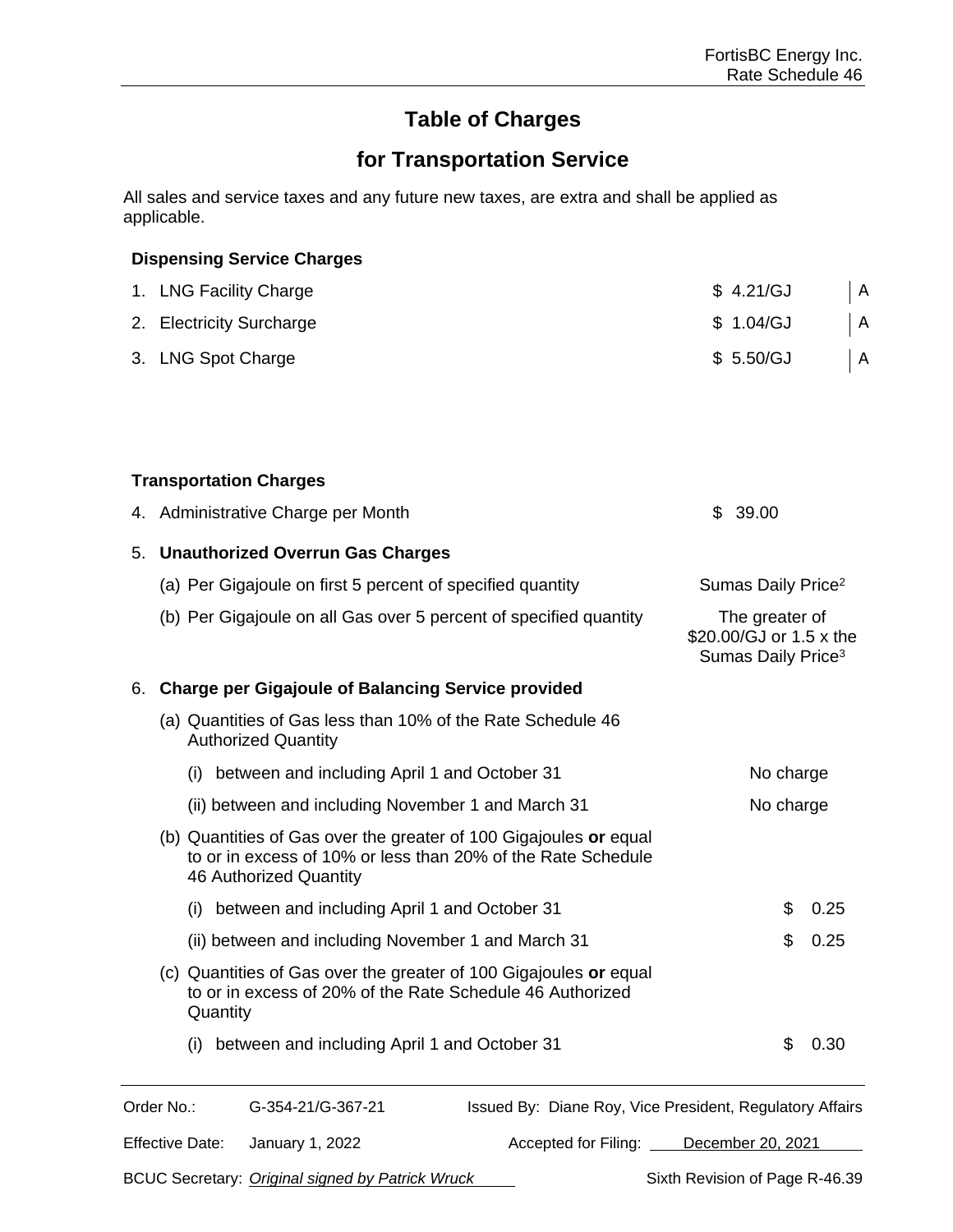# Table of Charges

## for Transportation Service

All sales and service taxes and any future new taxes, are extra and shall be applied as applicable.

**Dispensing Service Charges**

| | | |
|---|---|---|
| 1. LNG Facility Charge | $ 4.21/GJ | A |
| 2. Electricity Surcharge | $ 1.04/GJ | A |
| 3. LNG Spot Charge | $ 5.50/GJ | A |

**Transportation Charges**

| | |
|---|---|
| 4. Administrative Charge per Month | $ 39.00 |
| 5. **Unauthorized Overrun Gas Charges** | |
| (a) Per Gigajoule on first 5 percent of specified quantity | Sumas Daily Price[2] |
| (b) Per Gigajoule on all Gas over 5 percent of specified quantity | The greater of $20.00/GJ or 1.5 x the Sumas Daily Price[3] |
| 6. **Charge per Gigajoule of Balancing Service provided** | |
| (a) Quantities of Gas less than 10% of the Rate Schedule 46 Authorized Quantity | |
| (i) between and including April 1 and October 31 | No charge |
| (ii) between and including November 1 and March 31 | No charge |
| (b) Quantities of Gas over the greater of 100 Gigajoules **or** equal to or in excess of 10% or less than 20% of the Rate Schedule 46 Authorized Quantity | |
| (i) between and including April 1 and October 31 | $ 0.25 |
| (ii) between and including November 1 and March 31 | $ 0.25 |
| (c) Quantities of Gas over the greater of 100 Gigajoules **or** equal to or in excess of 20% of the Rate Schedule 46 Authorized Quantity | |
| (i) between and including April 1 and October 31 | $ 0.30 |

Order No.: G-354-21/G-367-21 Issued By: Diane Roy, Vice President, Regulatory Affairs

Effective Date: January 1, 2022 Accepted for Filing: December 20, 2021

BCUC Secretary: *Original signed by Patrick Wruck* Sixth Revision of Page R-46.39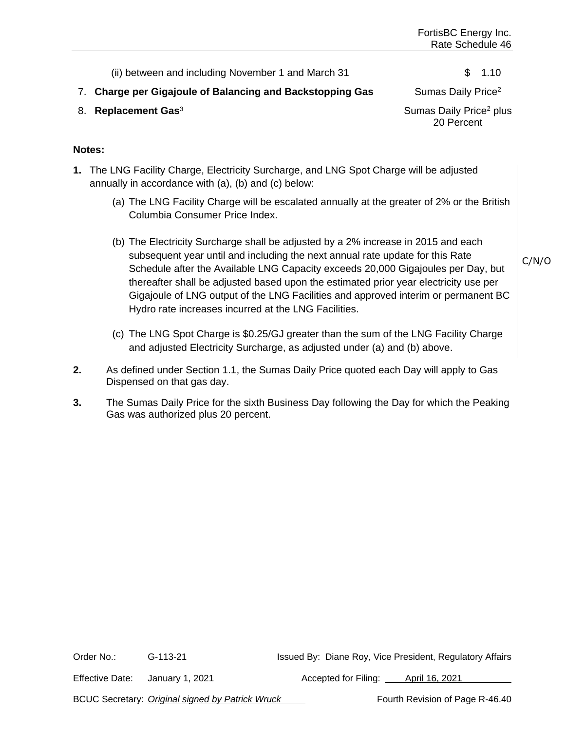| | |
|---|---|
| (ii) between and including November 1 and March 31 | $ 1.10 |
| 7. **Charge per Gigajoule of Balancing and Backstopping Gas** | Sumas Daily Price[2] |
| 8. **Replacement Gas**[3] | Sumas Daily Price[2] plus 20 Percent |

**Notes:**

**1.** The LNG Facility Charge, Electricity Surcharge, and LNG Spot Charge will be adjusted annually in accordance with (a), (b) and (c) below:

(a) The LNG Facility Charge will be escalated annually at the greater of 2% or the British Columbia Consumer Price Index.

(b) The Electricity Surcharge shall be adjusted by a 2% increase in 2015 and each subsequent year until and including the next annual rate update for this Rate Schedule after the Available LNG Capacity exceeds 20,000 Gigajoules per Day, but thereafter shall be adjusted based upon the estimated prior year electricity use per Gigajoule of LNG output of the LNG Facilities and approved interim or permanent BC Hydro rate increases incurred at the LNG Facilities.

(c) The LNG Spot Charge is $0.25/GJ greater than the sum of the LNG Facility Charge and adjusted Electricity Surcharge, as adjusted under (a) and (b) above.

C/N/O

**2.** As defined under Section 1.1, the Sumas Daily Price quoted each Day will apply to Gas Dispensed on that gas day.

**3.** The Sumas Daily Price for the sixth Business Day following the Day for which the Peaking Gas was authorized plus 20 percent.

| | | | |
|---|---|---|---|
| Order No.: | G-113-21 | Issued By: | Diane Roy, Vice President, Regulatory Affairs |
| Effective Date: | January 1, 2021 | Accepted for Filing: | April 16, 2021 |
| BCUC Secretary: | *Original signed by Patrick Wruck* | | Fourth Revision of Page R-46.40 |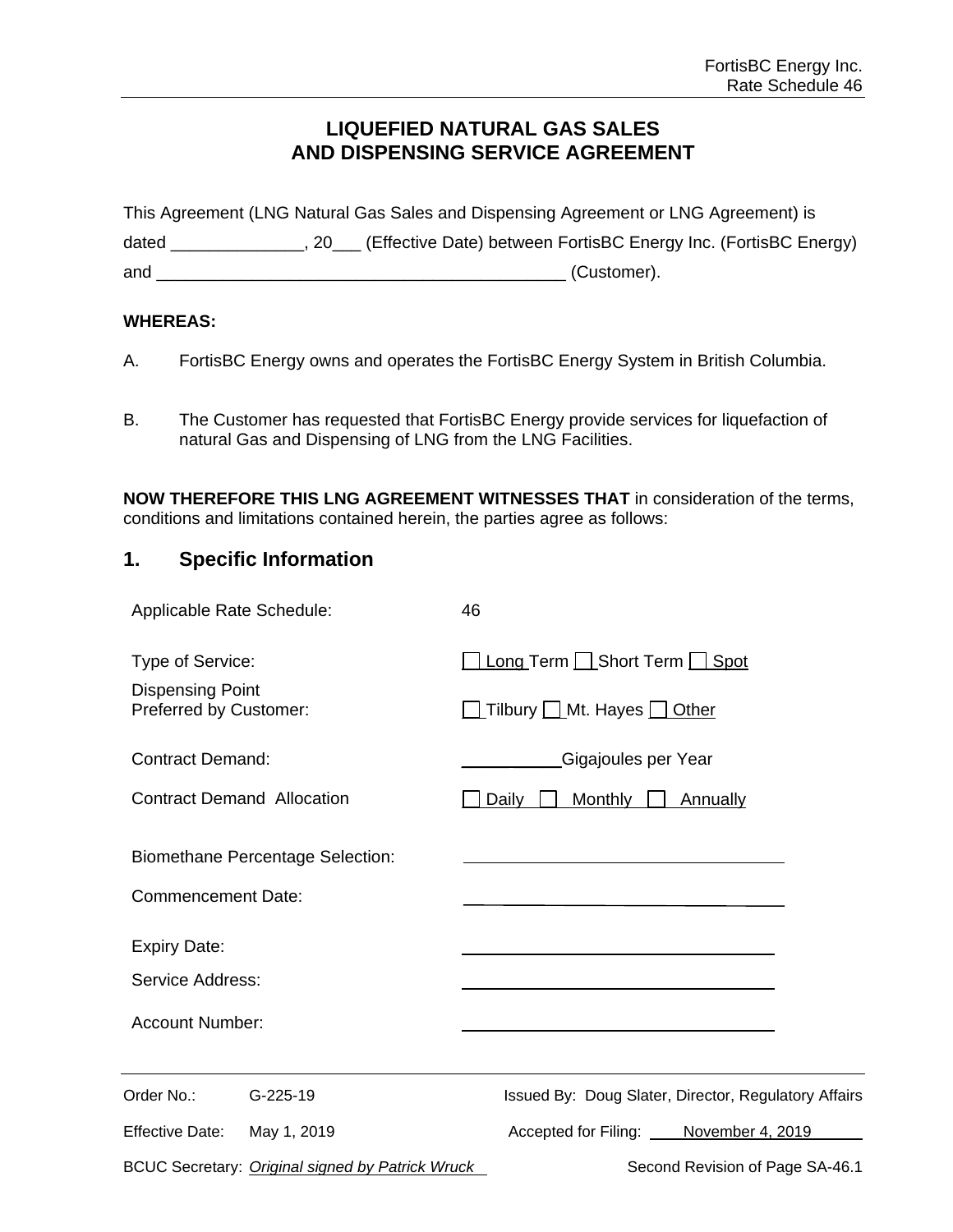# LIQUEFIED NATURAL GAS SALES AND DISPENSING SERVICE AGREEMENT

This Agreement (LNG Natural Gas Sales and Dispensing Agreement or LNG Agreement) is dated ______________, 20___ (Effective Date) between FortisBC Energy Inc. (FortisBC Energy) and ___________________________________________ (Customer).

**WHEREAS:**

A. FortisBC Energy owns and operates the FortisBC Energy System in British Columbia.

B. The Customer has requested that FortisBC Energy provide services for liquefaction of natural Gas and Dispensing of LNG from the LNG Facilities.

**NOW THEREFORE THIS LNG AGREEMENT WITNESSES THAT** in consideration of the terms, conditions and limitations contained herein, the parties agree as follows:

## 1. Specific Information

| | |
|---|---|
| Applicable Rate Schedule: | 46 |
| Type of Service: | ☐ Long Term ☐ Short Term ☐ Spot |
| Dispensing Point Preferred by Customer: | ☐ Tilbury ☐ Mt. Hayes ☐ Other |
| Contract Demand: | __________ Gigajoules per Year |
| Contract Demand Allocation | ☐ Daily ☐ Monthly ☐ Annually |
| Biomethane Percentage Selection: | ______________________ |
| Commencement Date: | ______________________ |
| Expiry Date: | ______________________ |
| Service Address: | ______________________ |
| Account Number: | ______________________ |

Order No.: G-225-19 | Issued By: Doug Slater, Director, Regulatory Affairs

Effective Date: May 1, 2019 | Accepted for Filing: November 4, 2019

BCUC Secretary: *Original signed by Patrick Wruck* | Second Revision of Page SA-46.1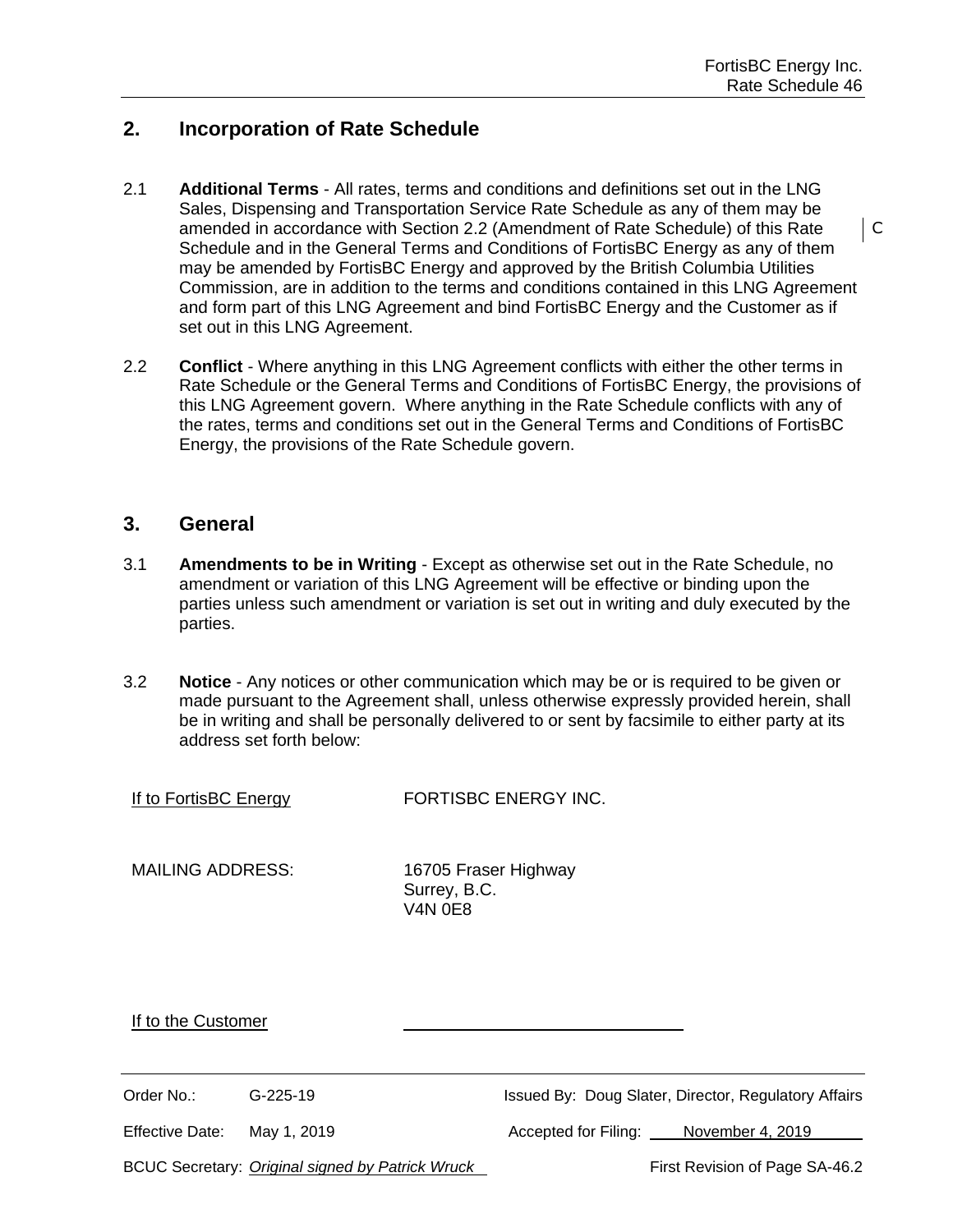## 2. Incorporation of Rate Schedule

2.1 **Additional Terms** - All rates, terms and conditions and definitions set out in the LNG Sales, Dispensing and Transportation Service Rate Schedule as any of them may be amended in accordance with Section 2.2 (Amendment of Rate Schedule) of this Rate Schedule and in the General Terms and Conditions of FortisBC Energy as any of them may be amended by FortisBC Energy and approved by the British Columbia Utilities Commission, are in addition to the terms and conditions contained in this LNG Agreement and form part of this LNG Agreement and bind FortisBC Energy and the Customer as if set out in this LNG Agreement.

2.2 **Conflict** - Where anything in this LNG Agreement conflicts with either the other terms in Rate Schedule or the General Terms and Conditions of FortisBC Energy, the provisions of this LNG Agreement govern. Where anything in the Rate Schedule conflicts with any of the rates, terms and conditions set out in the General Terms and Conditions of FortisBC Energy, the provisions of the Rate Schedule govern.

## 3. General

3.1 **Amendments to be in Writing** - Except as otherwise set out in the Rate Schedule, no amendment or variation of this LNG Agreement will be effective or binding upon the parties unless such amendment or variation is set out in writing and duly executed by the parties.

3.2 **Notice** - Any notices or other communication which may be or is required to be given or made pursuant to the Agreement shall, unless otherwise expressly provided herein, shall be in writing and shall be personally delivered to or sent by facsimile to either party at its address set forth below:

If to FortisBC Energy — FORTISBC ENERGY INC.

MAILING ADDRESS: 16705 Fraser Highway
Surrey, B.C.
V4N 0E8

If to the Customer ______________________________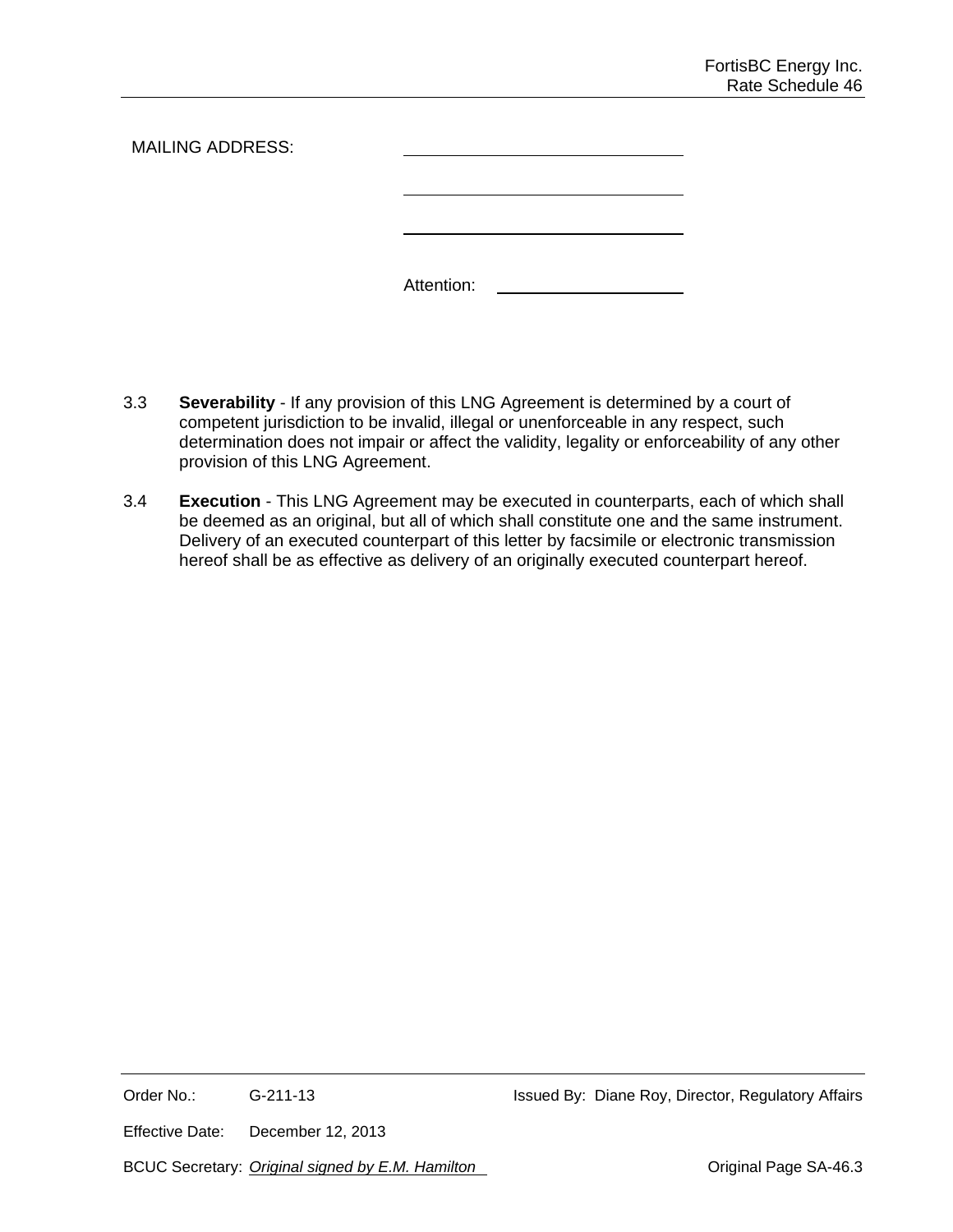MAILING ADDRESS: \_\_\_\_\_\_\_\_\_\_\_\_\_\_\_\_\_\_\_\_\_\_\_\_\_\_\_\_\_\_

\_\_\_\_\_\_\_\_\_\_\_\_\_\_\_\_\_\_\_\_\_\_\_\_\_\_\_\_\_\_

\_\_\_\_\_\_\_\_\_\_\_\_\_\_\_\_\_\_\_\_\_\_\_\_\_\_\_\_\_\_

Attention: \_\_\_\_\_\_\_\_\_\_\_\_\_\_\_\_\_\_\_\_

3.3 **Severability** - If any provision of this LNG Agreement is determined by a court of competent jurisdiction to be invalid, illegal or unenforceable in any respect, such determination does not impair or affect the validity, legality or enforceability of any other provision of this LNG Agreement.

3.4 **Execution** - This LNG Agreement may be executed in counterparts, each of which shall be deemed as an original, but all of which shall constitute one and the same instrument. Delivery of an executed counterpart of this letter by facsimile or electronic transmission hereof shall be as effective as delivery of an originally executed counterpart hereof.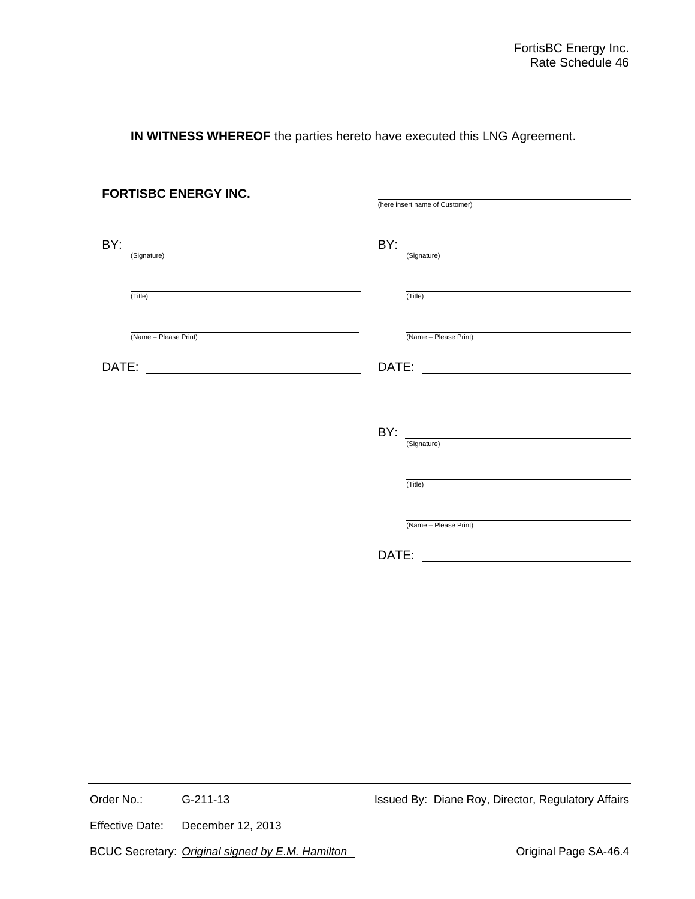**IN WITNESS WHEREOF** the parties hereto have executed this LNG Agreement.

| **FORTISBC ENERGY INC.** | ______________________________ (here insert name of Customer) |
|---|---|
| BY: ______________________________ (Signature) | BY: ______________________________ (Signature) |
| ______________________________ (Title) | ______________________________ (Title) |
| ______________________________ (Name – Please Print) | ______________________________ (Name – Please Print) |
| DATE: ______________________________ | DATE: ______________________________ |
| | BY: ______________________________ (Signature) |
| | ______________________________ (Title) |
| | ______________________________ (Name – Please Print) |
| | DATE: ______________________________ |

Order No.: G-211-13

Issued By: Diane Roy, Director, Regulatory Affairs

Effective Date: December 12, 2013

BCUC Secretary: *Original signed by E.M. Hamilton*

Original Page SA-46.4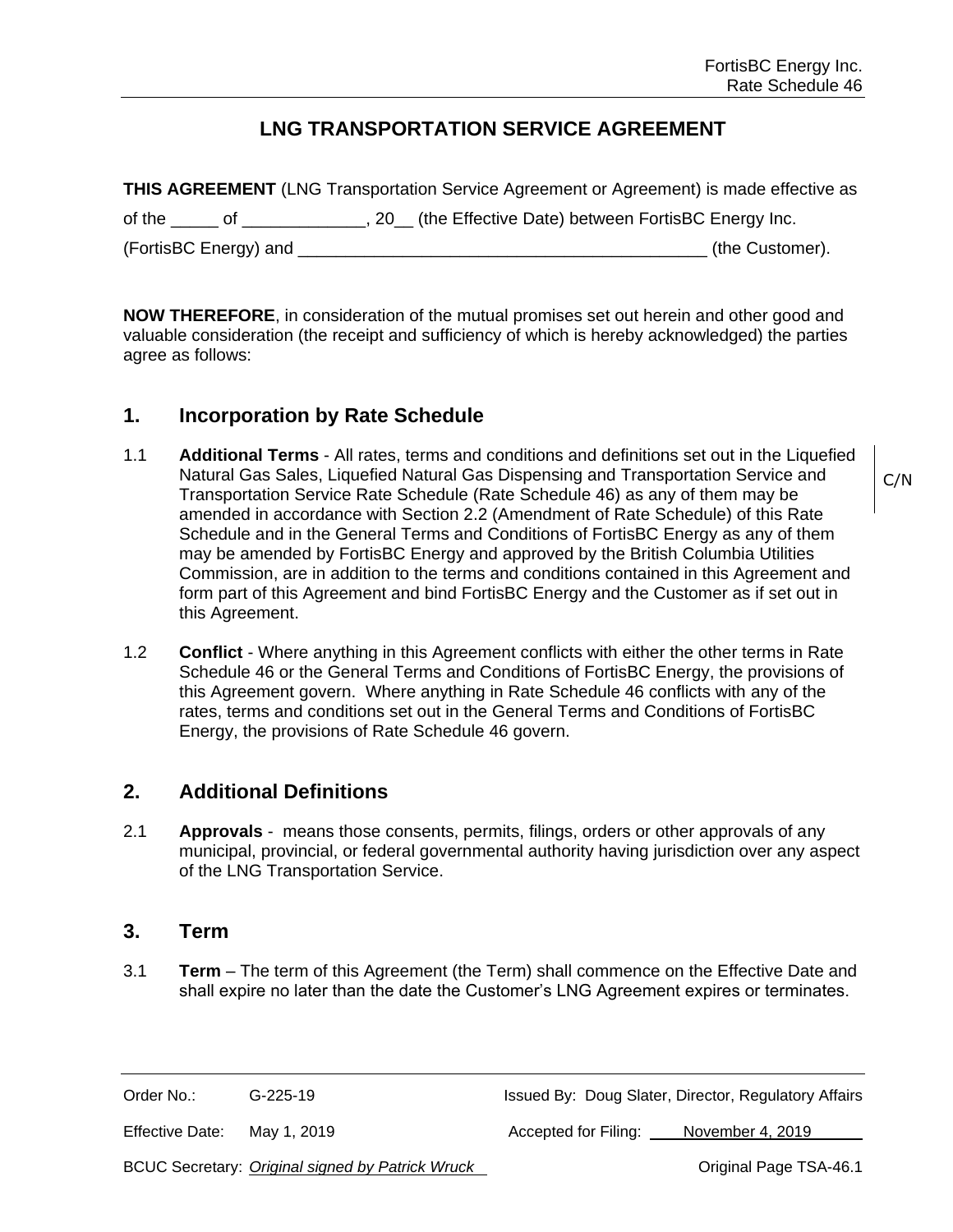# LNG TRANSPORTATION SERVICE AGREEMENT

**THIS AGREEMENT** (LNG Transportation Service Agreement or Agreement) is made effective as of the _____ of _____________, 20__ (the Effective Date) between FortisBC Energy Inc. (FortisBC Energy) and ____________________________________________ (the Customer).

**NOW THEREFORE**, in consideration of the mutual promises set out herein and other good and valuable consideration (the receipt and sufficiency of which is hereby acknowledged) the parties agree as follows:

## 1. Incorporation by Rate Schedule

1.1 **Additional Terms** - All rates, terms and conditions and definitions set out in the Liquefied Natural Gas Sales, Liquefied Natural Gas Dispensing and Transportation Service and Transportation Service Rate Schedule (Rate Schedule 46) as any of them may be amended in accordance with Section 2.2 (Amendment of Rate Schedule) of this Rate Schedule and in the General Terms and Conditions of FortisBC Energy as any of them may be amended by FortisBC Energy and approved by the British Columbia Utilities Commission, are in addition to the terms and conditions contained in this Agreement and form part of this Agreement and bind FortisBC Energy and the Customer as if set out in this Agreement.

C/N

1.2 **Conflict** - Where anything in this Agreement conflicts with either the other terms in Rate Schedule 46 or the General Terms and Conditions of FortisBC Energy, the provisions of this Agreement govern. Where anything in Rate Schedule 46 conflicts with any of the rates, terms and conditions set out in the General Terms and Conditions of FortisBC Energy, the provisions of Rate Schedule 46 govern.

## 2. Additional Definitions

2.1 **Approvals** - means those consents, permits, filings, orders or other approvals of any municipal, provincial, or federal governmental authority having jurisdiction over any aspect of the LNG Transportation Service.

## 3. Term

3.1 **Term** – The term of this Agreement (the Term) shall commence on the Effective Date and shall expire no later than the date the Customer's LNG Agreement expires or terminates.

Order No.: G-225-19 | Issued By: Doug Slater, Director, Regulatory Affairs

Effective Date: May 1, 2019 | Accepted for Filing: November 4, 2019

BCUC Secretary: *Original signed by Patrick Wruck* | Original Page TSA-46.1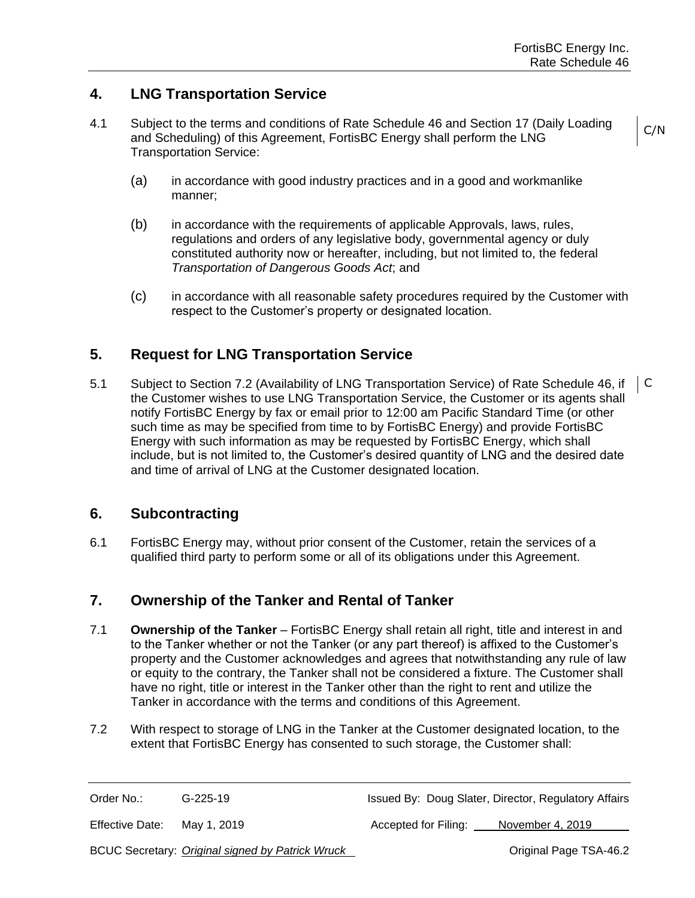## 4. LNG Transportation Service

4.1 Subject to the terms and conditions of Rate Schedule 46 and Section 17 (Daily Loading and Scheduling) of this Agreement, FortisBC Energy shall perform the LNG Transportation Service: C/N

(a) in accordance with good industry practices and in a good and workmanlike manner;

(b) in accordance with the requirements of applicable Approvals, laws, rules, regulations and orders of any legislative body, governmental agency or duly constituted authority now or hereafter, including, but not limited to, the federal *Transportation of Dangerous Goods Act*; and

(c) in accordance with all reasonable safety procedures required by the Customer with respect to the Customer's property or designated location.

## 5. Request for LNG Transportation Service

5.1 Subject to Section 7.2 (Availability of LNG Transportation Service) of Rate Schedule 46, if the Customer wishes to use LNG Transportation Service, the Customer or its agents shall notify FortisBC Energy by fax or email prior to 12:00 am Pacific Standard Time (or other such time as may be specified from time to by FortisBC Energy) and provide FortisBC Energy with such information as may be requested by FortisBC Energy, which shall include, but is not limited to, the Customer's desired quantity of LNG and the desired date and time of arrival of LNG at the Customer designated location. C

## 6. Subcontracting

6.1 FortisBC Energy may, without prior consent of the Customer, retain the services of a qualified third party to perform some or all of its obligations under this Agreement.

## 7. Ownership of the Tanker and Rental of Tanker

7.1 **Ownership of the Tanker** – FortisBC Energy shall retain all right, title and interest in and to the Tanker whether or not the Tanker (or any part thereof) is affixed to the Customer's property and the Customer acknowledges and agrees that notwithstanding any rule of law or equity to the contrary, the Tanker shall not be considered a fixture. The Customer shall have no right, title or interest in the Tanker other than the right to rent and utilize the Tanker in accordance with the terms and conditions of this Agreement.

7.2 With respect to storage of LNG in the Tanker at the Customer designated location, to the extent that FortisBC Energy has consented to such storage, the Customer shall: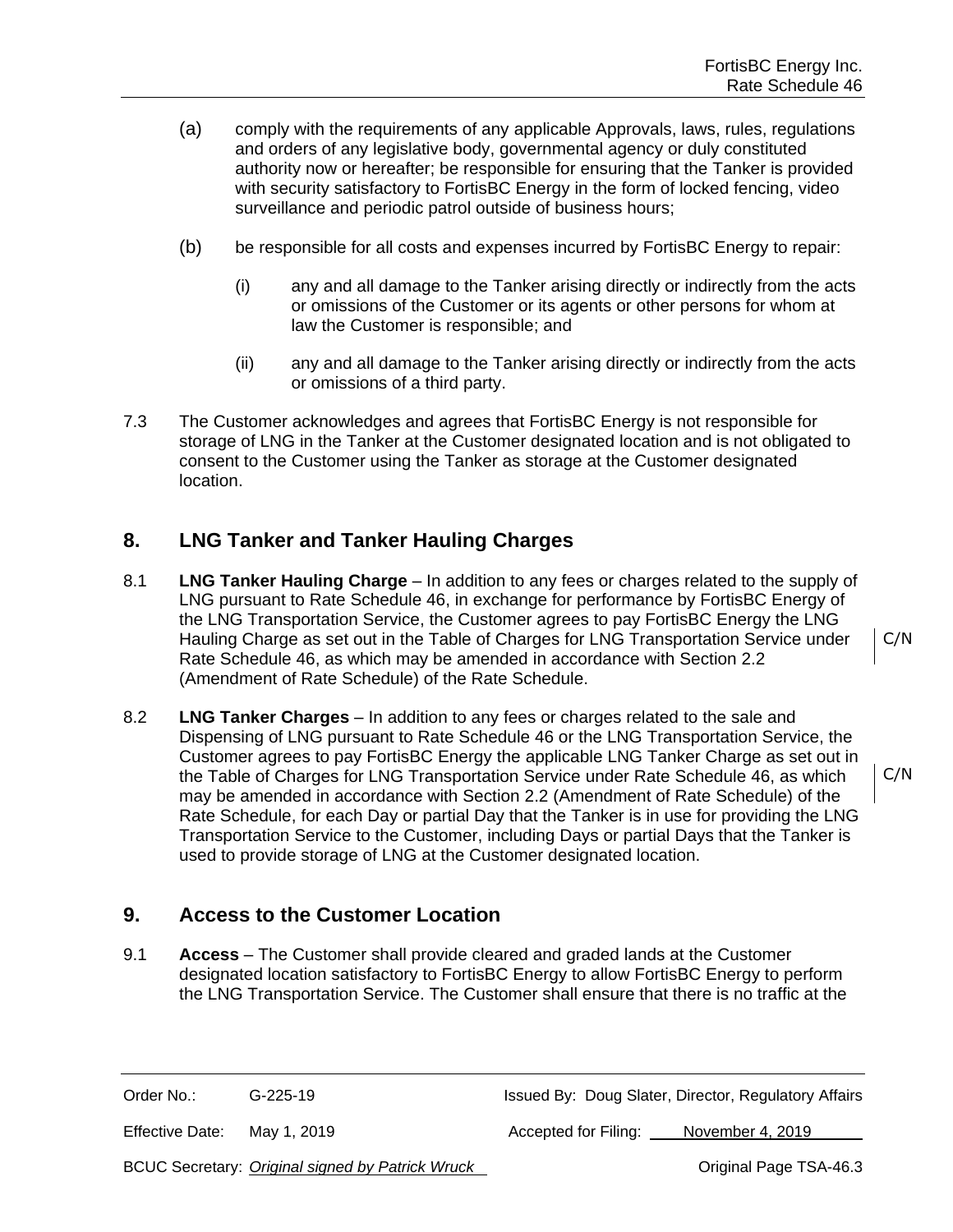(a) comply with the requirements of any applicable Approvals, laws, rules, regulations and orders of any legislative body, governmental agency or duly constituted authority now or hereafter; be responsible for ensuring that the Tanker is provided with security satisfactory to FortisBC Energy in the form of locked fencing, video surveillance and periodic patrol outside of business hours;

(b) be responsible for all costs and expenses incurred by FortisBC Energy to repair:

(i) any and all damage to the Tanker arising directly or indirectly from the acts or omissions of the Customer or its agents or other persons for whom at law the Customer is responsible; and

(ii) any and all damage to the Tanker arising directly or indirectly from the acts or omissions of a third party.

7.3 The Customer acknowledges and agrees that FortisBC Energy is not responsible for storage of LNG in the Tanker at the Customer designated location and is not obligated to consent to the Customer using the Tanker as storage at the Customer designated location.

## 8. LNG Tanker and Tanker Hauling Charges

8.1 **LNG Tanker Hauling Charge** – In addition to any fees or charges related to the supply of LNG pursuant to Rate Schedule 46, in exchange for performance by FortisBC Energy of the LNG Transportation Service, the Customer agrees to pay FortisBC Energy the LNG Hauling Charge as set out in the Table of Charges for LNG Transportation Service under Rate Schedule 46, as which may be amended in accordance with Section 2.2 (Amendment of Rate Schedule) of the Rate Schedule. C/N

8.2 **LNG Tanker Charges** – In addition to any fees or charges related to the sale and Dispensing of LNG pursuant to Rate Schedule 46 or the LNG Transportation Service, the Customer agrees to pay FortisBC Energy the applicable LNG Tanker Charge as set out in the Table of Charges for LNG Transportation Service under Rate Schedule 46, as which may be amended in accordance with Section 2.2 (Amendment of Rate Schedule) of the Rate Schedule, for each Day or partial Day that the Tanker is in use for providing the LNG Transportation Service to the Customer, including Days or partial Days that the Tanker is used to provide storage of LNG at the Customer designated location. C/N

## 9. Access to the Customer Location

9.1 **Access** – The Customer shall provide cleared and graded lands at the Customer designated location satisfactory to FortisBC Energy to allow FortisBC Energy to perform the LNG Transportation Service. The Customer shall ensure that there is no traffic at the

| Order No.: | G-225-19 | Issued By: Doug Slater, Director, Regulatory Affairs |
|---|---|---|
| Effective Date: | May 1, 2019 | Accepted for Filing: November 4, 2019 |
| BCUC Secretary: | *Original signed by Patrick Wruck* | Original Page TSA-46.3 |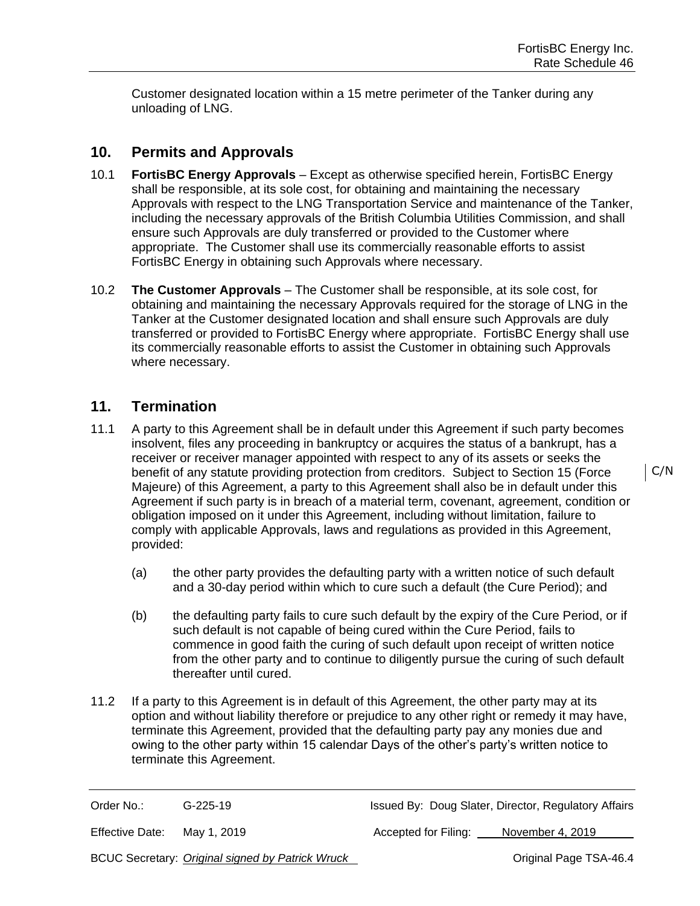Customer designated location within a 15 metre perimeter of the Tanker during any unloading of LNG.

## 10. Permits and Approvals

10.1 **FortisBC Energy Approvals** – Except as otherwise specified herein, FortisBC Energy shall be responsible, at its sole cost, for obtaining and maintaining the necessary Approvals with respect to the LNG Transportation Service and maintenance of the Tanker, including the necessary approvals of the British Columbia Utilities Commission, and shall ensure such Approvals are duly transferred or provided to the Customer where appropriate. The Customer shall use its commercially reasonable efforts to assist FortisBC Energy in obtaining such Approvals where necessary.

10.2 **The Customer Approvals** – The Customer shall be responsible, at its sole cost, for obtaining and maintaining the necessary Approvals required for the storage of LNG in the Tanker at the Customer designated location and shall ensure such Approvals are duly transferred or provided to FortisBC Energy where appropriate. FortisBC Energy shall use its commercially reasonable efforts to assist the Customer in obtaining such Approvals where necessary.

## 11. Termination

11.1 A party to this Agreement shall be in default under this Agreement if such party becomes insolvent, files any proceeding in bankruptcy or acquires the status of a bankrupt, has a receiver or receiver manager appointed with respect to any of its assets or seeks the benefit of any statute providing protection from creditors. Subject to Section 15 (Force Majeure) of this Agreement, a party to this Agreement shall also be in default under this Agreement if such party is in breach of a material term, covenant, agreement, condition or obligation imposed on it under this Agreement, including without limitation, failure to comply with applicable Approvals, laws and regulations as provided in this Agreement, provided:

C/N

(a) the other party provides the defaulting party with a written notice of such default and a 30-day period within which to cure such a default (the Cure Period); and

(b) the defaulting party fails to cure such default by the expiry of the Cure Period, or if such default is not capable of being cured within the Cure Period, fails to commence in good faith the curing of such default upon receipt of written notice from the other party and to continue to diligently pursue the curing of such default thereafter until cured.

11.2 If a party to this Agreement is in default of this Agreement, the other party may at its option and without liability therefore or prejudice to any other right or remedy it may have, terminate this Agreement, provided that the defaulting party pay any monies due and owing to the other party within 15 calendar Days of the other's party's written notice to terminate this Agreement.

| Order No.: | G-225-19 | Issued By: Doug Slater, Director, Regulatory Affairs |
|---|---|---|
| Effective Date: | May 1, 2019 | Accepted for Filing: November 4, 2019 |
| BCUC Secretary: | *Original signed by Patrick Wruck* | Original Page TSA-46.4 |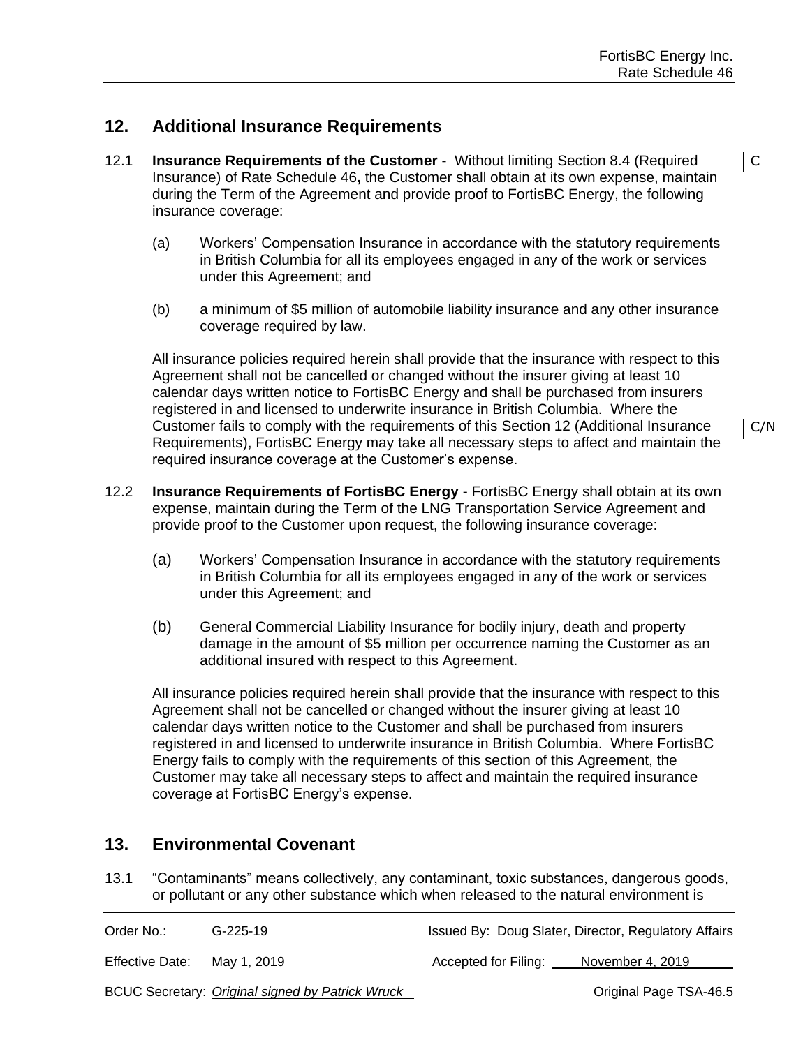## 12. Additional Insurance Requirements

12.1 **Insurance Requirements of the Customer** - Without limiting Section 8.4 (Required Insurance) of Rate Schedule 46**,** the Customer shall obtain at its own expense, maintain during the Term of the Agreement and provide proof to FortisBC Energy, the following insurance coverage: C

(a) Workers' Compensation Insurance in accordance with the statutory requirements in British Columbia for all its employees engaged in any of the work or services under this Agreement; and

(b) a minimum of $5 million of automobile liability insurance and any other insurance coverage required by law.

All insurance policies required herein shall provide that the insurance with respect to this Agreement shall not be cancelled or changed without the insurer giving at least 10 calendar days written notice to FortisBC Energy and shall be purchased from insurers registered in and licensed to underwrite insurance in British Columbia. Where the Customer fails to comply with the requirements of this Section 12 (Additional Insurance Requirements), FortisBC Energy may take all necessary steps to affect and maintain the required insurance coverage at the Customer's expense. C/N

12.2 **Insurance Requirements of FortisBC Energy** - FortisBC Energy shall obtain at its own expense, maintain during the Term of the LNG Transportation Service Agreement and provide proof to the Customer upon request, the following insurance coverage:

(a) Workers' Compensation Insurance in accordance with the statutory requirements in British Columbia for all its employees engaged in any of the work or services under this Agreement; and

(b) General Commercial Liability Insurance for bodily injury, death and property damage in the amount of $5 million per occurrence naming the Customer as an additional insured with respect to this Agreement.

All insurance policies required herein shall provide that the insurance with respect to this Agreement shall not be cancelled or changed without the insurer giving at least 10 calendar days written notice to the Customer and shall be purchased from insurers registered in and licensed to underwrite insurance in British Columbia. Where FortisBC Energy fails to comply with the requirements of this section of this Agreement, the Customer may take all necessary steps to affect and maintain the required insurance coverage at FortisBC Energy's expense.

## 13. Environmental Covenant

13.1 "Contaminants" means collectively, any contaminant, toxic substances, dangerous goods, or pollutant or any other substance which when released to the natural environment is

| Order No.: | G-225-19 | Issued By: Doug Slater, Director, Regulatory Affairs |
|---|---|---|
| Effective Date: | May 1, 2019 | Accepted for Filing: November 4, 2019 |
| BCUC Secretary: | *Original signed by Patrick Wruck* | Original Page TSA-46.5 |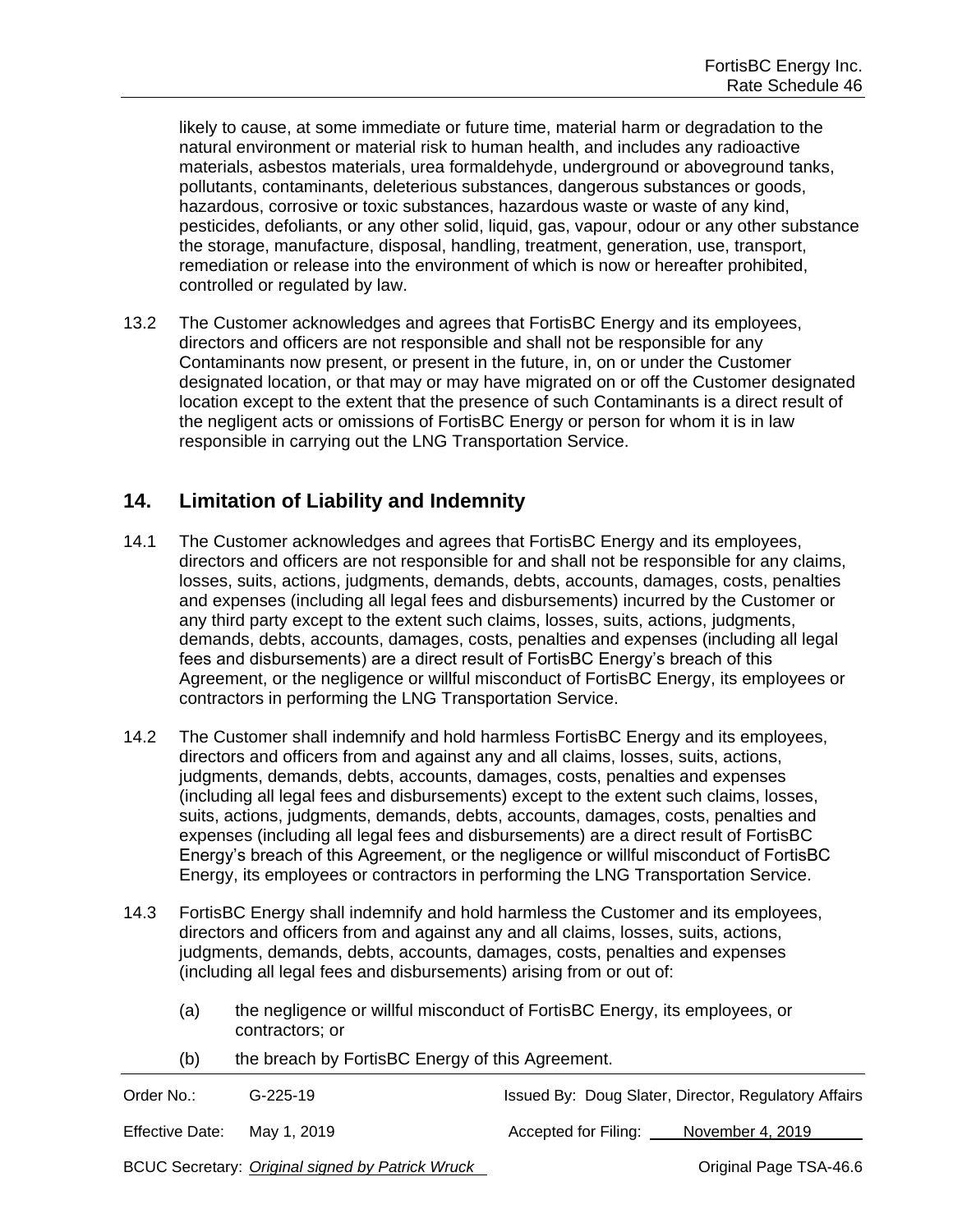likely to cause, at some immediate or future time, material harm or degradation to the natural environment or material risk to human health, and includes any radioactive materials, asbestos materials, urea formaldehyde, underground or aboveground tanks, pollutants, contaminants, deleterious substances, dangerous substances or goods, hazardous, corrosive or toxic substances, hazardous waste or waste of any kind, pesticides, defoliants, or any other solid, liquid, gas, vapour, odour or any other substance the storage, manufacture, disposal, handling, treatment, generation, use, transport, remediation or release into the environment of which is now or hereafter prohibited, controlled or regulated by law.

13.2 The Customer acknowledges and agrees that FortisBC Energy and its employees, directors and officers are not responsible and shall not be responsible for any Contaminants now present, or present in the future, in, on or under the Customer designated location, or that may or may have migrated on or off the Customer designated location except to the extent that the presence of such Contaminants is a direct result of the negligent acts or omissions of FortisBC Energy or person for whom it is in law responsible in carrying out the LNG Transportation Service.

## 14. Limitation of Liability and Indemnity

14.1 The Customer acknowledges and agrees that FortisBC Energy and its employees, directors and officers are not responsible for and shall not be responsible for any claims, losses, suits, actions, judgments, demands, debts, accounts, damages, costs, penalties and expenses (including all legal fees and disbursements) incurred by the Customer or any third party except to the extent such claims, losses, suits, actions, judgments, demands, debts, accounts, damages, costs, penalties and expenses (including all legal fees and disbursements) are a direct result of FortisBC Energy's breach of this Agreement, or the negligence or willful misconduct of FortisBC Energy, its employees or contractors in performing the LNG Transportation Service.

14.2 The Customer shall indemnify and hold harmless FortisBC Energy and its employees, directors and officers from and against any and all claims, losses, suits, actions, judgments, demands, debts, accounts, damages, costs, penalties and expenses (including all legal fees and disbursements) except to the extent such claims, losses, suits, actions, judgments, demands, debts, accounts, damages, costs, penalties and expenses (including all legal fees and disbursements) are a direct result of FortisBC Energy's breach of this Agreement, or the negligence or willful misconduct of FortisBC Energy, its employees or contractors in performing the LNG Transportation Service.

14.3 FortisBC Energy shall indemnify and hold harmless the Customer and its employees, directors and officers from and against any and all claims, losses, suits, actions, judgments, demands, debts, accounts, damages, costs, penalties and expenses (including all legal fees and disbursements) arising from or out of:

(a) the negligence or willful misconduct of FortisBC Energy, its employees, or contractors; or

(b) the breach by FortisBC Energy of this Agreement.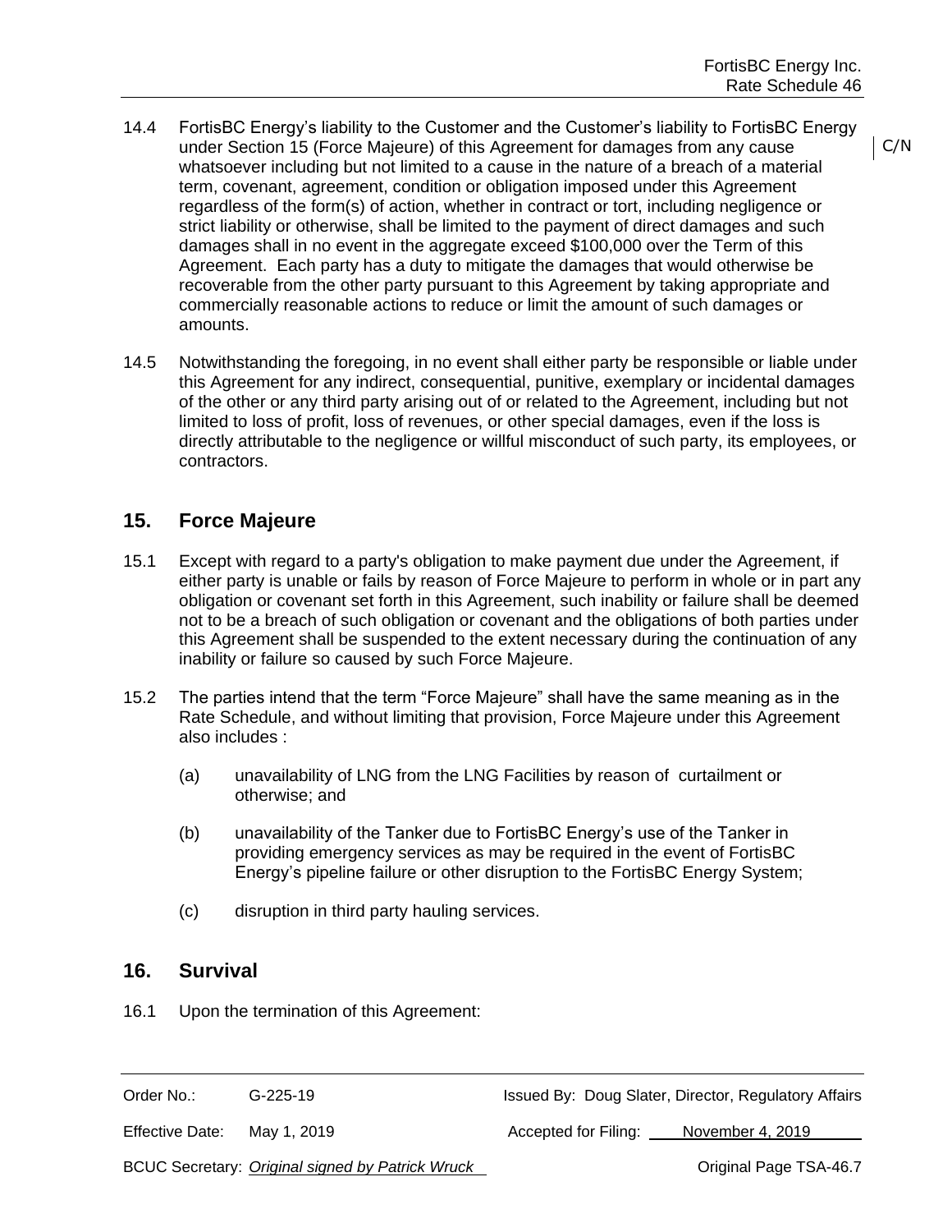14.4 FortisBC Energy's liability to the Customer and the Customer's liability to FortisBC Energy under Section 15 (Force Majeure) of this Agreement for damages from any cause whatsoever including but not limited to a cause in the nature of a breach of a material term, covenant, agreement, condition or obligation imposed under this Agreement regardless of the form(s) of action, whether in contract or tort, including negligence or strict liability or otherwise, shall be limited to the payment of direct damages and such damages shall in no event in the aggregate exceed $100,000 over the Term of this Agreement. Each party has a duty to mitigate the damages that would otherwise be recoverable from the other party pursuant to this Agreement by taking appropriate and commercially reasonable actions to reduce or limit the amount of such damages or amounts.

C/N

14.5 Notwithstanding the foregoing, in no event shall either party be responsible or liable under this Agreement for any indirect, consequential, punitive, exemplary or incidental damages of the other or any third party arising out of or related to the Agreement, including but not limited to loss of profit, loss of revenues, or other special damages, even if the loss is directly attributable to the negligence or willful misconduct of such party, its employees, or contractors.

## 15. Force Majeure

15.1 Except with regard to a party's obligation to make payment due under the Agreement, if either party is unable or fails by reason of Force Majeure to perform in whole or in part any obligation or covenant set forth in this Agreement, such inability or failure shall be deemed not to be a breach of such obligation or covenant and the obligations of both parties under this Agreement shall be suspended to the extent necessary during the continuation of any inability or failure so caused by such Force Majeure.

15.2 The parties intend that the term "Force Majeure" shall have the same meaning as in the Rate Schedule, and without limiting that provision, Force Majeure under this Agreement also includes :

(a) unavailability of LNG from the LNG Facilities by reason of curtailment or otherwise; and

(b) unavailability of the Tanker due to FortisBC Energy's use of the Tanker in providing emergency services as may be required in the event of FortisBC Energy's pipeline failure or other disruption to the FortisBC Energy System;

(c) disruption in third party hauling services.

## 16. Survival

16.1 Upon the termination of this Agreement:

| Order No.: G-225-19 | Issued By: Doug Slater, Director, Regulatory Affairs |
|---|---|
| Effective Date: May 1, 2019 | Accepted for Filing: November 4, 2019 |
| BCUC Secretary: *Original signed by Patrick Wruck* | Original Page TSA-46.7 |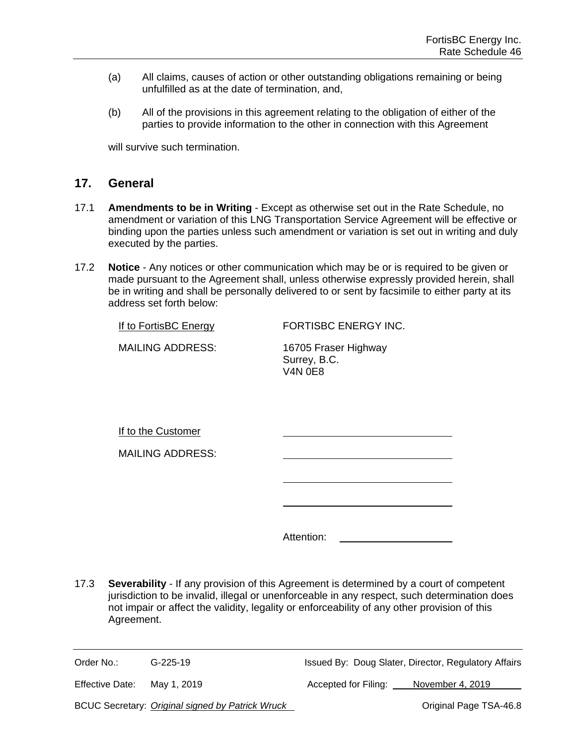(a) All claims, causes of action or other outstanding obligations remaining or being unfulfilled as at the date of termination, and,

(b) All of the provisions in this agreement relating to the obligation of either of the parties to provide information to the other in connection with this Agreement

will survive such termination.

## 17. General

17.1 **Amendments to be in Writing** - Except as otherwise set out in the Rate Schedule, no amendment or variation of this LNG Transportation Service Agreement will be effective or binding upon the parties unless such amendment or variation is set out in writing and duly executed by the parties.

17.2 **Notice** - Any notices or other communication which may be or is required to be given or made pursuant to the Agreement shall, unless otherwise expressly provided herein, shall be in writing and shall be personally delivered to or sent by facsimile to either party at its address set forth below:

If to FortisBC Energy — FORTISBC ENERGY INC.

MAILING ADDRESS: 16705 Fraser Highway
Surrey, B.C.
V4N 0E8

If to the Customer ______________________________

MAILING ADDRESS: ______________________________

______________________________

______________________________

Attention: ____________________

17.3 **Severability** - If any provision of this Agreement is determined by a court of competent jurisdiction to be invalid, illegal or unenforceable in any respect, such determination does not impair or affect the validity, legality or enforceability of any other provision of this Agreement.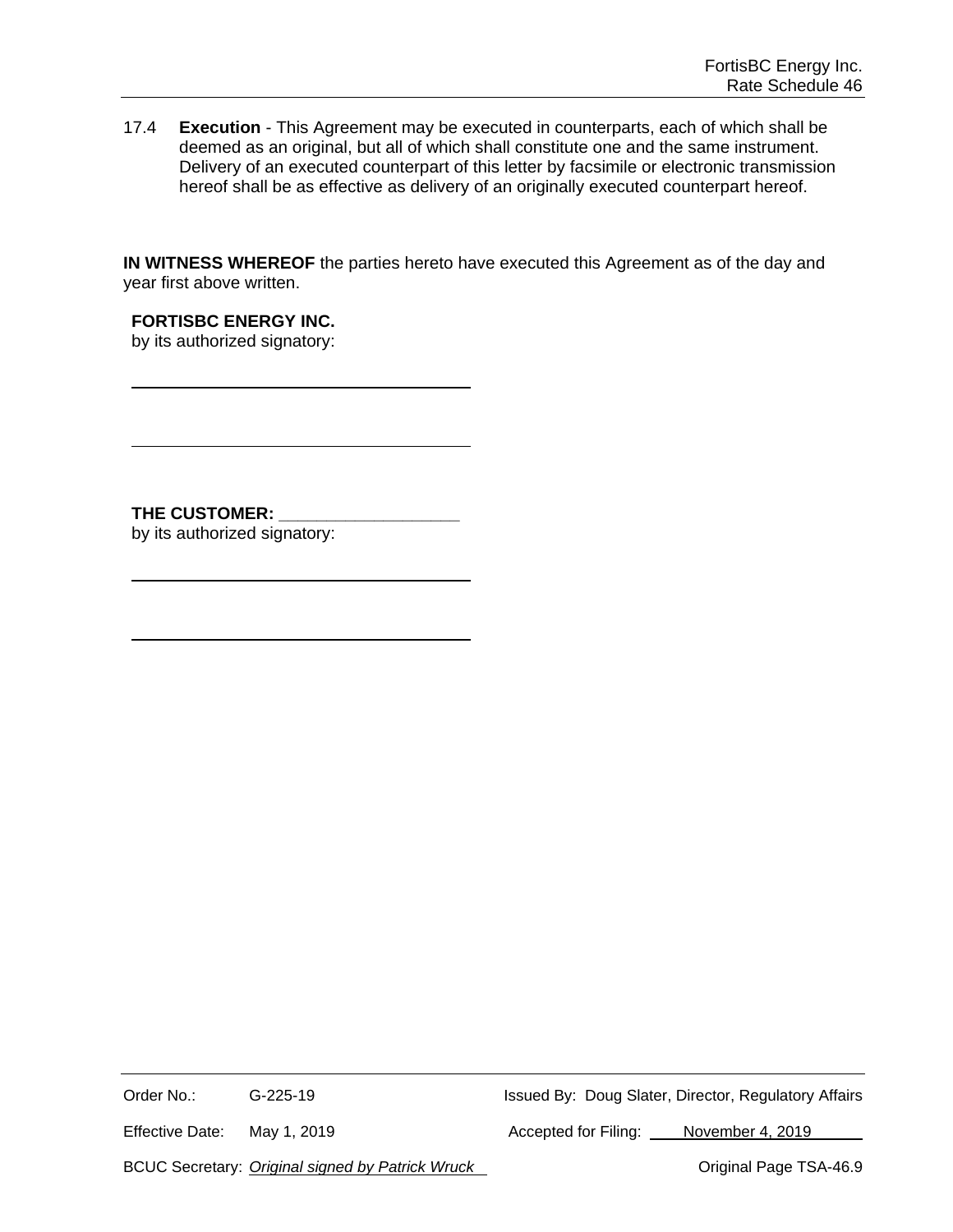17.4 **Execution** - This Agreement may be executed in counterparts, each of which shall be deemed as an original, but all of which shall constitute one and the same instrument. Delivery of an executed counterpart of this letter by facsimile or electronic transmission hereof shall be as effective as delivery of an originally executed counterpart hereof.

**IN WITNESS WHEREOF** the parties hereto have executed this Agreement as of the day and year first above written.

**FORTISBC ENERGY INC.**
by its authorized signatory:

\_\_\_\_\_\_\_\_\_\_\_\_\_\_\_\_\_\_\_\_\_\_\_\_\_\_\_\_\_\_\_\_\_\_\_\_

\_\_\_\_\_\_\_\_\_\_\_\_\_\_\_\_\_\_\_\_\_\_\_\_\_\_\_\_\_\_\_\_\_\_\_\_

**THE CUSTOMER: \_\_\_\_\_\_\_\_\_\_\_\_\_\_\_\_\_\_\_**
by its authorized signatory:

\_\_\_\_\_\_\_\_\_\_\_\_\_\_\_\_\_\_\_\_\_\_\_\_\_\_\_\_\_\_\_\_\_\_\_\_

\_\_\_\_\_\_\_\_\_\_\_\_\_\_\_\_\_\_\_\_\_\_\_\_\_\_\_\_\_\_\_\_\_\_\_\_

Order No.: G-225-19 Issued By: Doug Slater, Director, Regulatory Affairs

Effective Date: May 1, 2019 Accepted for Filing: November 4, 2019

BCUC Secretary: *Original signed by Patrick Wruck* Original Page TSA-46.9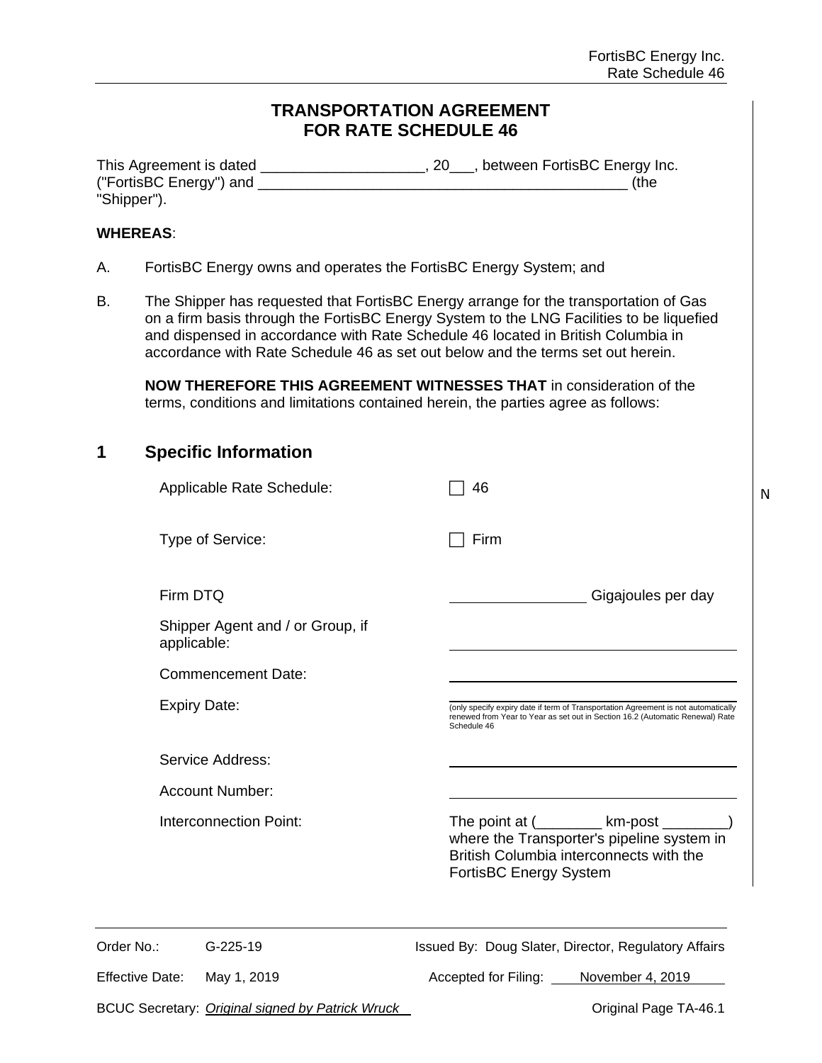# TRANSPORTATION AGREEMENT FOR RATE SCHEDULE 46

This Agreement is dated ____________________, 20___, between FortisBC Energy Inc. ("FortisBC Energy") and _______________________________________________ (the "Shipper").

**WHEREAS**:

A. FortisBC Energy owns and operates the FortisBC Energy System; and

B. The Shipper has requested that FortisBC Energy arrange for the transportation of Gas on a firm basis through the FortisBC Energy System to the LNG Facilities to be liquefied and dispensed in accordance with Rate Schedule 46 located in British Columbia in accordance with Rate Schedule 46 as set out below and the terms set out herein.

**NOW THEREFORE THIS AGREEMENT WITNESSES THAT** in consideration of the terms, conditions and limitations contained herein, the parties agree as follows:

## 1 Specific Information

| | |
|---|---|
| Applicable Rate Schedule: | ☐ 46 |
| Type of Service: | ☐ Firm |
| Firm DTQ | ________________ Gigajoules per day |
| Shipper Agent and / or Group, if applicable: | ________________ |
| Commencement Date: | ________________ |
| Expiry Date: | ________________ (only specify expiry date if term of Transportation Agreement is not automatically renewed from Year to Year as set out in Section 16.2 (Automatic Renewal) Rate Schedule 46 |
| Service Address: | ________________ |
| Account Number: | ________________ |
| Interconnection Point: | The point at (________ km-post ________) where the Transporter's pipeline system in British Columbia interconnects with the FortisBC Energy System |

Order No.: G-225-19

Issued By: Doug Slater, Director, Regulatory Affairs

Effective Date: May 1, 2019

Accepted for Filing: November 4, 2019

BCUC Secretary: *Original signed by Patrick Wruck*

Original Page TA-46.1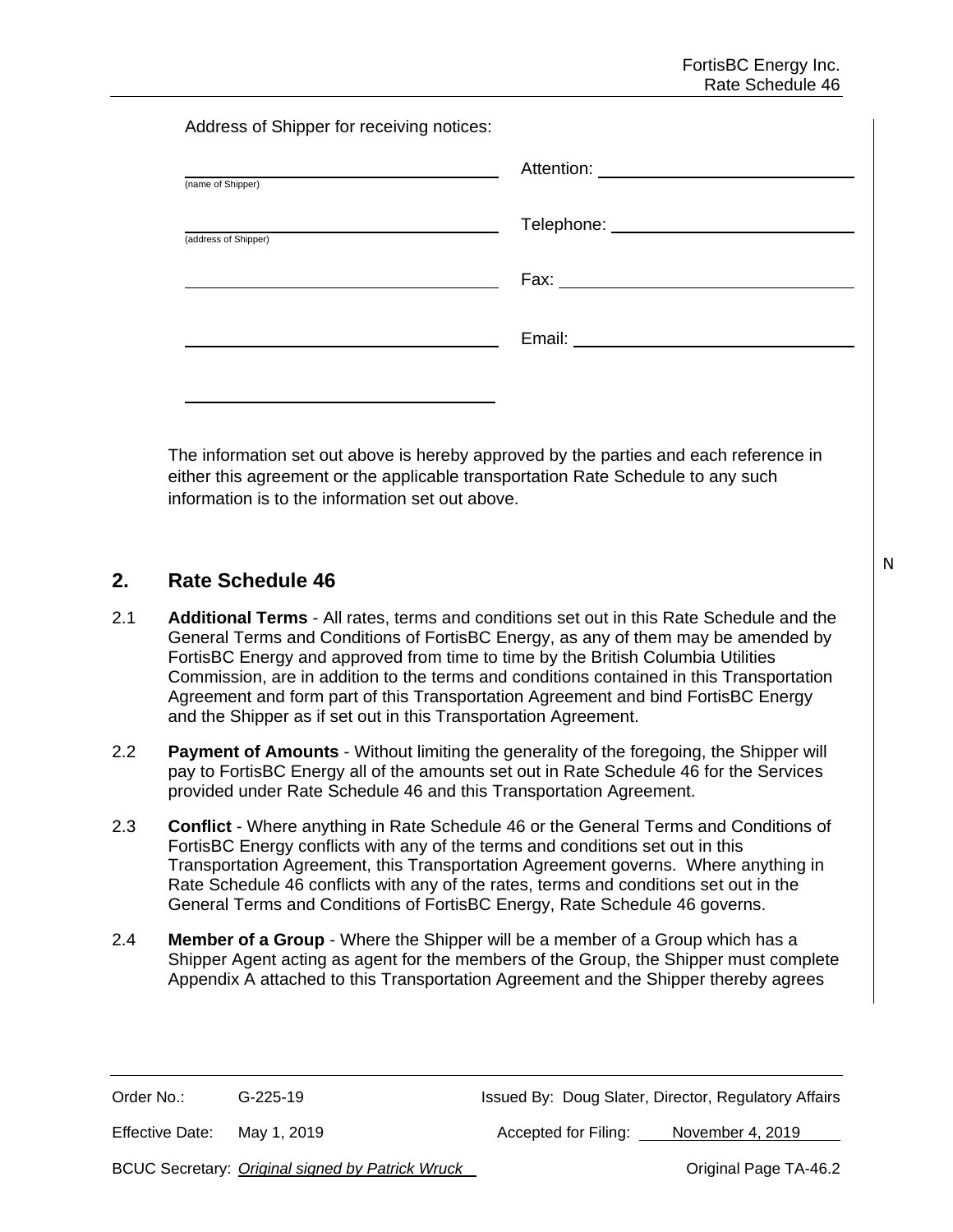Address of Shipper for receiving notices:

| | |
|---|---|
| ______________________ (name of Shipper) | Attention: ______________________ |
| ______________________ (address of Shipper) | Telephone: ______________________ |
| ______________________ | Fax: ______________________ |
| ______________________ | Email: ______________________ |
| ______________________ | |

The information set out above is hereby approved by the parties and each reference in either this agreement or the applicable transportation Rate Schedule to any such information is to the information set out above.

N

## 2. Rate Schedule 46

2.1 **Additional Terms** - All rates, terms and conditions set out in this Rate Schedule and the General Terms and Conditions of FortisBC Energy, as any of them may be amended by FortisBC Energy and approved from time to time by the British Columbia Utilities Commission, are in addition to the terms and conditions contained in this Transportation Agreement and form part of this Transportation Agreement and bind FortisBC Energy and the Shipper as if set out in this Transportation Agreement.

2.2 **Payment of Amounts** - Without limiting the generality of the foregoing, the Shipper will pay to FortisBC Energy all of the amounts set out in Rate Schedule 46 for the Services provided under Rate Schedule 46 and this Transportation Agreement.

2.3 **Conflict** - Where anything in Rate Schedule 46 or the General Terms and Conditions of FortisBC Energy conflicts with any of the terms and conditions set out in this Transportation Agreement, this Transportation Agreement governs. Where anything in Rate Schedule 46 conflicts with any of the rates, terms and conditions set out in the General Terms and Conditions of FortisBC Energy, Rate Schedule 46 governs.

2.4 **Member of a Group** - Where the Shipper will be a member of a Group which has a Shipper Agent acting as agent for the members of the Group, the Shipper must complete Appendix A attached to this Transportation Agreement and the Shipper thereby agrees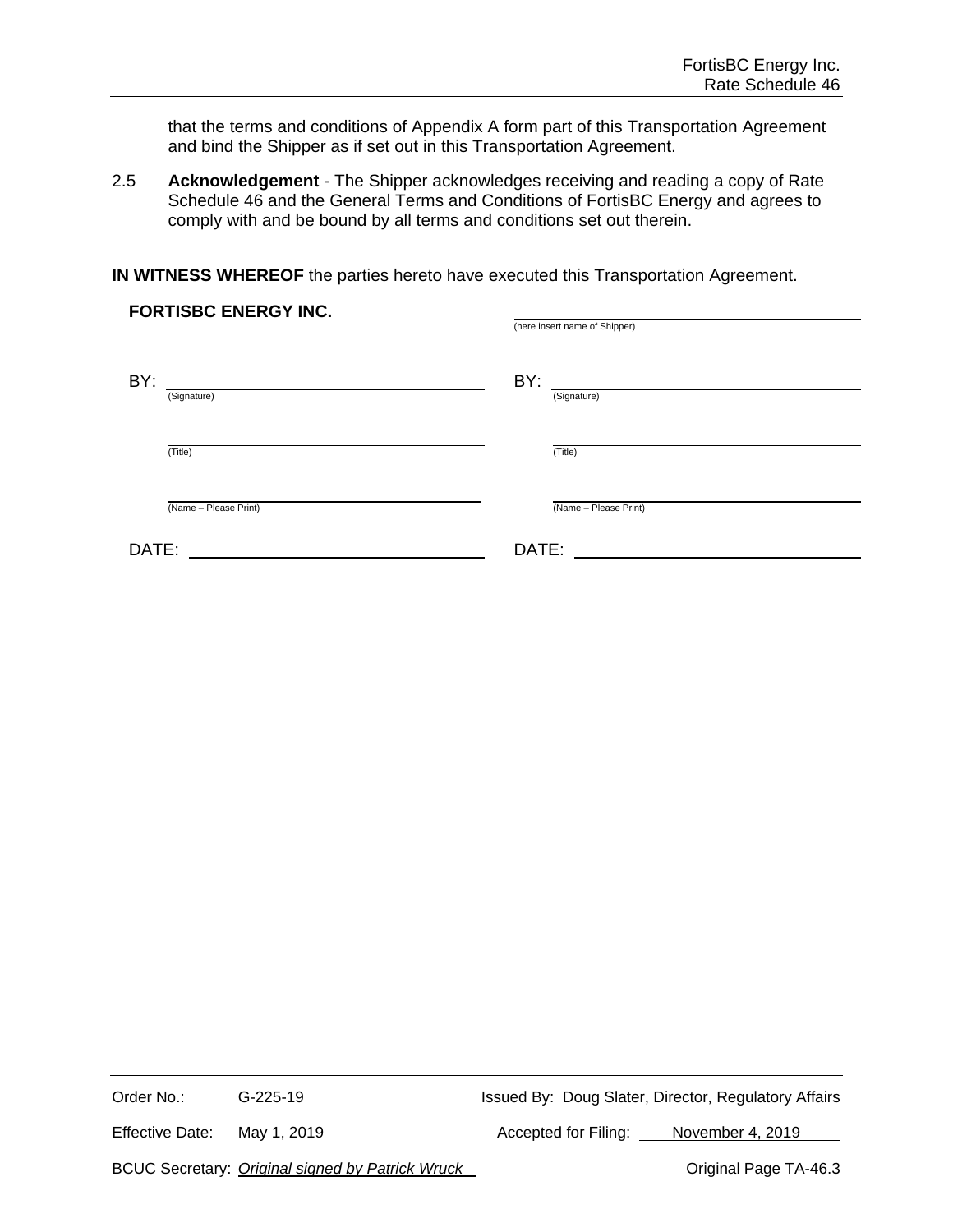that the terms and conditions of Appendix A form part of this Transportation Agreement and bind the Shipper as if set out in this Transportation Agreement.

2.5 **Acknowledgement** - The Shipper acknowledges receiving and reading a copy of Rate Schedule 46 and the General Terms and Conditions of FortisBC Energy and agrees to comply with and be bound by all terms and conditions set out therein.

**IN WITNESS WHEREOF** the parties hereto have executed this Transportation Agreement.

| **FORTISBC ENERGY INC.** | \_\_\_\_\_\_\_\_\_\_\_\_\_\_\_\_\_\_\_\_ (here insert name of Shipper) |
|---|---|
| BY: \_\_\_\_\_\_\_\_\_\_\_\_\_\_\_\_\_\_\_\_ (Signature) | BY: \_\_\_\_\_\_\_\_\_\_\_\_\_\_\_\_\_\_\_\_ (Signature) |
| \_\_\_\_\_\_\_\_\_\_\_\_\_\_\_\_\_\_\_\_ (Title) | \_\_\_\_\_\_\_\_\_\_\_\_\_\_\_\_\_\_\_\_ (Title) |
| \_\_\_\_\_\_\_\_\_\_\_\_\_\_\_\_\_\_\_\_ (Name – Please Print) | \_\_\_\_\_\_\_\_\_\_\_\_\_\_\_\_\_\_\_\_ (Name – Please Print) |
| DATE: \_\_\_\_\_\_\_\_\_\_\_\_\_\_\_\_\_\_\_\_ | DATE: \_\_\_\_\_\_\_\_\_\_\_\_\_\_\_\_\_\_\_\_ |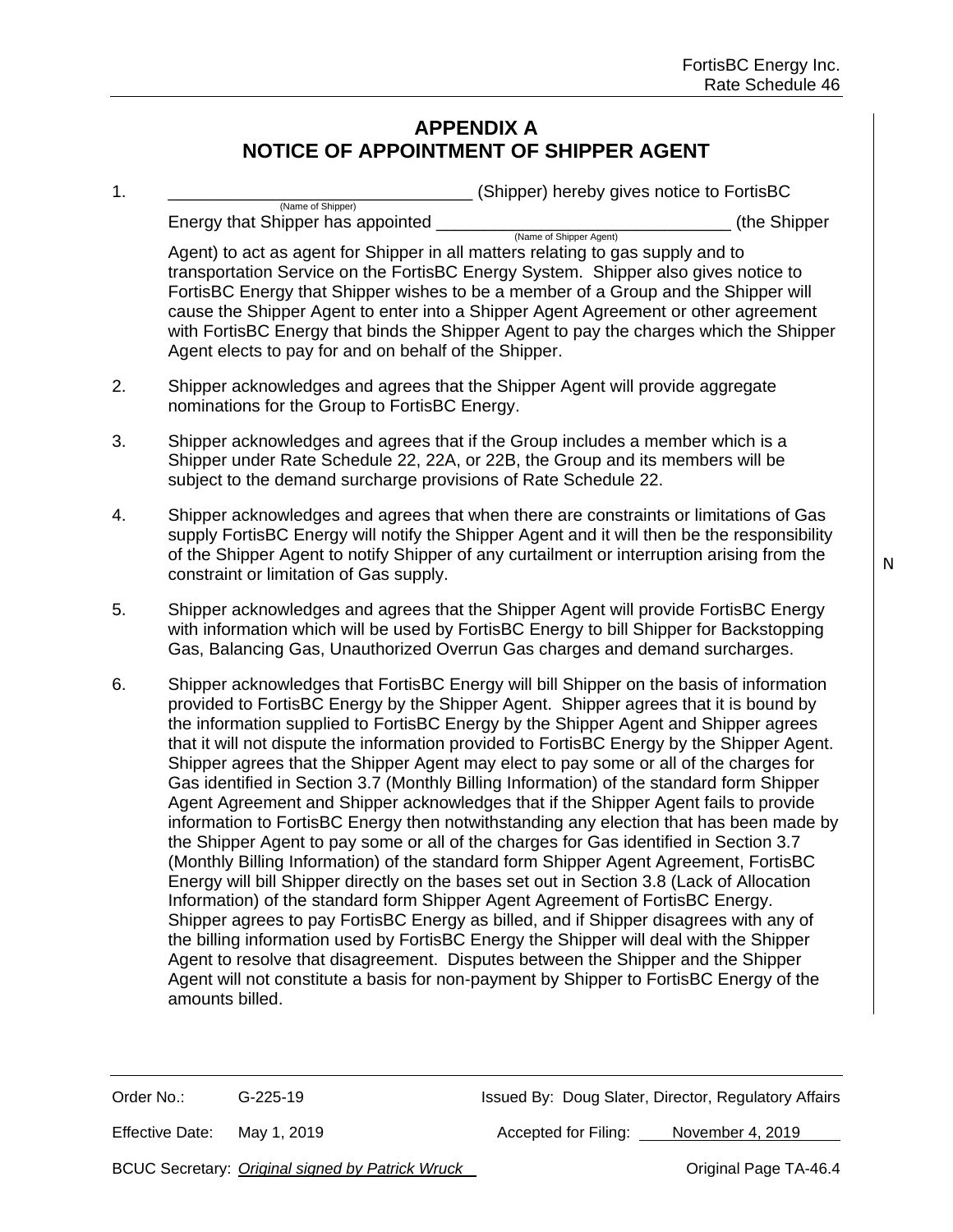# APPENDIX A
# NOTICE OF APPOINTMENT OF SHIPPER AGENT

1. _______________________________ (Shipper) hereby gives notice to FortisBC Energy that Shipper has appointed _______________________________ (the Shipper Agent) to act as agent for Shipper in all matters relating to gas supply and to transportation Service on the FortisBC Energy System. Shipper also gives notice to FortisBC Energy that Shipper wishes to be a member of a Group and the Shipper will cause the Shipper Agent to enter into a Shipper Agent Agreement or other agreement with FortisBC Energy that binds the Shipper Agent to pay the charges which the Shipper Agent elects to pay for and on behalf of the Shipper.

   (Name of Shipper) (Name of Shipper Agent)

2. Shipper acknowledges and agrees that the Shipper Agent will provide aggregate nominations for the Group to FortisBC Energy.

3. Shipper acknowledges and agrees that if the Group includes a member which is a Shipper under Rate Schedule 22, 22A, or 22B, the Group and its members will be subject to the demand surcharge provisions of Rate Schedule 22.

4. Shipper acknowledges and agrees that when there are constraints or limitations of Gas supply FortisBC Energy will notify the Shipper Agent and it will then be the responsibility of the Shipper Agent to notify Shipper of any curtailment or interruption arising from the constraint or limitation of Gas supply.

5. Shipper acknowledges and agrees that the Shipper Agent will provide FortisBC Energy with information which will be used by FortisBC Energy to bill Shipper for Backstopping Gas, Balancing Gas, Unauthorized Overrun Gas charges and demand surcharges.

6. Shipper acknowledges that FortisBC Energy will bill Shipper on the basis of information provided to FortisBC Energy by the Shipper Agent. Shipper agrees that it is bound by the information supplied to FortisBC Energy by the Shipper Agent and Shipper agrees that it will not dispute the information provided to FortisBC Energy by the Shipper Agent. Shipper agrees that the Shipper Agent may elect to pay some or all of the charges for Gas identified in Section 3.7 (Monthly Billing Information) of the standard form Shipper Agent Agreement and Shipper acknowledges that if the Shipper Agent fails to provide information to FortisBC Energy then notwithstanding any election that has been made by the Shipper Agent to pay some or all of the charges for Gas identified in Section 3.7 (Monthly Billing Information) of the standard form Shipper Agent Agreement, FortisBC Energy will bill Shipper directly on the bases set out in Section 3.8 (Lack of Allocation Information) of the standard form Shipper Agent Agreement of FortisBC Energy. Shipper agrees to pay FortisBC Energy as billed, and if Shipper disagrees with any of the billing information used by FortisBC Energy the Shipper will deal with the Shipper Agent to resolve that disagreement. Disputes between the Shipper and the Shipper Agent will not constitute a basis for non-payment by Shipper to FortisBC Energy of the amounts billed.

N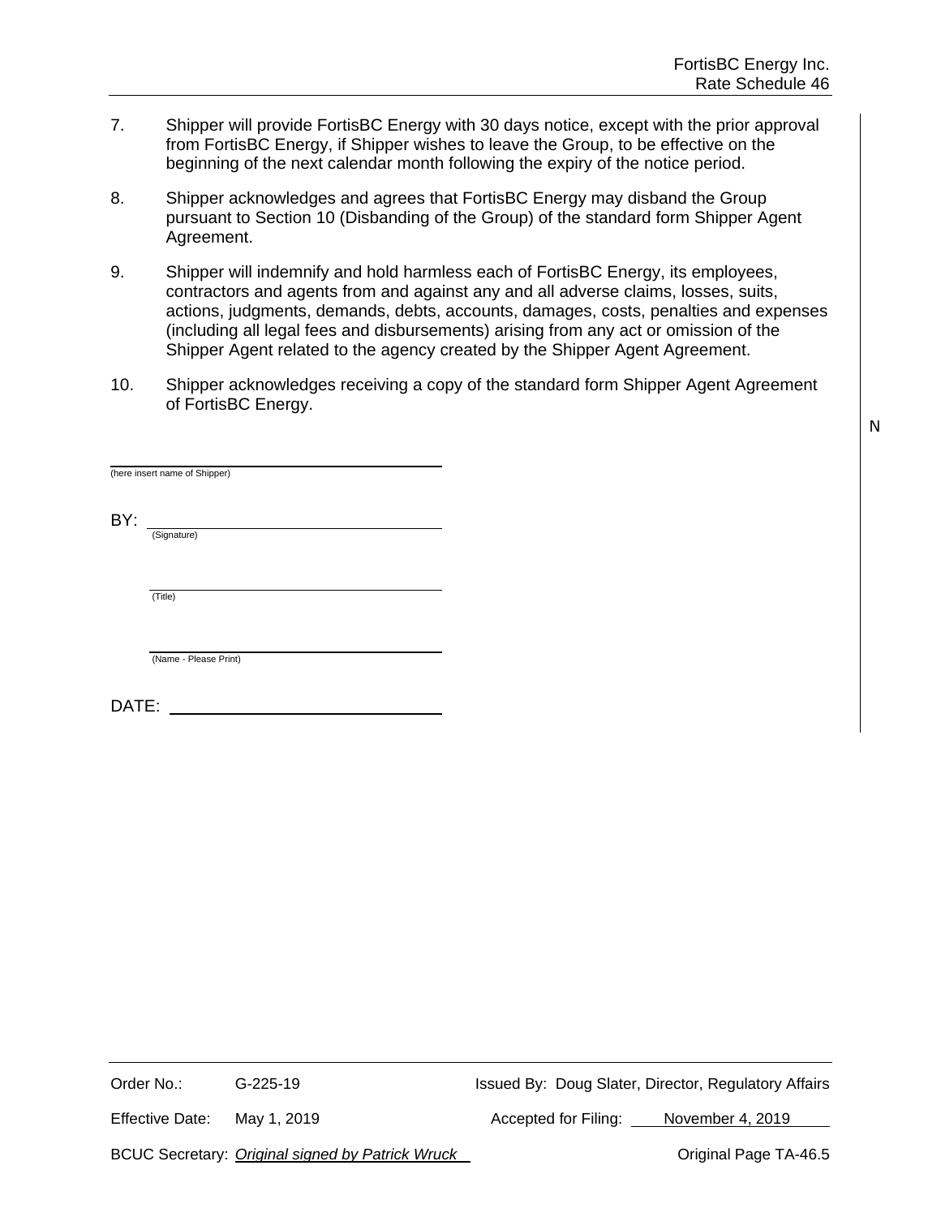7. Shipper will provide FortisBC Energy with 30 days notice, except with the prior approval from FortisBC Energy, if Shipper wishes to leave the Group, to be effective on the beginning of the next calendar month following the expiry of the notice period.

8. Shipper acknowledges and agrees that FortisBC Energy may disband the Group pursuant to Section 10 (Disbanding of the Group) of the standard form Shipper Agent Agreement.

9. Shipper will indemnify and hold harmless each of FortisBC Energy, its employees, contractors and agents from and against any and all adverse claims, losses, suits, actions, judgments, demands, debts, accounts, damages, costs, penalties and expenses (including all legal fees and disbursements) arising from any act or omission of the Shipper Agent related to the agency created by the Shipper Agent Agreement.

10. Shipper acknowledges receiving a copy of the standard form Shipper Agent Agreement of FortisBC Energy.

N

\_\_\_\_\_\_\_\_\_\_\_\_\_\_\_\_\_\_\_\_\_\_\_\_\_\_\_\_\_\_\_\_\_\_\_\_
(here insert name of Shipper)

BY: \_\_\_\_\_\_\_\_\_\_\_\_\_\_\_\_\_\_\_\_\_\_\_\_\_\_\_\_\_\_\_\_
(Signature)

\_\_\_\_\_\_\_\_\_\_\_\_\_\_\_\_\_\_\_\_\_\_\_\_\_\_\_\_\_\_\_\_
(Title)

\_\_\_\_\_\_\_\_\_\_\_\_\_\_\_\_\_\_\_\_\_\_\_\_\_\_\_\_\_\_\_\_
(Name - Please Print)

DATE: \_\_\_\_\_\_\_\_\_\_\_\_\_\_\_\_\_\_\_\_\_\_\_\_\_\_\_\_\_\_

Order No.: G-225-19 | Issued By: Doug Slater, Director, Regulatory Affairs

Effective Date: May 1, 2019 | Accepted for Filing: November 4, 2019

BCUC Secretary: *Original signed by Patrick Wruck* | Original Page TA-46.5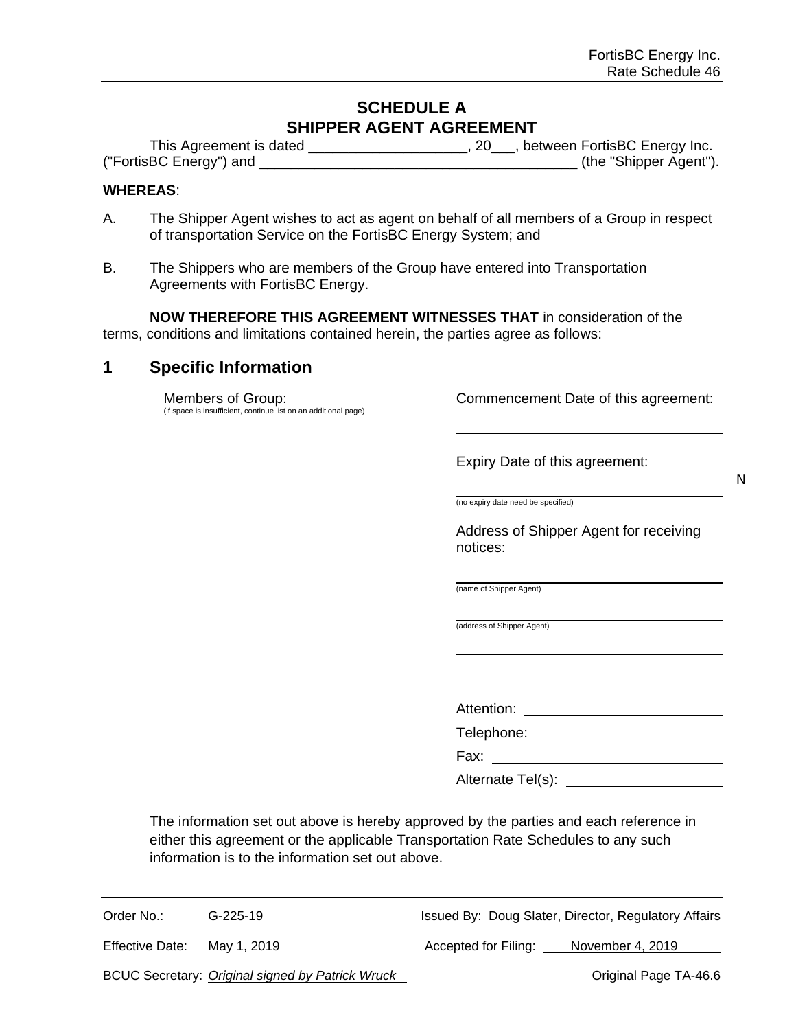# SCHEDULE A
# SHIPPER AGENT AGREEMENT

This Agreement is dated ____________________, 20___, between FortisBC Energy Inc. ("FortisBC Energy") and ________________________________________ (the "Shipper Agent").

**WHEREAS**:

A. The Shipper Agent wishes to act as agent on behalf of all members of a Group in respect of transportation Service on the FortisBC Energy System; and

B. The Shippers who are members of the Group have entered into Transportation Agreements with FortisBC Energy.

**NOW THEREFORE THIS AGREEMENT WITNESSES THAT** in consideration of the terms, conditions and limitations contained herein, the parties agree as follows:

## 1 Specific Information

Members of Group:
(if space is insufficient, continue list on an additional page)

Commencement Date of this agreement:

____________________________________

Expiry Date of this agreement:

____________________________________
(no expiry date need be specified)

Address of Shipper Agent for receiving notices:

____________________________________
(name of Shipper Agent)

____________________________________
(address of Shipper Agent)

____________________________________

____________________________________

Attention: ____________________________

Telephone: ___________________________

Fax: ________________________________

Alternate Tel(s): _______________________

____________________________________

The information set out above is hereby approved by the parties and each reference in either this agreement or the applicable Transportation Rate Schedules to any such information is to the information set out above.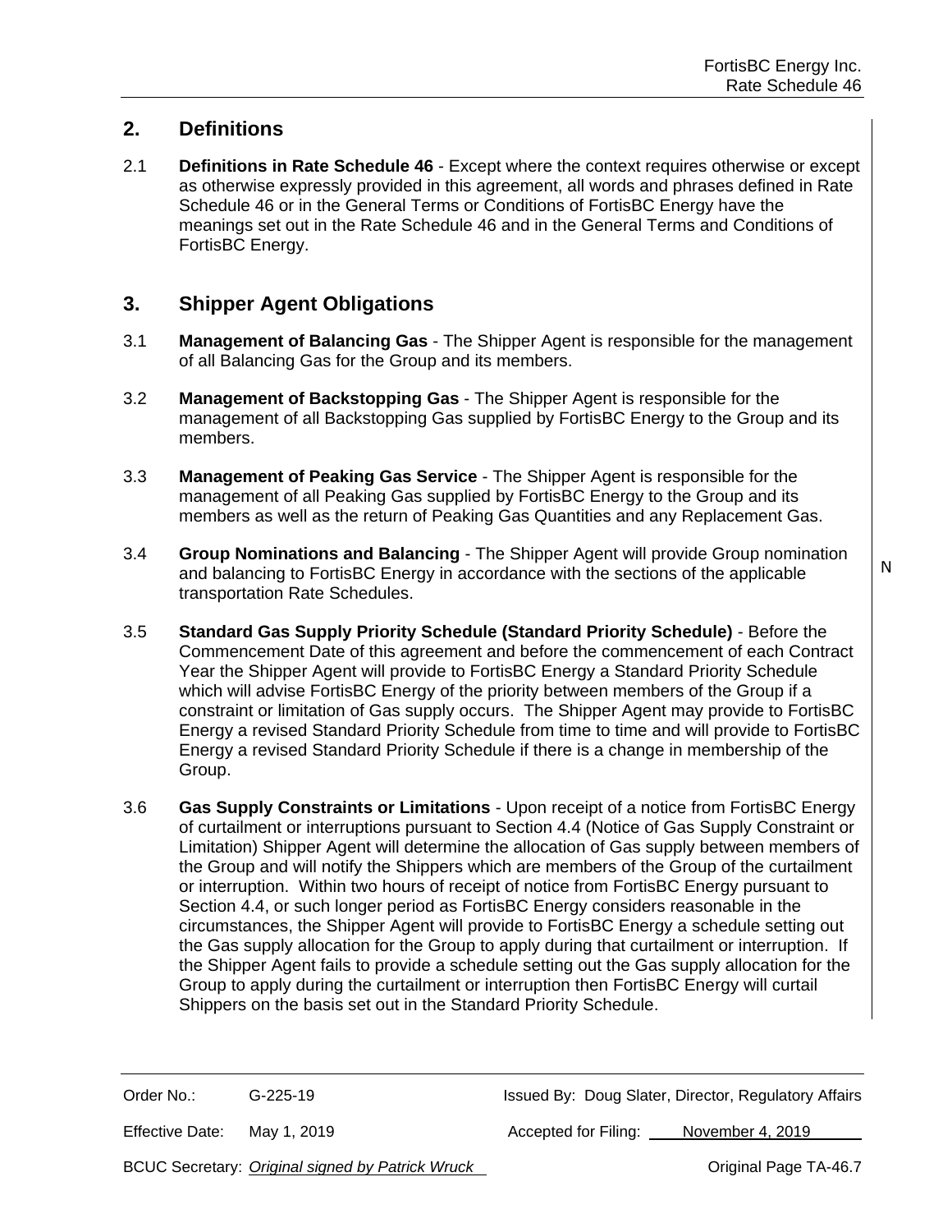## 2. Definitions

2.1 **Definitions in Rate Schedule 46** - Except where the context requires otherwise or except as otherwise expressly provided in this agreement, all words and phrases defined in Rate Schedule 46 or in the General Terms or Conditions of FortisBC Energy have the meanings set out in the Rate Schedule 46 and in the General Terms and Conditions of FortisBC Energy.

## 3. Shipper Agent Obligations

3.1 **Management of Balancing Gas** - The Shipper Agent is responsible for the management of all Balancing Gas for the Group and its members.

3.2 **Management of Backstopping Gas** - The Shipper Agent is responsible for the management of all Backstopping Gas supplied by FortisBC Energy to the Group and its members.

3.3 **Management of Peaking Gas Service** - The Shipper Agent is responsible for the management of all Peaking Gas supplied by FortisBC Energy to the Group and its members as well as the return of Peaking Gas Quantities and any Replacement Gas.

3.4 **Group Nominations and Balancing** - The Shipper Agent will provide Group nomination and balancing to FortisBC Energy in accordance with the sections of the applicable transportation Rate Schedules.

N

3.5 **Standard Gas Supply Priority Schedule (Standard Priority Schedule)** - Before the Commencement Date of this agreement and before the commencement of each Contract Year the Shipper Agent will provide to FortisBC Energy a Standard Priority Schedule which will advise FortisBC Energy of the priority between members of the Group if a constraint or limitation of Gas supply occurs. The Shipper Agent may provide to FortisBC Energy a revised Standard Priority Schedule from time to time and will provide to FortisBC Energy a revised Standard Priority Schedule if there is a change in membership of the Group.

3.6 **Gas Supply Constraints or Limitations** - Upon receipt of a notice from FortisBC Energy of curtailment or interruptions pursuant to Section 4.4 (Notice of Gas Supply Constraint or Limitation) Shipper Agent will determine the allocation of Gas supply between members of the Group and will notify the Shippers which are members of the Group of the curtailment or interruption. Within two hours of receipt of notice from FortisBC Energy pursuant to Section 4.4, or such longer period as FortisBC Energy considers reasonable in the circumstances, the Shipper Agent will provide to FortisBC Energy a schedule setting out the Gas supply allocation for the Group to apply during that curtailment or interruption. If the Shipper Agent fails to provide a schedule setting out the Gas supply allocation for the Group to apply during the curtailment or interruption then FortisBC Energy will curtail Shippers on the basis set out in the Standard Priority Schedule.

| | | | |
|---|---|---|---|
| Order No.: | G-225-19 | Issued By: Doug Slater, Director, Regulatory Affairs | |
| Effective Date: | May 1, 2019 | Accepted for Filing: | November 4, 2019 |
| BCUC Secretary: | *Original signed by Patrick Wruck* | | Original Page TA-46.7 |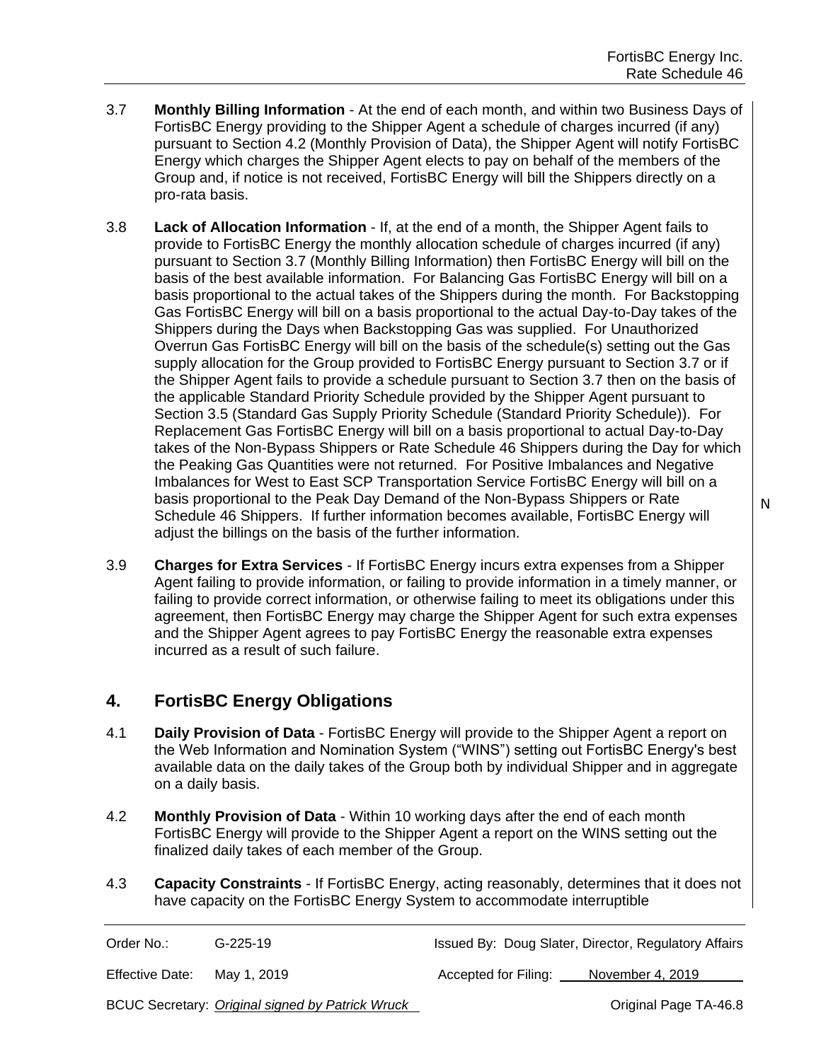3.7 **Monthly Billing Information** - At the end of each month, and within two Business Days of FortisBC Energy providing to the Shipper Agent a schedule of charges incurred (if any) pursuant to Section 4.2 (Monthly Provision of Data), the Shipper Agent will notify FortisBC Energy which charges the Shipper Agent elects to pay on behalf of the members of the Group and, if notice is not received, FortisBC Energy will bill the Shippers directly on a pro-rata basis.

3.8 **Lack of Allocation Information** - If, at the end of a month, the Shipper Agent fails to provide to FortisBC Energy the monthly allocation schedule of charges incurred (if any) pursuant to Section 3.7 (Monthly Billing Information) then FortisBC Energy will bill on the basis of the best available information. For Balancing Gas FortisBC Energy will bill on a basis proportional to the actual takes of the Shippers during the month. For Backstopping Gas FortisBC Energy will bill on a basis proportional to the actual Day-to-Day takes of the Shippers during the Days when Backstopping Gas was supplied. For Unauthorized Overrun Gas FortisBC Energy will bill on the basis of the schedule(s) setting out the Gas supply allocation for the Group provided to FortisBC Energy pursuant to Section 3.7 or if the Shipper Agent fails to provide a schedule pursuant to Section 3.7 then on the basis of the applicable Standard Priority Schedule provided by the Shipper Agent pursuant to Section 3.5 (Standard Gas Supply Priority Schedule (Standard Priority Schedule)). For Replacement Gas FortisBC Energy will bill on a basis proportional to actual Day-to-Day takes of the Non-Bypass Shippers or Rate Schedule 46 Shippers during the Day for which the Peaking Gas Quantities were not returned. For Positive Imbalances and Negative Imbalances for West to East SCP Transportation Service FortisBC Energy will bill on a basis proportional to the Peak Day Demand of the Non-Bypass Shippers or Rate Schedule 46 Shippers. If further information becomes available, FortisBC Energy will adjust the billings on the basis of the further information.

3.9 **Charges for Extra Services** - If FortisBC Energy incurs extra expenses from a Shipper Agent failing to provide information, or failing to provide information in a timely manner, or failing to provide correct information, or otherwise failing to meet its obligations under this agreement, then FortisBC Energy may charge the Shipper Agent for such extra expenses and the Shipper Agent agrees to pay FortisBC Energy the reasonable extra expenses incurred as a result of such failure.

## 4. FortisBC Energy Obligations

4.1 **Daily Provision of Data** - FortisBC Energy will provide to the Shipper Agent a report on the Web Information and Nomination System ("WINS") setting out FortisBC Energy's best available data on the daily takes of the Group both by individual Shipper and in aggregate on a daily basis.

4.2 **Monthly Provision of Data** - Within 10 working days after the end of each month FortisBC Energy will provide to the Shipper Agent a report on the WINS setting out the finalized daily takes of each member of the Group.

4.3 **Capacity Constraints** - If FortisBC Energy, acting reasonably, determines that it does not have capacity on the FortisBC Energy System to accommodate interruptible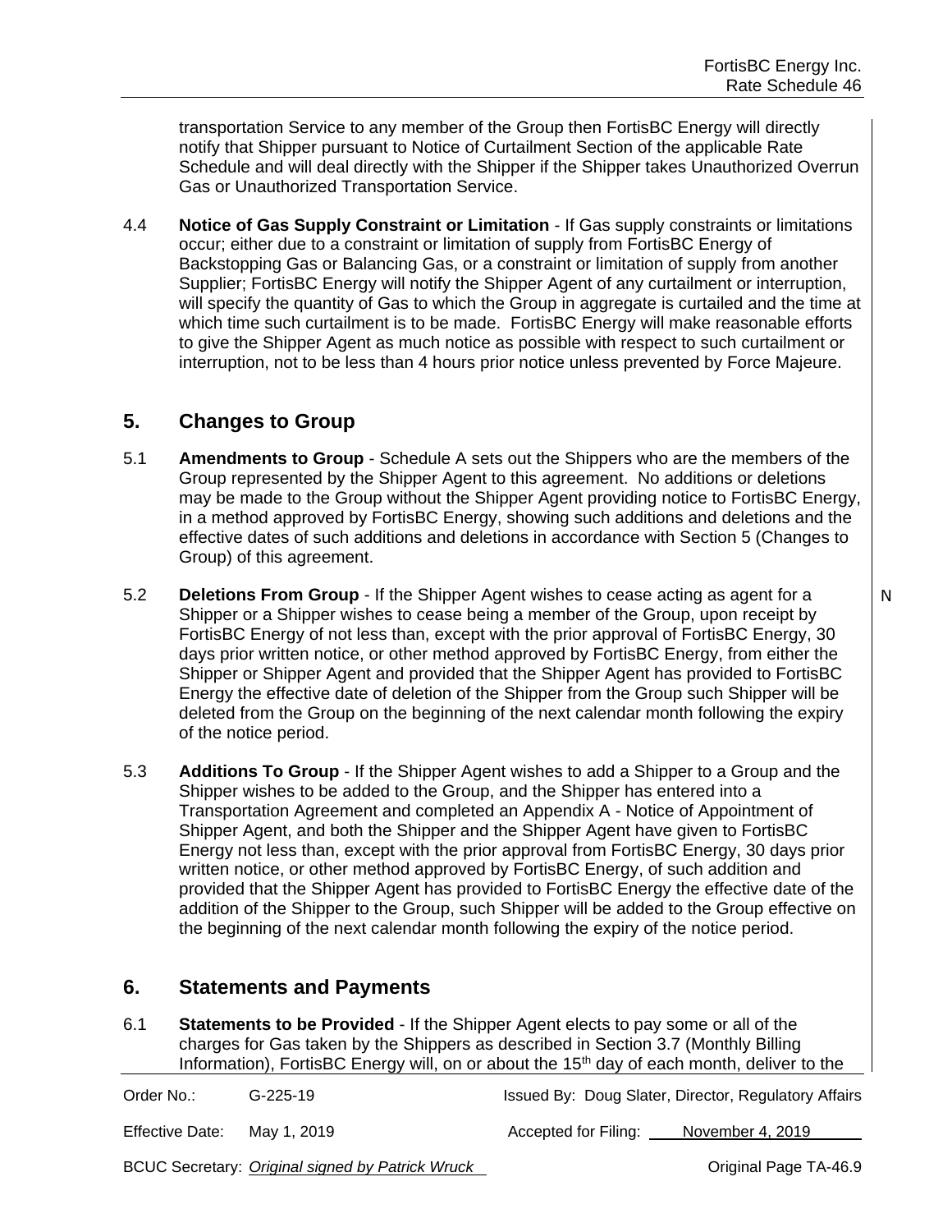transportation Service to any member of the Group then FortisBC Energy will directly notify that Shipper pursuant to Notice of Curtailment Section of the applicable Rate Schedule and will deal directly with the Shipper if the Shipper takes Unauthorized Overrun Gas or Unauthorized Transportation Service.

4.4 **Notice of Gas Supply Constraint or Limitation** - If Gas supply constraints or limitations occur; either due to a constraint or limitation of supply from FortisBC Energy of Backstopping Gas or Balancing Gas, or a constraint or limitation of supply from another Supplier; FortisBC Energy will notify the Shipper Agent of any curtailment or interruption, will specify the quantity of Gas to which the Group in aggregate is curtailed and the time at which time such curtailment is to be made. FortisBC Energy will make reasonable efforts to give the Shipper Agent as much notice as possible with respect to such curtailment or interruption, not to be less than 4 hours prior notice unless prevented by Force Majeure.

## 5. Changes to Group

5.1 **Amendments to Group** - Schedule A sets out the Shippers who are the members of the Group represented by the Shipper Agent to this agreement. No additions or deletions may be made to the Group without the Shipper Agent providing notice to FortisBC Energy, in a method approved by FortisBC Energy, showing such additions and deletions and the effective dates of such additions and deletions in accordance with Section 5 (Changes to Group) of this agreement.

5.2 **Deletions From Group** - If the Shipper Agent wishes to cease acting as agent for a Shipper or a Shipper wishes to cease being a member of the Group, upon receipt by FortisBC Energy of not less than, except with the prior approval of FortisBC Energy, 30 days prior written notice, or other method approved by FortisBC Energy, from either the Shipper or Shipper Agent and provided that the Shipper Agent has provided to FortisBC Energy the effective date of deletion of the Shipper from the Group such Shipper will be deleted from the Group on the beginning of the next calendar month following the expiry of the notice period.

5.3 **Additions To Group** - If the Shipper Agent wishes to add a Shipper to a Group and the Shipper wishes to be added to the Group, and the Shipper has entered into a Transportation Agreement and completed an Appendix A - Notice of Appointment of Shipper Agent, and both the Shipper and the Shipper Agent have given to FortisBC Energy not less than, except with the prior approval from FortisBC Energy, 30 days prior written notice, or other method approved by FortisBC Energy, of such addition and provided that the Shipper Agent has provided to FortisBC Energy the effective date of the addition of the Shipper to the Group, such Shipper will be added to the Group effective on the beginning of the next calendar month following the expiry of the notice period.

## 6. Statements and Payments

6.1 **Statements to be Provided** - If the Shipper Agent elects to pay some or all of the charges for Gas taken by the Shippers as described in Section 3.7 (Monthly Billing Information), FortisBC Energy will, on or about the 15th day of each month, deliver to the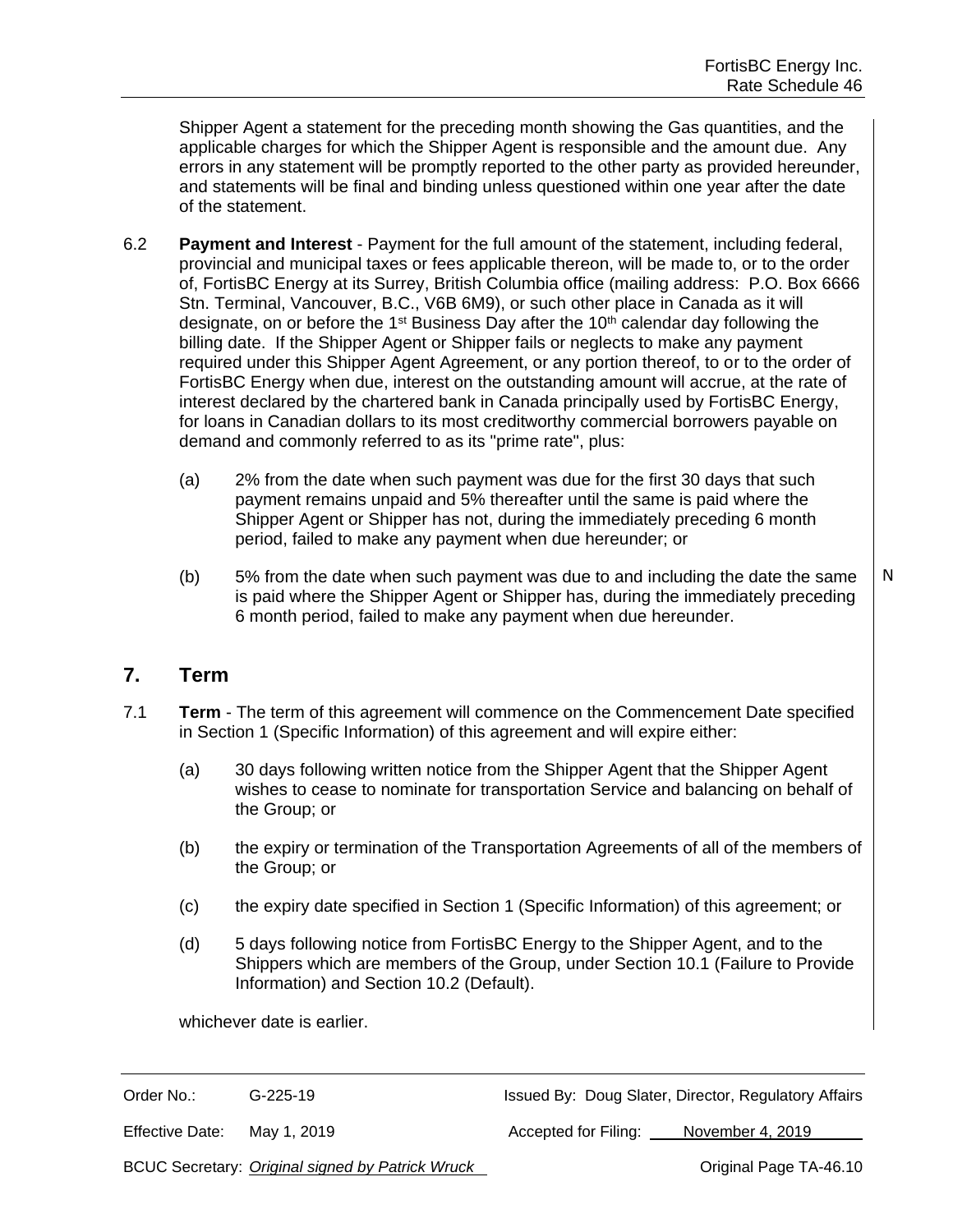Shipper Agent a statement for the preceding month showing the Gas quantities, and the applicable charges for which the Shipper Agent is responsible and the amount due. Any errors in any statement will be promptly reported to the other party as provided hereunder, and statements will be final and binding unless questioned within one year after the date of the statement.

6.2 **Payment and Interest** - Payment for the full amount of the statement, including federal, provincial and municipal taxes or fees applicable thereon, will be made to, or to the order of, FortisBC Energy at its Surrey, British Columbia office (mailing address: P.O. Box 6666 Stn. Terminal, Vancouver, B.C., V6B 6M9), or such other place in Canada as it will designate, on or before the 1st Business Day after the 10th calendar day following the billing date. If the Shipper Agent or Shipper fails or neglects to make any payment required under this Shipper Agent Agreement, or any portion thereof, to or to the order of FortisBC Energy when due, interest on the outstanding amount will accrue, at the rate of interest declared by the chartered bank in Canada principally used by FortisBC Energy, for loans in Canadian dollars to its most creditworthy commercial borrowers payable on demand and commonly referred to as its "prime rate", plus:

(a) 2% from the date when such payment was due for the first 30 days that such payment remains unpaid and 5% thereafter until the same is paid where the Shipper Agent or Shipper has not, during the immediately preceding 6 month period, failed to make any payment when due hereunder; or

(b) 5% from the date when such payment was due to and including the date the same is paid where the Shipper Agent or Shipper has, during the immediately preceding 6 month period, failed to make any payment when due hereunder.

## 7. Term

7.1 **Term** - The term of this agreement will commence on the Commencement Date specified in Section 1 (Specific Information) of this agreement and will expire either:

(a) 30 days following written notice from the Shipper Agent that the Shipper Agent wishes to cease to nominate for transportation Service and balancing on behalf of the Group; or

(b) the expiry or termination of the Transportation Agreements of all of the members of the Group; or

(c) the expiry date specified in Section 1 (Specific Information) of this agreement; or

(d) 5 days following notice from FortisBC Energy to the Shipper Agent, and to the Shippers which are members of the Group, under Section 10.1 (Failure to Provide Information) and Section 10.2 (Default).

whichever date is earlier.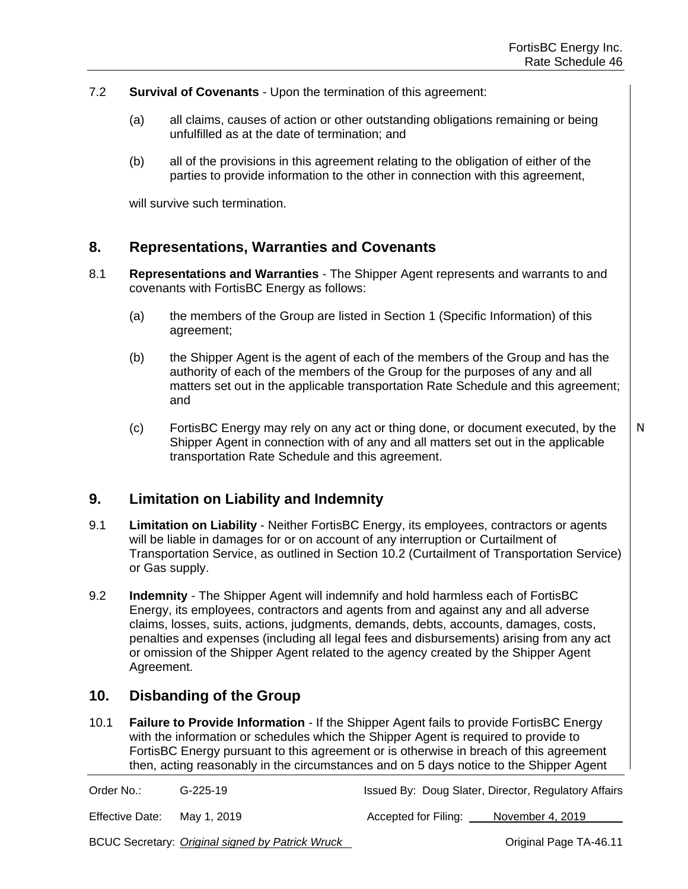7.2 **Survival of Covenants** - Upon the termination of this agreement:

(a) all claims, causes of action or other outstanding obligations remaining or being unfulfilled as at the date of termination; and

(b) all of the provisions in this agreement relating to the obligation of either of the parties to provide information to the other in connection with this agreement,

will survive such termination.

## 8. Representations, Warranties and Covenants

8.1 **Representations and Warranties** - The Shipper Agent represents and warrants to and covenants with FortisBC Energy as follows:

(a) the members of the Group are listed in Section 1 (Specific Information) of this agreement;

(b) the Shipper Agent is the agent of each of the members of the Group and has the authority of each of the members of the Group for the purposes of any and all matters set out in the applicable transportation Rate Schedule and this agreement; and

(c) FortisBC Energy may rely on any act or thing done, or document executed, by the Shipper Agent in connection with of any and all matters set out in the applicable transportation Rate Schedule and this agreement.

## 9. Limitation on Liability and Indemnity

9.1 **Limitation on Liability** - Neither FortisBC Energy, its employees, contractors or agents will be liable in damages for or on account of any interruption or Curtailment of Transportation Service, as outlined in Section 10.2 (Curtailment of Transportation Service) or Gas supply.

9.2 **Indemnity** - The Shipper Agent will indemnify and hold harmless each of FortisBC Energy, its employees, contractors and agents from and against any and all adverse claims, losses, suits, actions, judgments, demands, debts, accounts, damages, costs, penalties and expenses (including all legal fees and disbursements) arising from any act or omission of the Shipper Agent related to the agency created by the Shipper Agent Agreement.

## 10. Disbanding of the Group

10.1 **Failure to Provide Information** - If the Shipper Agent fails to provide FortisBC Energy with the information or schedules which the Shipper Agent is required to provide to FortisBC Energy pursuant to this agreement or is otherwise in breach of this agreement then, acting reasonably in the circumstances and on 5 days notice to the Shipper Agent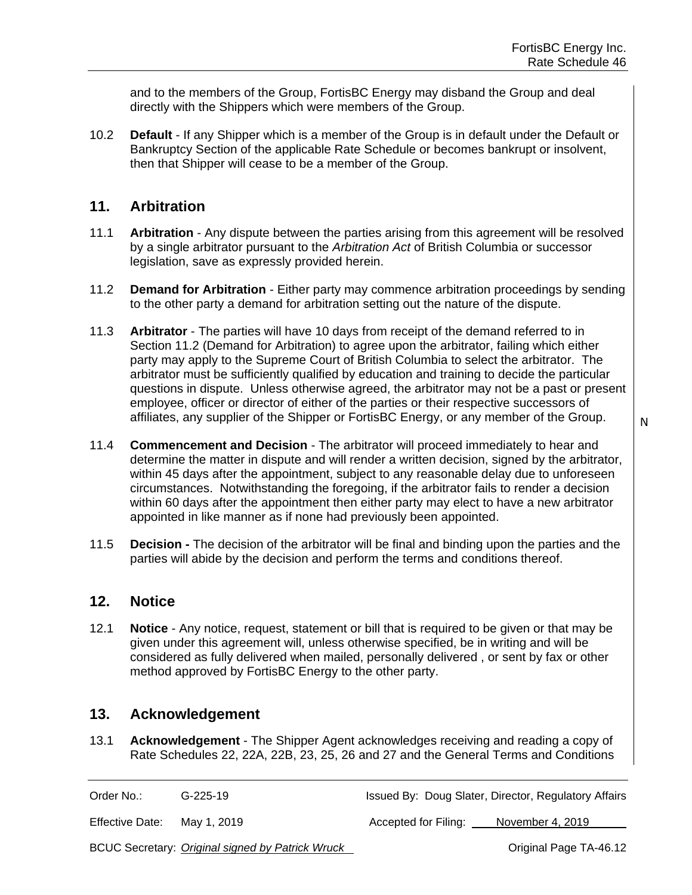and to the members of the Group, FortisBC Energy may disband the Group and deal directly with the Shippers which were members of the Group.

10.2 **Default** - If any Shipper which is a member of the Group is in default under the Default or Bankruptcy Section of the applicable Rate Schedule or becomes bankrupt or insolvent, then that Shipper will cease to be a member of the Group.

## 11. Arbitration

11.1 **Arbitration** - Any dispute between the parties arising from this agreement will be resolved by a single arbitrator pursuant to the *Arbitration Act* of British Columbia or successor legislation, save as expressly provided herein.

11.2 **Demand for Arbitration** - Either party may commence arbitration proceedings by sending to the other party a demand for arbitration setting out the nature of the dispute.

11.3 **Arbitrator** - The parties will have 10 days from receipt of the demand referred to in Section 11.2 (Demand for Arbitration) to agree upon the arbitrator, failing which either party may apply to the Supreme Court of British Columbia to select the arbitrator. The arbitrator must be sufficiently qualified by education and training to decide the particular questions in dispute. Unless otherwise agreed, the arbitrator may not be a past or present employee, officer or director of either of the parties or their respective successors of affiliates, any supplier of the Shipper or FortisBC Energy, or any member of the Group.

11.4 **Commencement and Decision** - The arbitrator will proceed immediately to hear and determine the matter in dispute and will render a written decision, signed by the arbitrator, within 45 days after the appointment, subject to any reasonable delay due to unforeseen circumstances. Notwithstanding the foregoing, if the arbitrator fails to render a decision within 60 days after the appointment then either party may elect to have a new arbitrator appointed in like manner as if none had previously been appointed.

11.5 **Decision -** The decision of the arbitrator will be final and binding upon the parties and the parties will abide by the decision and perform the terms and conditions thereof.

## 12. Notice

12.1 **Notice** - Any notice, request, statement or bill that is required to be given or that may be given under this agreement will, unless otherwise specified, be in writing and will be considered as fully delivered when mailed, personally delivered , or sent by fax or other method approved by FortisBC Energy to the other party.

## 13. Acknowledgement

13.1 **Acknowledgement** - The Shipper Agent acknowledges receiving and reading a copy of Rate Schedules 22, 22A, 22B, 23, 25, 26 and 27 and the General Terms and Conditions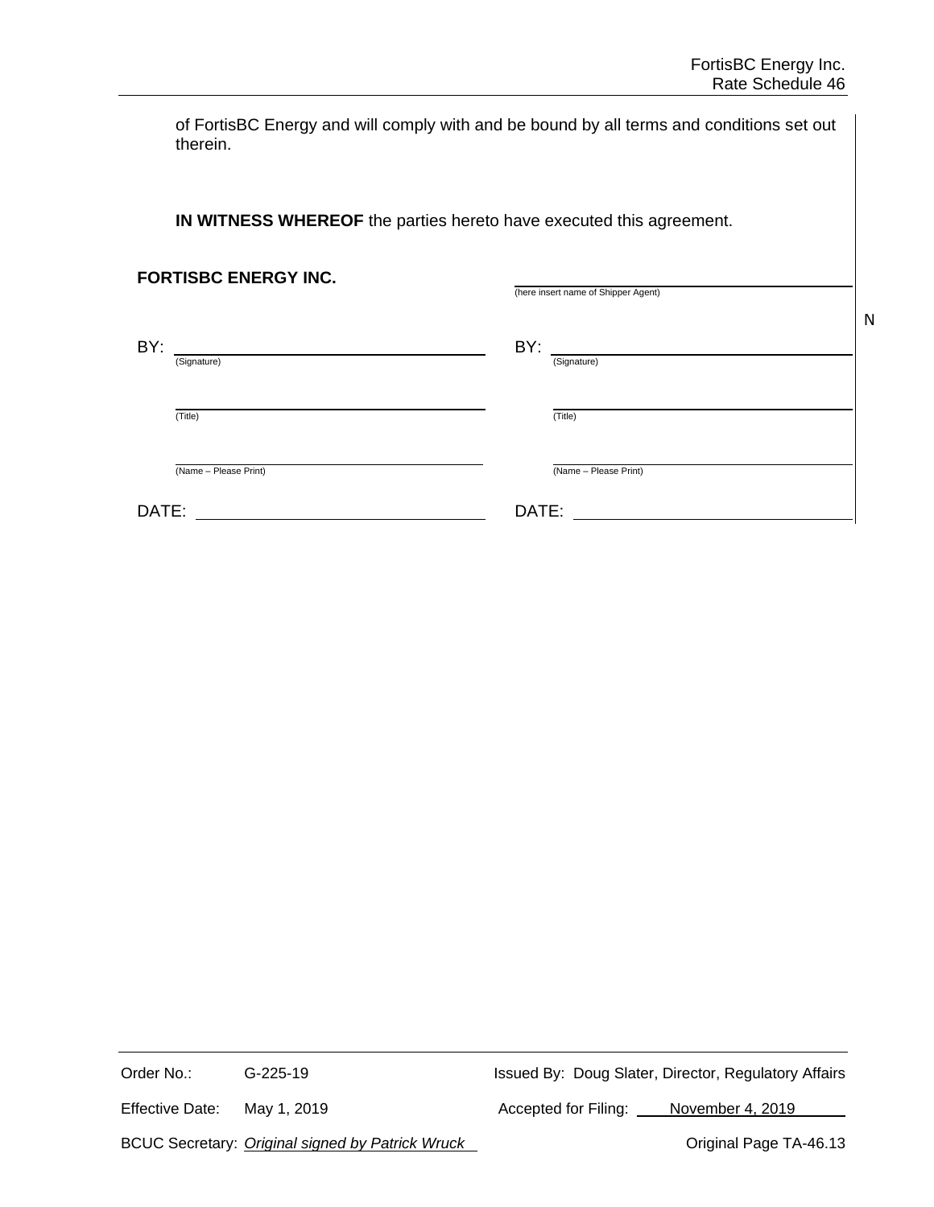of FortisBC Energy and will comply with and be bound by all terms and conditions set out therein.

**IN WITNESS WHEREOF** the parties hereto have executed this agreement.

| | |
|---|---|
| **FORTISBC ENERGY INC.** | ______________________ (here insert name of Shipper Agent) |
| BY: ______________________ (Signature) | BY: ______________________ (Signature) |
| ______________________ (Title) | ______________________ (Title) |
| ______________________ (Name – Please Print) | ______________________ (Name – Please Print) |
| DATE: ______________________ | DATE: ______________________ |

N

Order No.: G-225-19

Effective Date: May 1, 2019

BCUC Secretary: *Original signed by Patrick Wruck*

Issued By: Doug Slater, Director, Regulatory Affairs

Accepted for Filing: November 4, 2019

Original Page TA-46.13